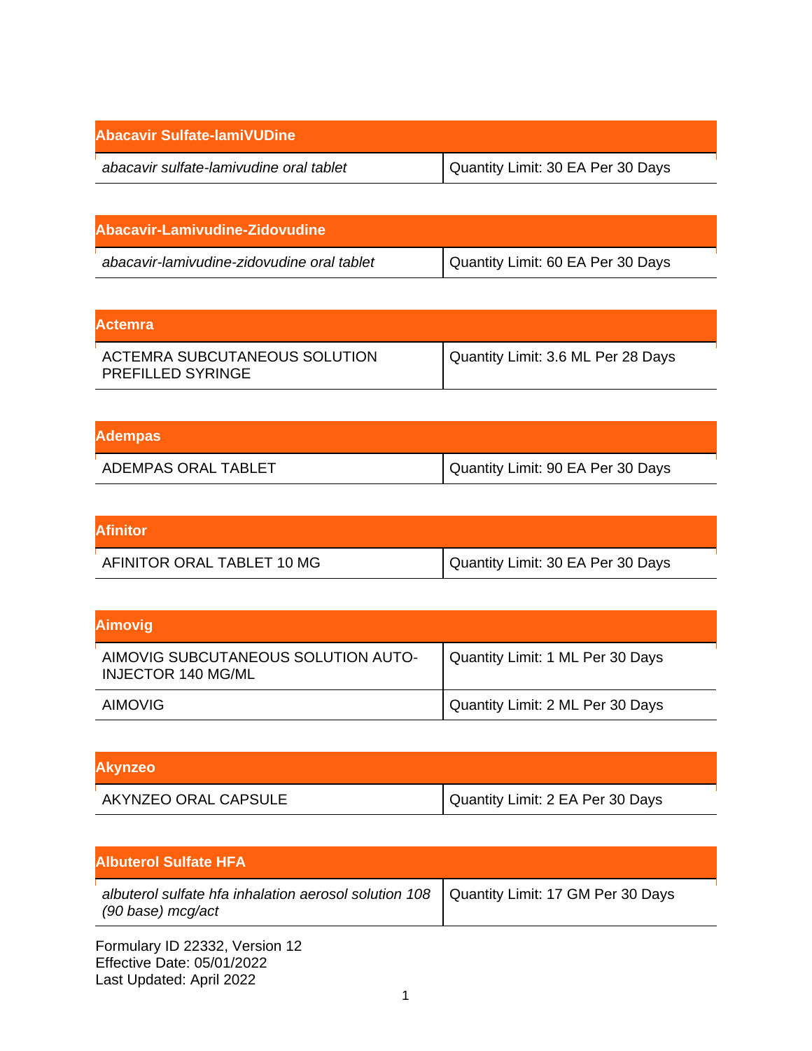| Abacavir Sulfate-lamiVUDine | |
|---|---|
| *abacavir sulfate-lamivudine oral tablet* | Quantity Limit: 30 EA Per 30 Days |

| Abacavir-Lamivudine-Zidovudine | |
|---|---|
| *abacavir-lamivudine-zidovudine oral tablet* | Quantity Limit: 60 EA Per 30 Days |

| Actemra | |
|---|---|
| ACTEMRA SUBCUTANEOUS SOLUTION PREFILLED SYRINGE | Quantity Limit: 3.6 ML Per 28 Days |

| Adempas | |
|---|---|
| ADEMPAS ORAL TABLET | Quantity Limit: 90 EA Per 30 Days |

| Afinitor | |
|---|---|
| AFINITOR ORAL TABLET 10 MG | Quantity Limit: 30 EA Per 30 Days |

| Aimovig | |
|---|---|
| AIMOVIG SUBCUTANEOUS SOLUTION AUTO-INJECTOR 140 MG/ML | Quantity Limit: 1 ML Per 30 Days |
| AIMOVIG | Quantity Limit: 2 ML Per 30 Days |

| Akynzeo | |
|---|---|
| AKYNZEO ORAL CAPSULE | Quantity Limit: 2 EA Per 30 Days |

| Albuterol Sulfate HFA | |
|---|---|
| *albuterol sulfate hfa inhalation aerosol solution 108 (90 base) mcg/act* | Quantity Limit: 17 GM Per 30 Days |

Formulary ID 22332, Version 12
Effective Date: 05/01/2022
Last Updated: April 2022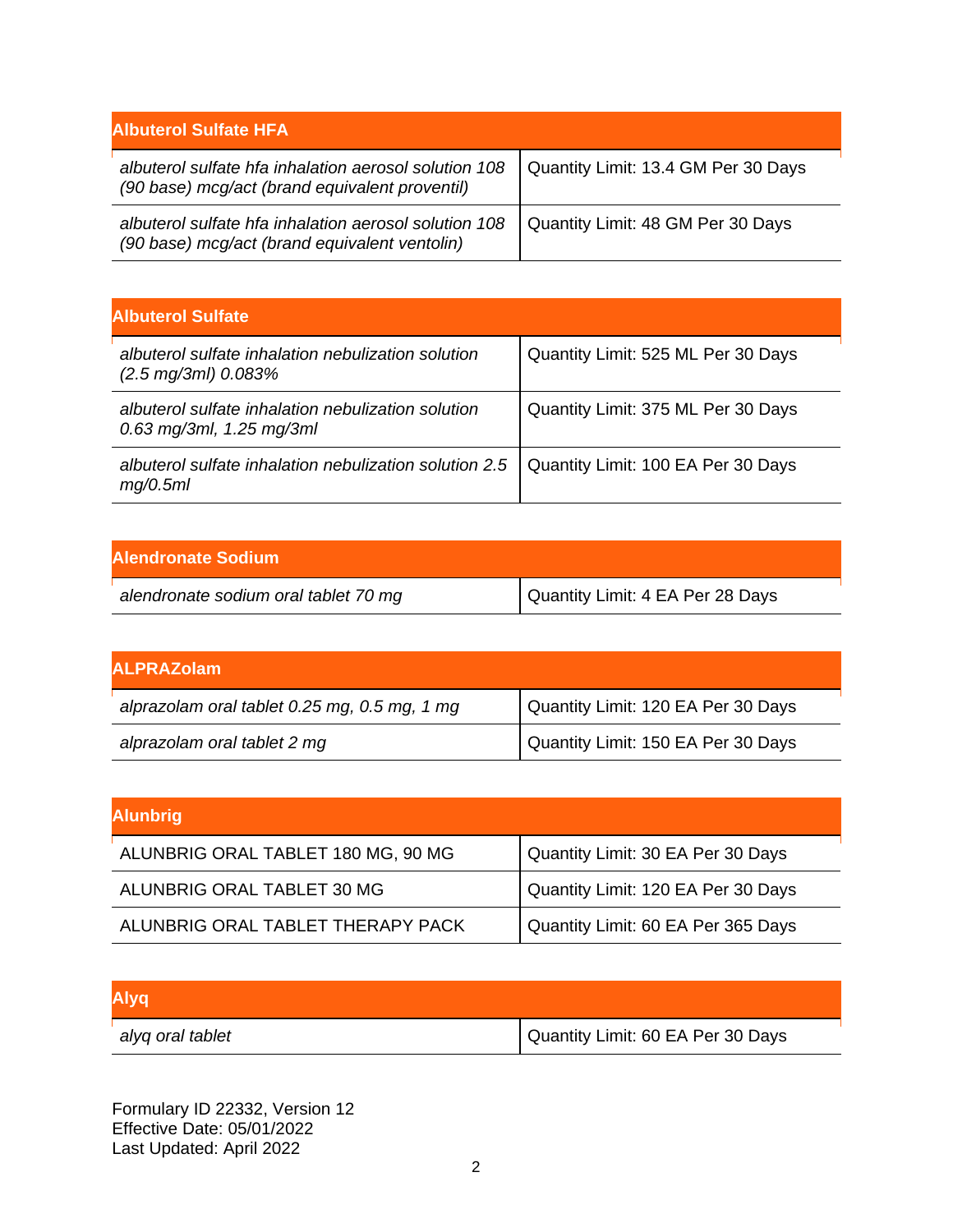| Albuterol Sulfate HFA | |
|---|---|
| *albuterol sulfate hfa inhalation aerosol solution 108 (90 base) mcg/act (brand equivalent proventil)* | Quantity Limit: 13.4 GM Per 30 Days |
| *albuterol sulfate hfa inhalation aerosol solution 108 (90 base) mcg/act (brand equivalent ventolin)* | Quantity Limit: 48 GM Per 30 Days |

| Albuterol Sulfate | |
|---|---|
| *albuterol sulfate inhalation nebulization solution (2.5 mg/3ml) 0.083%* | Quantity Limit: 525 ML Per 30 Days |
| *albuterol sulfate inhalation nebulization solution 0.63 mg/3ml, 1.25 mg/3ml* | Quantity Limit: 375 ML Per 30 Days |
| *albuterol sulfate inhalation nebulization solution 2.5 mg/0.5ml* | Quantity Limit: 100 EA Per 30 Days |

| Alendronate Sodium | |
|---|---|
| *alendronate sodium oral tablet 70 mg* | Quantity Limit: 4 EA Per 28 Days |

| ALPRAZolam | |
|---|---|
| *alprazolam oral tablet 0.25 mg, 0.5 mg, 1 mg* | Quantity Limit: 120 EA Per 30 Days |
| *alprazolam oral tablet 2 mg* | Quantity Limit: 150 EA Per 30 Days |

| Alunbrig | |
|---|---|
| ALUNBRIG ORAL TABLET 180 MG, 90 MG | Quantity Limit: 30 EA Per 30 Days |
| ALUNBRIG ORAL TABLET 30 MG | Quantity Limit: 120 EA Per 30 Days |
| ALUNBRIG ORAL TABLET THERAPY PACK | Quantity Limit: 60 EA Per 365 Days |

| Alyq | |
|---|---|
| *alyq oral tablet* | Quantity Limit: 60 EA Per 30 Days |

Formulary ID 22332, Version 12
Effective Date: 05/01/2022
Last Updated: April 2022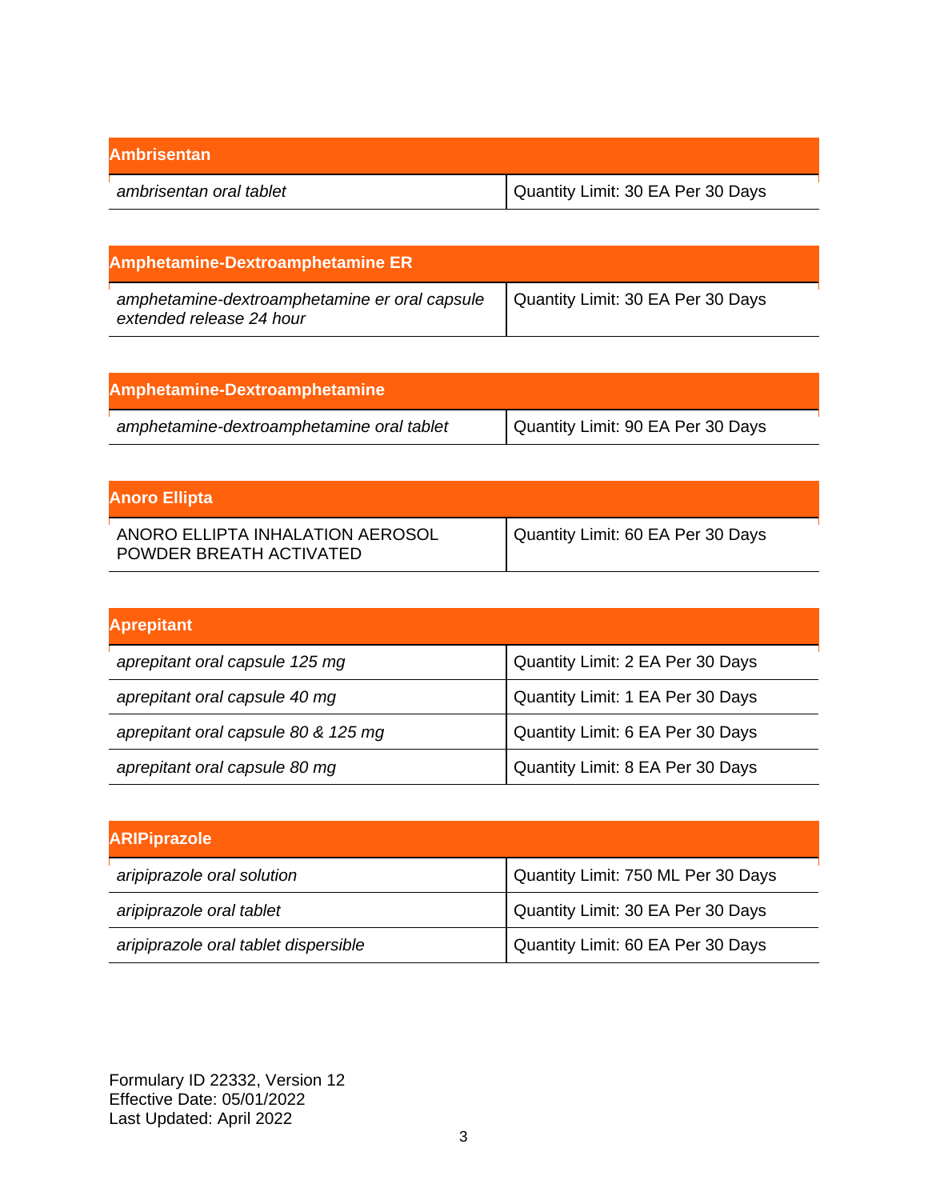| Ambrisentan | |
|---|---|
| *ambrisentan oral tablet* | Quantity Limit: 30 EA Per 30 Days |

| Amphetamine-Dextroamphetamine ER | |
|---|---|
| *amphetamine-dextroamphetamine er oral capsule extended release 24 hour* | Quantity Limit: 30 EA Per 30 Days |

| Amphetamine-Dextroamphetamine | |
|---|---|
| *amphetamine-dextroamphetamine oral tablet* | Quantity Limit: 90 EA Per 30 Days |

| Anoro Ellipta | |
|---|---|
| ANORO ELLIPTA INHALATION AEROSOL POWDER BREATH ACTIVATED | Quantity Limit: 60 EA Per 30 Days |

| Aprepitant | |
|---|---|
| *aprepitant oral capsule 125 mg* | Quantity Limit: 2 EA Per 30 Days |
| *aprepitant oral capsule 40 mg* | Quantity Limit: 1 EA Per 30 Days |
| *aprepitant oral capsule 80 & 125 mg* | Quantity Limit: 6 EA Per 30 Days |
| *aprepitant oral capsule 80 mg* | Quantity Limit: 8 EA Per 30 Days |

| ARIPiprazole | |
|---|---|
| *aripiprazole oral solution* | Quantity Limit: 750 ML Per 30 Days |
| *aripiprazole oral tablet* | Quantity Limit: 30 EA Per 30 Days |
| *aripiprazole oral tablet dispersible* | Quantity Limit: 60 EA Per 30 Days |

Formulary ID 22332, Version 12
Effective Date: 05/01/2022
Last Updated: April 2022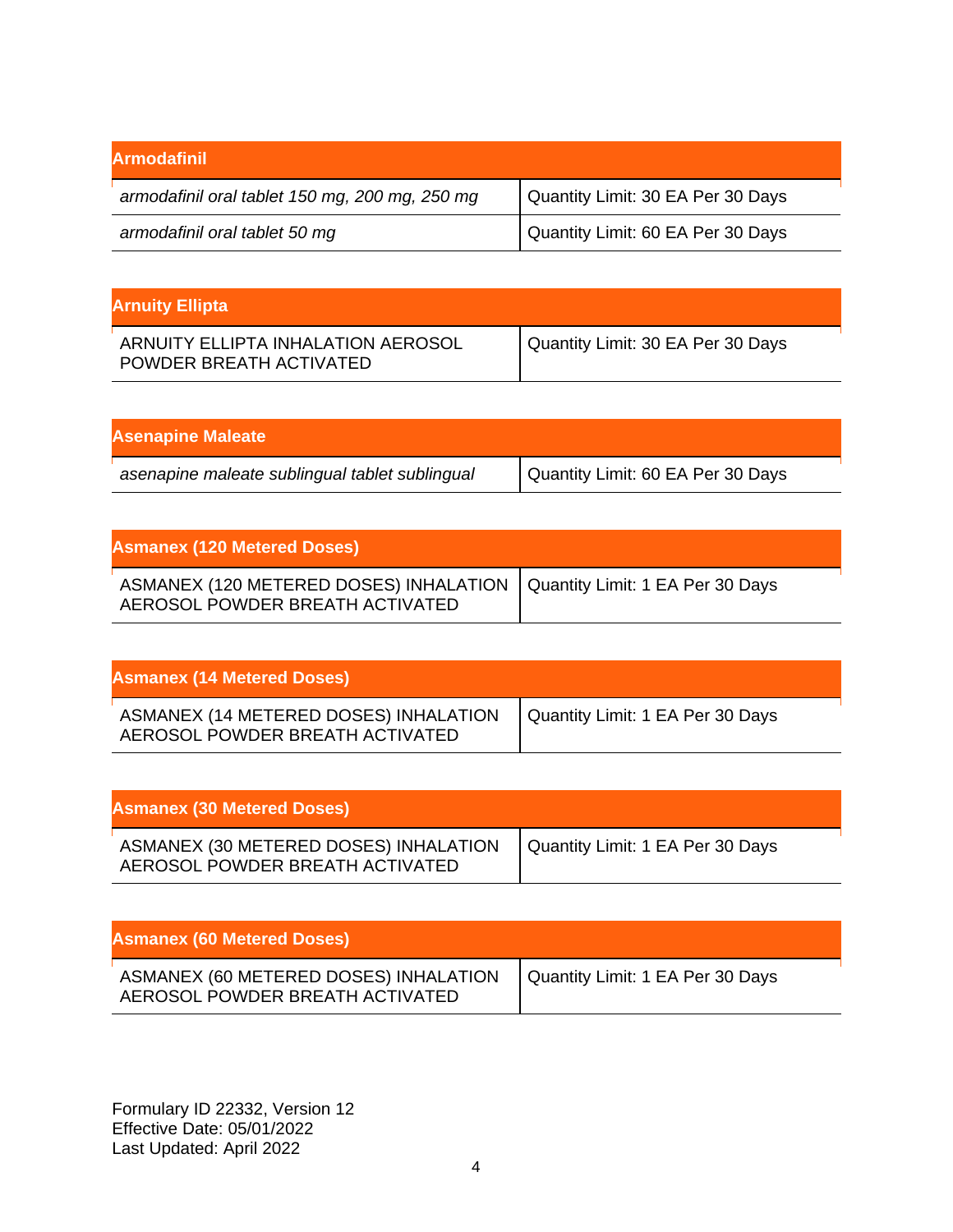| Armodafinil | |
|---|---|
| *armodafinil oral tablet 150 mg, 200 mg, 250 mg* | Quantity Limit: 30 EA Per 30 Days |
| *armodafinil oral tablet 50 mg* | Quantity Limit: 60 EA Per 30 Days |

| Arnuity Ellipta | |
|---|---|
| ARNUITY ELLIPTA INHALATION AEROSOL POWDER BREATH ACTIVATED | Quantity Limit: 30 EA Per 30 Days |

| Asenapine Maleate | |
|---|---|
| *asenapine maleate sublingual tablet sublingual* | Quantity Limit: 60 EA Per 30 Days |

| Asmanex (120 Metered Doses) | |
|---|---|
| ASMANEX (120 METERED DOSES) INHALATION AEROSOL POWDER BREATH ACTIVATED | Quantity Limit: 1 EA Per 30 Days |

| Asmanex (14 Metered Doses) | |
|---|---|
| ASMANEX (14 METERED DOSES) INHALATION AEROSOL POWDER BREATH ACTIVATED | Quantity Limit: 1 EA Per 30 Days |

| Asmanex (30 Metered Doses) | |
|---|---|
| ASMANEX (30 METERED DOSES) INHALATION AEROSOL POWDER BREATH ACTIVATED | Quantity Limit: 1 EA Per 30 Days |

| Asmanex (60 Metered Doses) | |
|---|---|
| ASMANEX (60 METERED DOSES) INHALATION AEROSOL POWDER BREATH ACTIVATED | Quantity Limit: 1 EA Per 30 Days |

Formulary ID 22332, Version 12
Effective Date: 05/01/2022
Last Updated: April 2022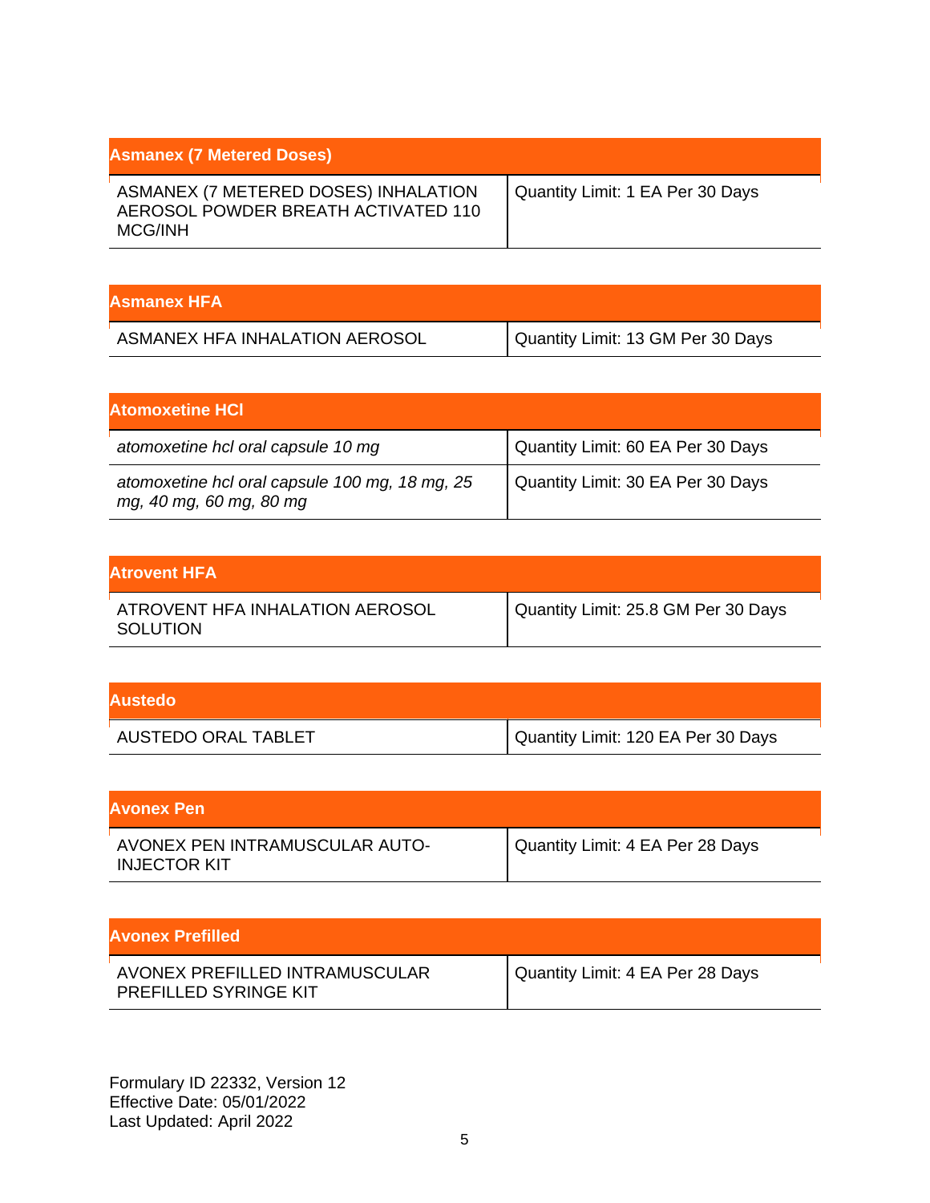| Asmanex (7 Metered Doses) | |
|---|---|
| ASMANEX (7 METERED DOSES) INHALATION AEROSOL POWDER BREATH ACTIVATED 110 MCG/INH | Quantity Limit: 1 EA Per 30 Days |

| Asmanex HFA | |
|---|---|
| ASMANEX HFA INHALATION AEROSOL | Quantity Limit: 13 GM Per 30 Days |

| Atomoxetine HCl | |
|---|---|
| *atomoxetine hcl oral capsule 10 mg* | Quantity Limit: 60 EA Per 30 Days |
| *atomoxetine hcl oral capsule 100 mg, 18 mg, 25 mg, 40 mg, 60 mg, 80 mg* | Quantity Limit: 30 EA Per 30 Days |

| Atrovent HFA | |
|---|---|
| ATROVENT HFA INHALATION AEROSOL SOLUTION | Quantity Limit: 25.8 GM Per 30 Days |

| Austedo | |
|---|---|
| AUSTEDO ORAL TABLET | Quantity Limit: 120 EA Per 30 Days |

| Avonex Pen | |
|---|---|
| AVONEX PEN INTRAMUSCULAR AUTO-INJECTOR KIT | Quantity Limit: 4 EA Per 28 Days |

| Avonex Prefilled | |
|---|---|
| AVONEX PREFILLED INTRAMUSCULAR PREFILLED SYRINGE KIT | Quantity Limit: 4 EA Per 28 Days |

Formulary ID 22332, Version 12
Effective Date: 05/01/2022
Last Updated: April 2022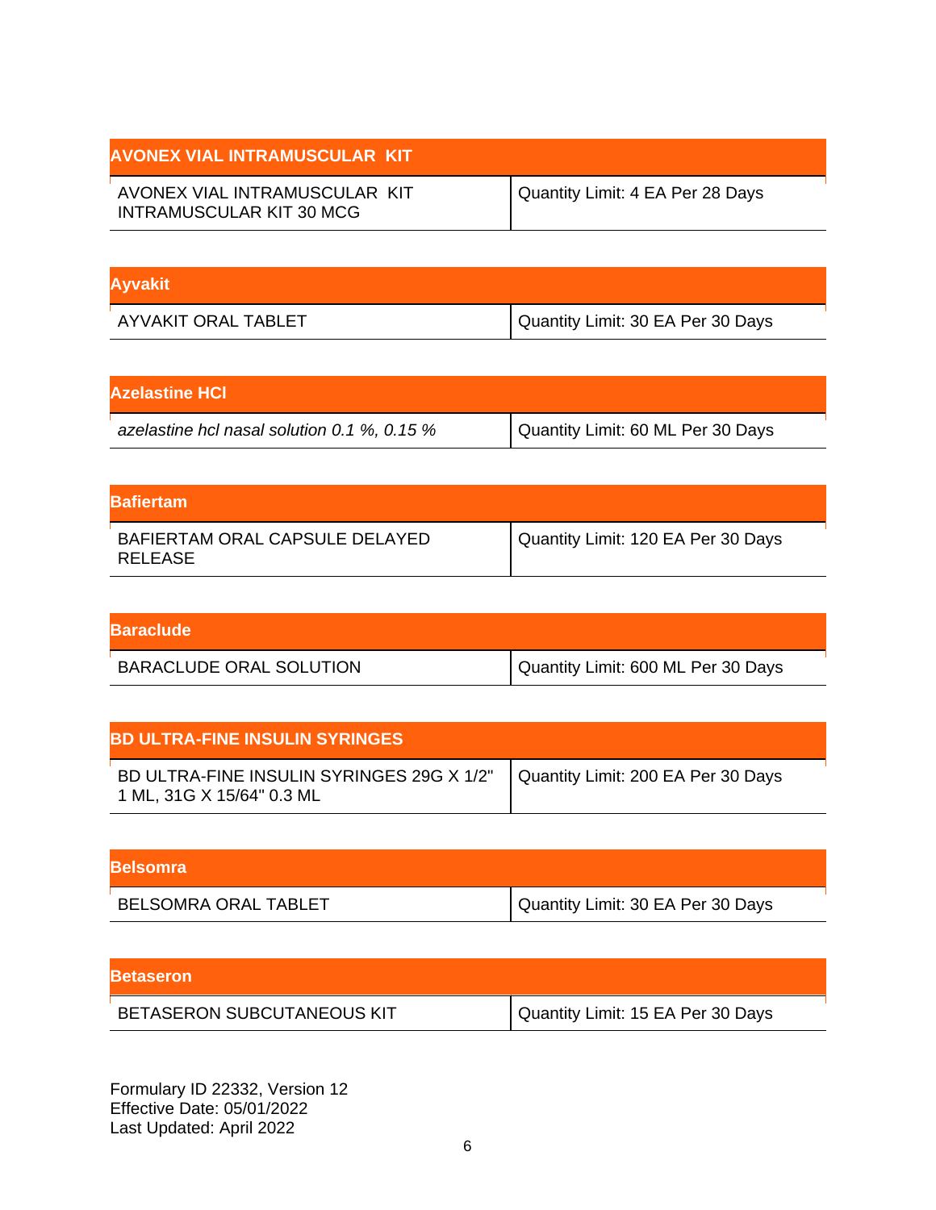## AVONEX VIAL INTRAMUSCULAR KIT

| | |
|---|---|
| AVONEX VIAL INTRAMUSCULAR KIT INTRAMUSCULAR KIT 30 MCG | Quantity Limit: 4 EA Per 28 Days |

## Ayvakit

| | |
|---|---|
| AYVAKIT ORAL TABLET | Quantity Limit: 30 EA Per 30 Days |

## Azelastine HCl

| | |
|---|---|
| *azelastine hcl nasal solution 0.1 %, 0.15 %* | Quantity Limit: 60 ML Per 30 Days |

## Bafiertam

| | |
|---|---|
| BAFIERTAM ORAL CAPSULE DELAYED RELEASE | Quantity Limit: 120 EA Per 30 Days |

## Baraclude

| | |
|---|---|
| BARACLUDE ORAL SOLUTION | Quantity Limit: 600 ML Per 30 Days |

## BD ULTRA-FINE INSULIN SYRINGES

| | |
|---|---|
| BD ULTRA-FINE INSULIN SYRINGES 29G X 1/2" 1 ML, 31G X 15/64" 0.3 ML | Quantity Limit: 200 EA Per 30 Days |

## Belsomra

| | |
|---|---|
| BELSOMRA ORAL TABLET | Quantity Limit: 30 EA Per 30 Days |

## Betaseron

| | |
|---|---|
| BETASERON SUBCUTANEOUS KIT | Quantity Limit: 15 EA Per 30 Days |

Formulary ID 22332, Version 12
Effective Date: 05/01/2022
Last Updated: April 2022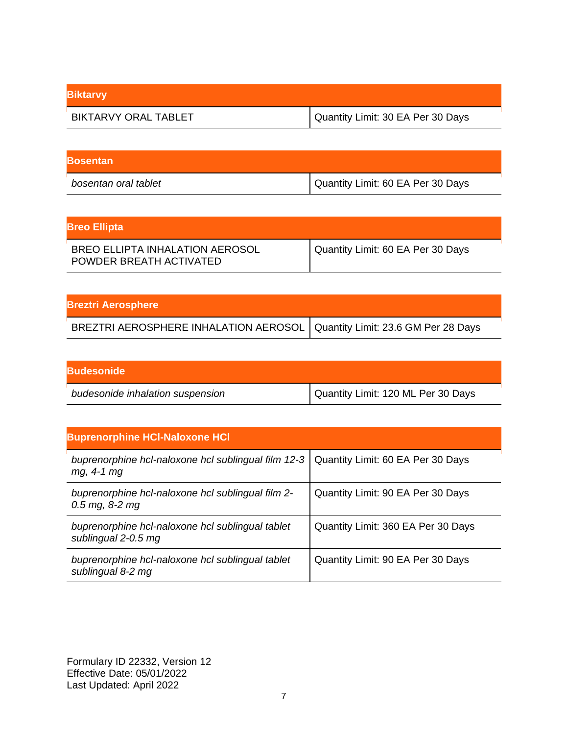| Biktarvy | |
|---|---|
| BIKTARVY ORAL TABLET | Quantity Limit: 30 EA Per 30 Days |

| Bosentan | |
|---|---|
| *bosentan oral tablet* | Quantity Limit: 60 EA Per 30 Days |

| Breo Ellipta | |
|---|---|
| BREO ELLIPTA INHALATION AEROSOL POWDER BREATH ACTIVATED | Quantity Limit: 60 EA Per 30 Days |

| Breztri Aerosphere | |
|---|---|
| BREZTRI AEROSPHERE INHALATION AEROSOL | Quantity Limit: 23.6 GM Per 28 Days |

| Budesonide | |
|---|---|
| *budesonide inhalation suspension* | Quantity Limit: 120 ML Per 30 Days |

| Buprenorphine HCl-Naloxone HCl | |
|---|---|
| *buprenorphine hcl-naloxone hcl sublingual film 12-3 mg, 4-1 mg* | Quantity Limit: 60 EA Per 30 Days |
| *buprenorphine hcl-naloxone hcl sublingual film 2-0.5 mg, 8-2 mg* | Quantity Limit: 90 EA Per 30 Days |
| *buprenorphine hcl-naloxone hcl sublingual tablet sublingual 2-0.5 mg* | Quantity Limit: 360 EA Per 30 Days |
| *buprenorphine hcl-naloxone hcl sublingual tablet sublingual 8-2 mg* | Quantity Limit: 90 EA Per 30 Days |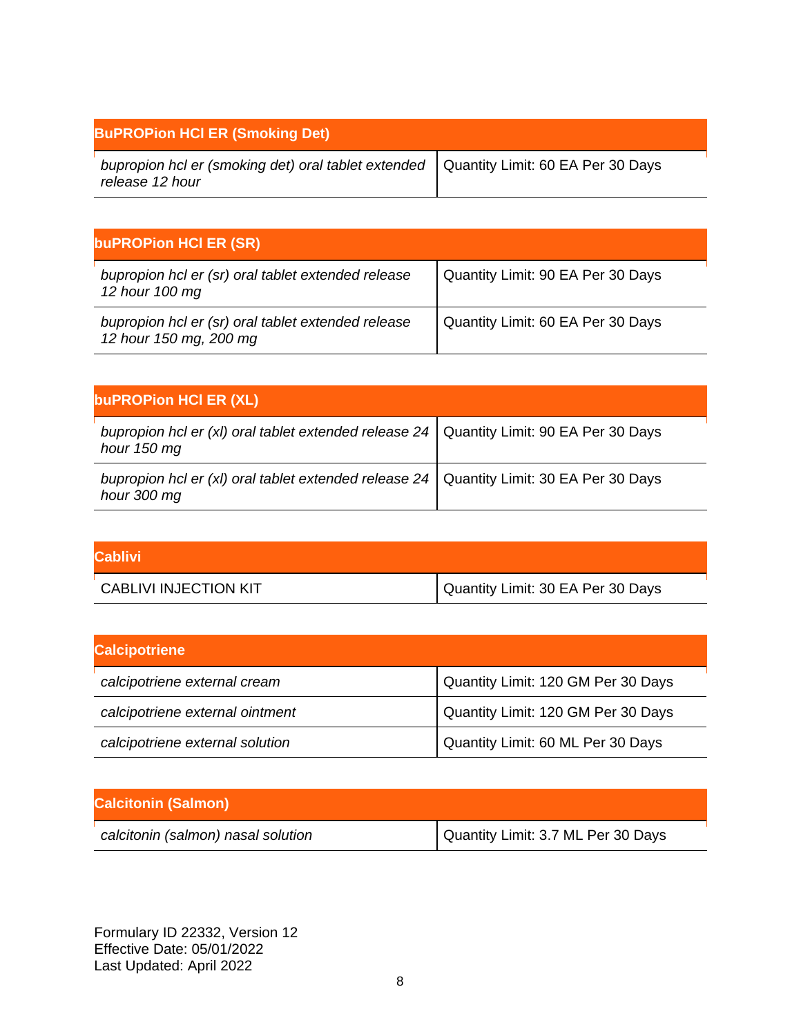| BuPROPion HCl ER (Smoking Det) | |
|---|---|
| *bupropion hcl er (smoking det) oral tablet extended release 12 hour* | Quantity Limit: 60 EA Per 30 Days |

| buPROPion HCl ER (SR) | |
|---|---|
| *bupropion hcl er (sr) oral tablet extended release 12 hour 100 mg* | Quantity Limit: 90 EA Per 30 Days |
| *bupropion hcl er (sr) oral tablet extended release 12 hour 150 mg, 200 mg* | Quantity Limit: 60 EA Per 30 Days |

| buPROPion HCl ER (XL) | |
|---|---|
| *bupropion hcl er (xl) oral tablet extended release 24 hour 150 mg* | Quantity Limit: 90 EA Per 30 Days |
| *bupropion hcl er (xl) oral tablet extended release 24 hour 300 mg* | Quantity Limit: 30 EA Per 30 Days |

| Cablivi | |
|---|---|
| CABLIVI INJECTION KIT | Quantity Limit: 30 EA Per 30 Days |

| Calcipotriene | |
|---|---|
| *calcipotriene external cream* | Quantity Limit: 120 GM Per 30 Days |
| *calcipotriene external ointment* | Quantity Limit: 120 GM Per 30 Days |
| *calcipotriene external solution* | Quantity Limit: 60 ML Per 30 Days |

| Calcitonin (Salmon) | |
|---|---|
| *calcitonin (salmon) nasal solution* | Quantity Limit: 3.7 ML Per 30 Days |

Formulary ID 22332, Version 12
Effective Date: 05/01/2022
Last Updated: April 2022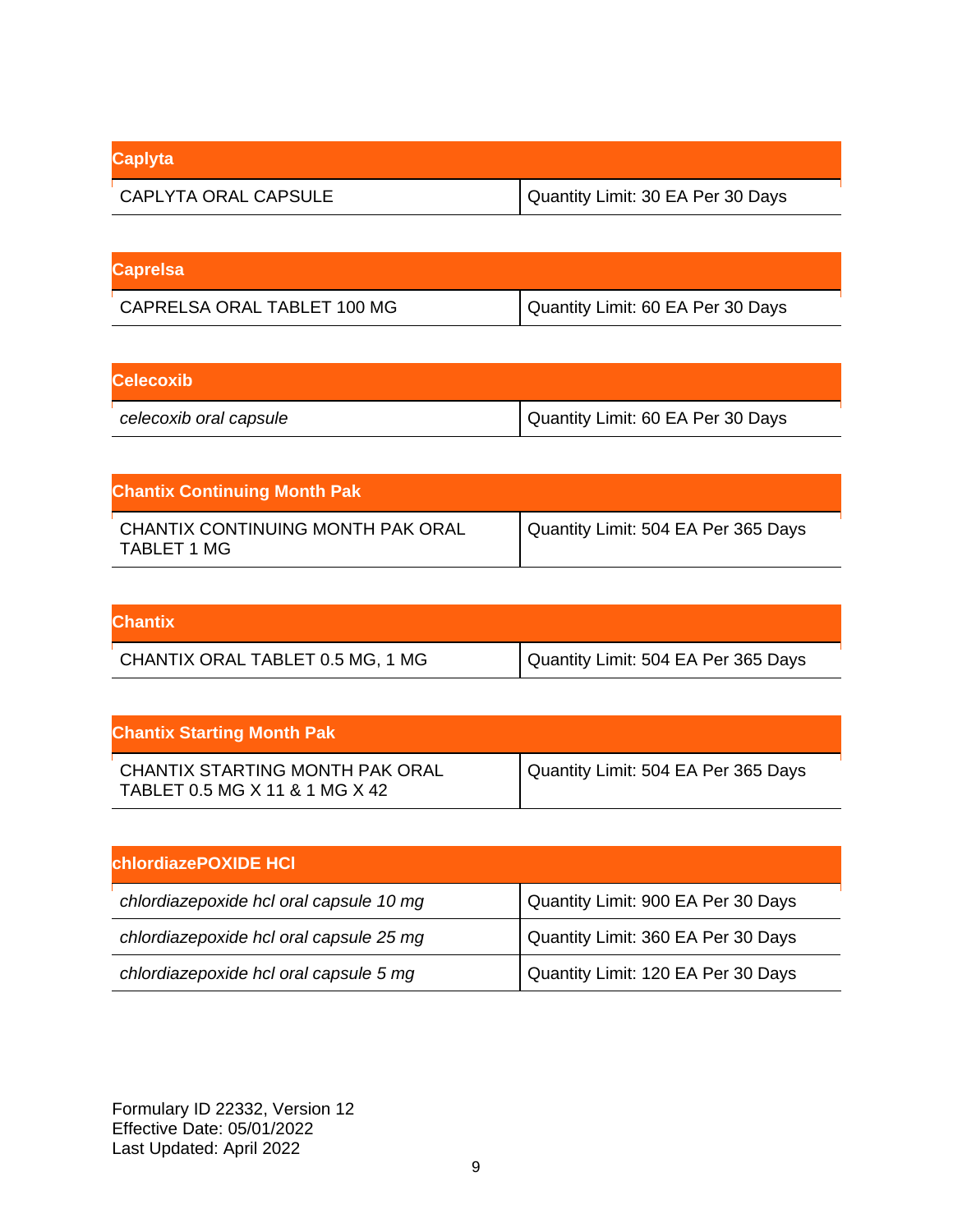| Caplyta | |
|---|---|
| CAPLYTA ORAL CAPSULE | Quantity Limit: 30 EA Per 30 Days |

| Caprelsa | |
|---|---|
| CAPRELSA ORAL TABLET 100 MG | Quantity Limit: 60 EA Per 30 Days |

| Celecoxib | |
|---|---|
| *celecoxib oral capsule* | Quantity Limit: 60 EA Per 30 Days |

| Chantix Continuing Month Pak | |
|---|---|
| CHANTIX CONTINUING MONTH PAK ORAL TABLET 1 MG | Quantity Limit: 504 EA Per 365 Days |

| Chantix | |
|---|---|
| CHANTIX ORAL TABLET 0.5 MG, 1 MG | Quantity Limit: 504 EA Per 365 Days |

| Chantix Starting Month Pak | |
|---|---|
| CHANTIX STARTING MONTH PAK ORAL TABLET 0.5 MG X 11 & 1 MG X 42 | Quantity Limit: 504 EA Per 365 Days |

| chlordiazePOXIDE HCl | |
|---|---|
| *chlordiazepoxide hcl oral capsule 10 mg* | Quantity Limit: 900 EA Per 30 Days |
| *chlordiazepoxide hcl oral capsule 25 mg* | Quantity Limit: 360 EA Per 30 Days |
| *chlordiazepoxide hcl oral capsule 5 mg* | Quantity Limit: 120 EA Per 30 Days |

Formulary ID 22332, Version 12
Effective Date: 05/01/2022
Last Updated: April 2022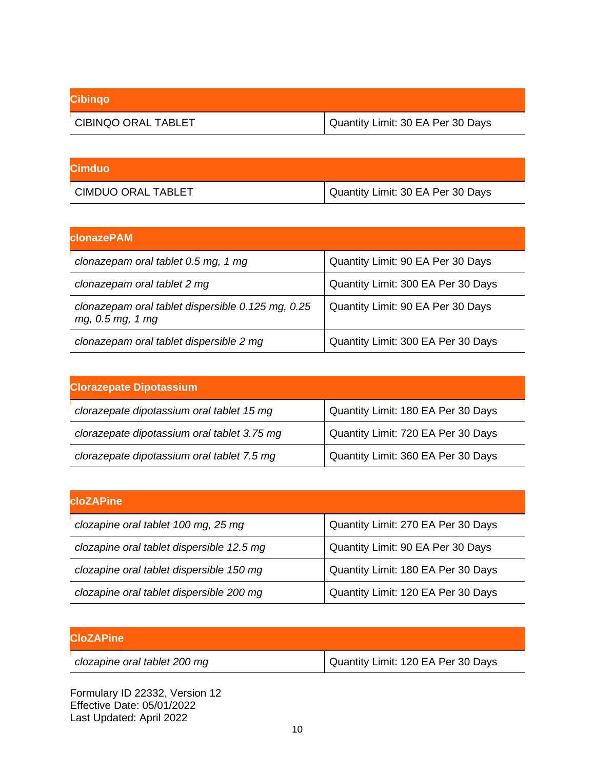| Cibinqo | |
|---|---|
| CIBINQO ORAL TABLET | Quantity Limit: 30 EA Per 30 Days |

| Cimduo | |
|---|---|
| CIMDUO ORAL TABLET | Quantity Limit: 30 EA Per 30 Days |

| clonazePAM | |
|---|---|
| *clonazepam oral tablet 0.5 mg, 1 mg* | Quantity Limit: 90 EA Per 30 Days |
| *clonazepam oral tablet 2 mg* | Quantity Limit: 300 EA Per 30 Days |
| *clonazepam oral tablet dispersible 0.125 mg, 0.25 mg, 0.5 mg, 1 mg* | Quantity Limit: 90 EA Per 30 Days |
| *clonazepam oral tablet dispersible 2 mg* | Quantity Limit: 300 EA Per 30 Days |

| Clorazepate Dipotassium | |
|---|---|
| *clorazepate dipotassium oral tablet 15 mg* | Quantity Limit: 180 EA Per 30 Days |
| *clorazepate dipotassium oral tablet 3.75 mg* | Quantity Limit: 720 EA Per 30 Days |
| *clorazepate dipotassium oral tablet 7.5 mg* | Quantity Limit: 360 EA Per 30 Days |

| cloZAPine | |
|---|---|
| *clozapine oral tablet 100 mg, 25 mg* | Quantity Limit: 270 EA Per 30 Days |
| *clozapine oral tablet dispersible 12.5 mg* | Quantity Limit: 90 EA Per 30 Days |
| *clozapine oral tablet dispersible 150 mg* | Quantity Limit: 180 EA Per 30 Days |
| *clozapine oral tablet dispersible 200 mg* | Quantity Limit: 120 EA Per 30 Days |

| CloZAPine | |
|---|---|
| *clozapine oral tablet 200 mg* | Quantity Limit: 120 EA Per 30 Days |

Formulary ID 22332, Version 12
Effective Date: 05/01/2022
Last Updated: April 2022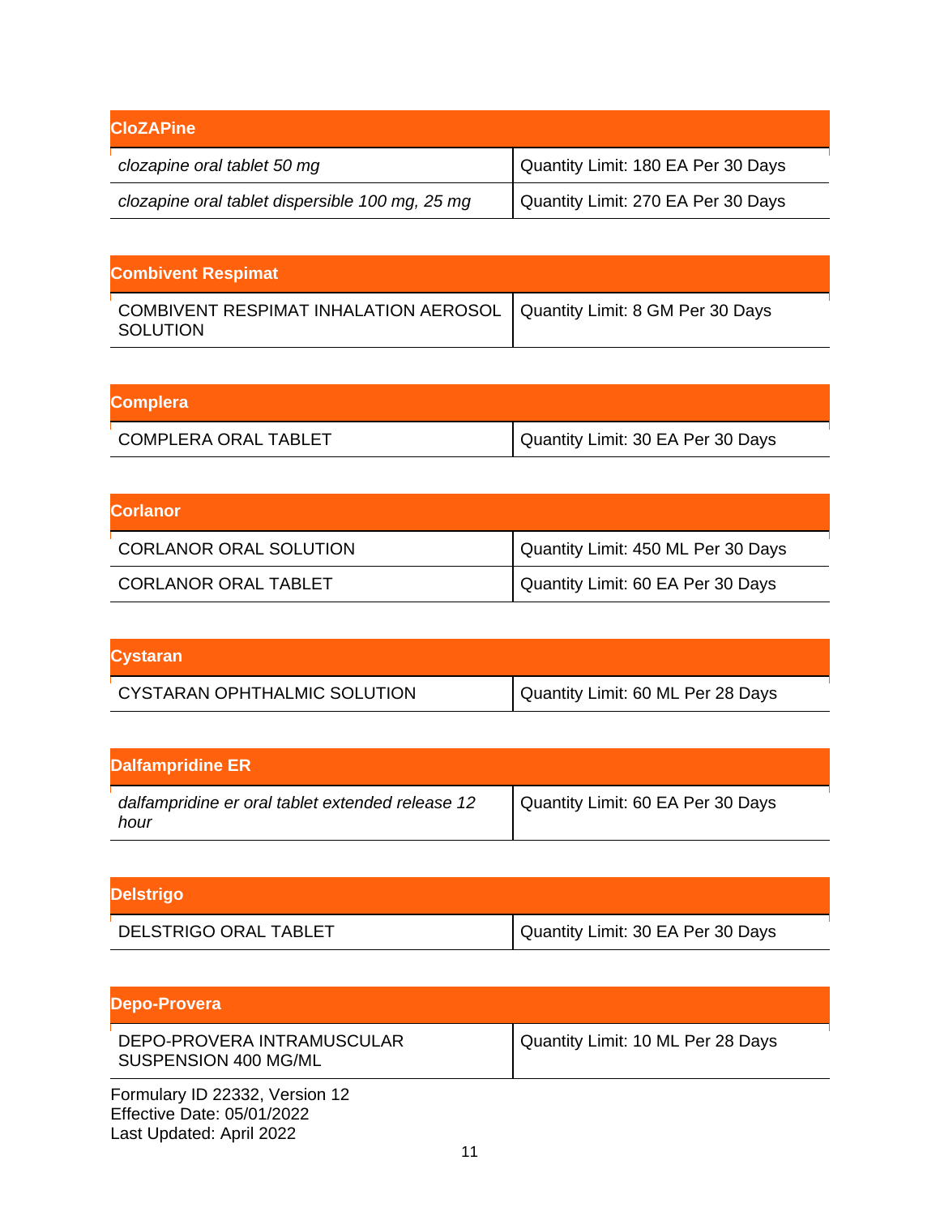| CloZAPine | |
|---|---|
| *clozapine oral tablet 50 mg* | Quantity Limit: 180 EA Per 30 Days |
| *clozapine oral tablet dispersible 100 mg, 25 mg* | Quantity Limit: 270 EA Per 30 Days |

| Combivent Respimat | |
|---|---|
| COMBIVENT RESPIMAT INHALATION AEROSOL SOLUTION | Quantity Limit: 8 GM Per 30 Days |

| Complera | |
|---|---|
| COMPLERA ORAL TABLET | Quantity Limit: 30 EA Per 30 Days |

| Corlanor | |
|---|---|
| CORLANOR ORAL SOLUTION | Quantity Limit: 450 ML Per 30 Days |
| CORLANOR ORAL TABLET | Quantity Limit: 60 EA Per 30 Days |

| Cystaran | |
|---|---|
| CYSTARAN OPHTHALMIC SOLUTION | Quantity Limit: 60 ML Per 28 Days |

| Dalfampridine ER | |
|---|---|
| *dalfampridine er oral tablet extended release 12 hour* | Quantity Limit: 60 EA Per 30 Days |

| Delstrigo | |
|---|---|
| DELSTRIGO ORAL TABLET | Quantity Limit: 30 EA Per 30 Days |

| Depo-Provera | |
|---|---|
| DEPO-PROVERA INTRAMUSCULAR SUSPENSION 400 MG/ML | Quantity Limit: 10 ML Per 28 Days |

Formulary ID 22332, Version 12
Effective Date: 05/01/2022
Last Updated: April 2022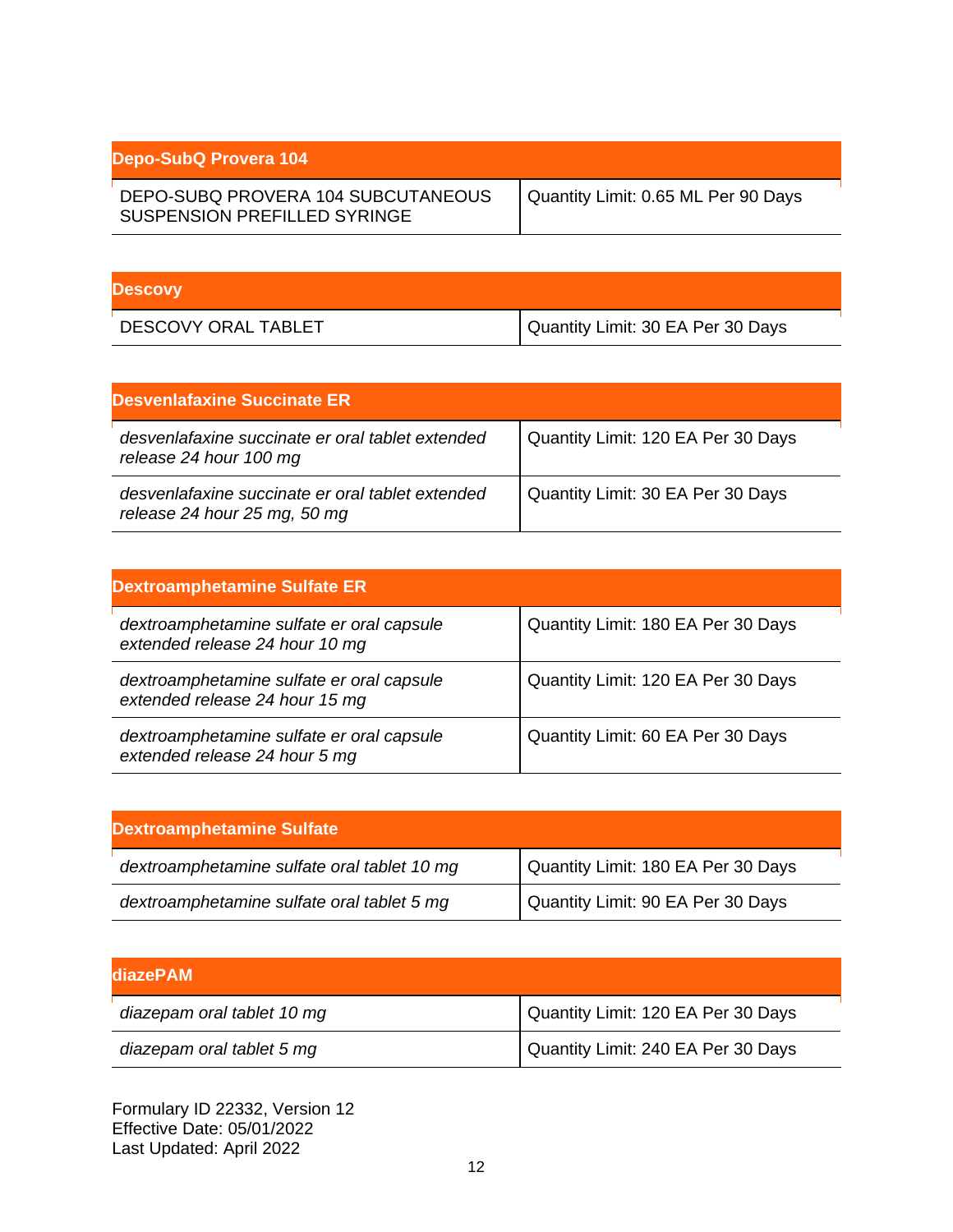| Depo-SubQ Provera 104 | |
|---|---|
| DEPO-SUBQ PROVERA 104 SUBCUTANEOUS SUSPENSION PREFILLED SYRINGE | Quantity Limit: 0.65 ML Per 90 Days |

| Descovy | |
|---|---|
| DESCOVY ORAL TABLET | Quantity Limit: 30 EA Per 30 Days |

| Desvenlafaxine Succinate ER | |
|---|---|
| *desvenlafaxine succinate er oral tablet extended release 24 hour 100 mg* | Quantity Limit: 120 EA Per 30 Days |
| *desvenlafaxine succinate er oral tablet extended release 24 hour 25 mg, 50 mg* | Quantity Limit: 30 EA Per 30 Days |

| Dextroamphetamine Sulfate ER | |
|---|---|
| *dextroamphetamine sulfate er oral capsule extended release 24 hour 10 mg* | Quantity Limit: 180 EA Per 30 Days |
| *dextroamphetamine sulfate er oral capsule extended release 24 hour 15 mg* | Quantity Limit: 120 EA Per 30 Days |
| *dextroamphetamine sulfate er oral capsule extended release 24 hour 5 mg* | Quantity Limit: 60 EA Per 30 Days |

| Dextroamphetamine Sulfate | |
|---|---|
| *dextroamphetamine sulfate oral tablet 10 mg* | Quantity Limit: 180 EA Per 30 Days |
| *dextroamphetamine sulfate oral tablet 5 mg* | Quantity Limit: 90 EA Per 30 Days |

| diazePAM | |
|---|---|
| *diazepam oral tablet 10 mg* | Quantity Limit: 120 EA Per 30 Days |
| *diazepam oral tablet 5 mg* | Quantity Limit: 240 EA Per 30 Days |

Formulary ID 22332, Version 12
Effective Date: 05/01/2022
Last Updated: April 2022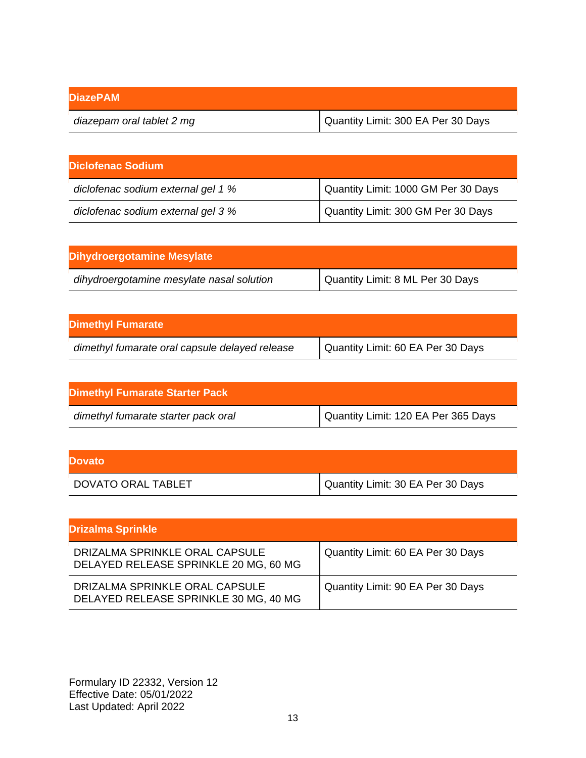| DiazePAM | |
|---|---|
| *diazepam oral tablet 2 mg* | Quantity Limit: 300 EA Per 30 Days |

| Diclofenac Sodium | |
|---|---|
| *diclofenac sodium external gel 1 %* | Quantity Limit: 1000 GM Per 30 Days |
| *diclofenac sodium external gel 3 %* | Quantity Limit: 300 GM Per 30 Days |

| Dihydroergotamine Mesylate | |
|---|---|
| *dihydroergotamine mesylate nasal solution* | Quantity Limit: 8 ML Per 30 Days |

| Dimethyl Fumarate | |
|---|---|
| *dimethyl fumarate oral capsule delayed release* | Quantity Limit: 60 EA Per 30 Days |

| Dimethyl Fumarate Starter Pack | |
|---|---|
| *dimethyl fumarate starter pack oral* | Quantity Limit: 120 EA Per 365 Days |

| Dovato | |
|---|---|
| DOVATO ORAL TABLET | Quantity Limit: 30 EA Per 30 Days |

| Drizalma Sprinkle | |
|---|---|
| DRIZALMA SPRINKLE ORAL CAPSULE DELAYED RELEASE SPRINKLE 20 MG, 60 MG | Quantity Limit: 60 EA Per 30 Days |
| DRIZALMA SPRINKLE ORAL CAPSULE DELAYED RELEASE SPRINKLE 30 MG, 40 MG | Quantity Limit: 90 EA Per 30 Days |

Formulary ID 22332, Version 12
Effective Date: 05/01/2022
Last Updated: April 2022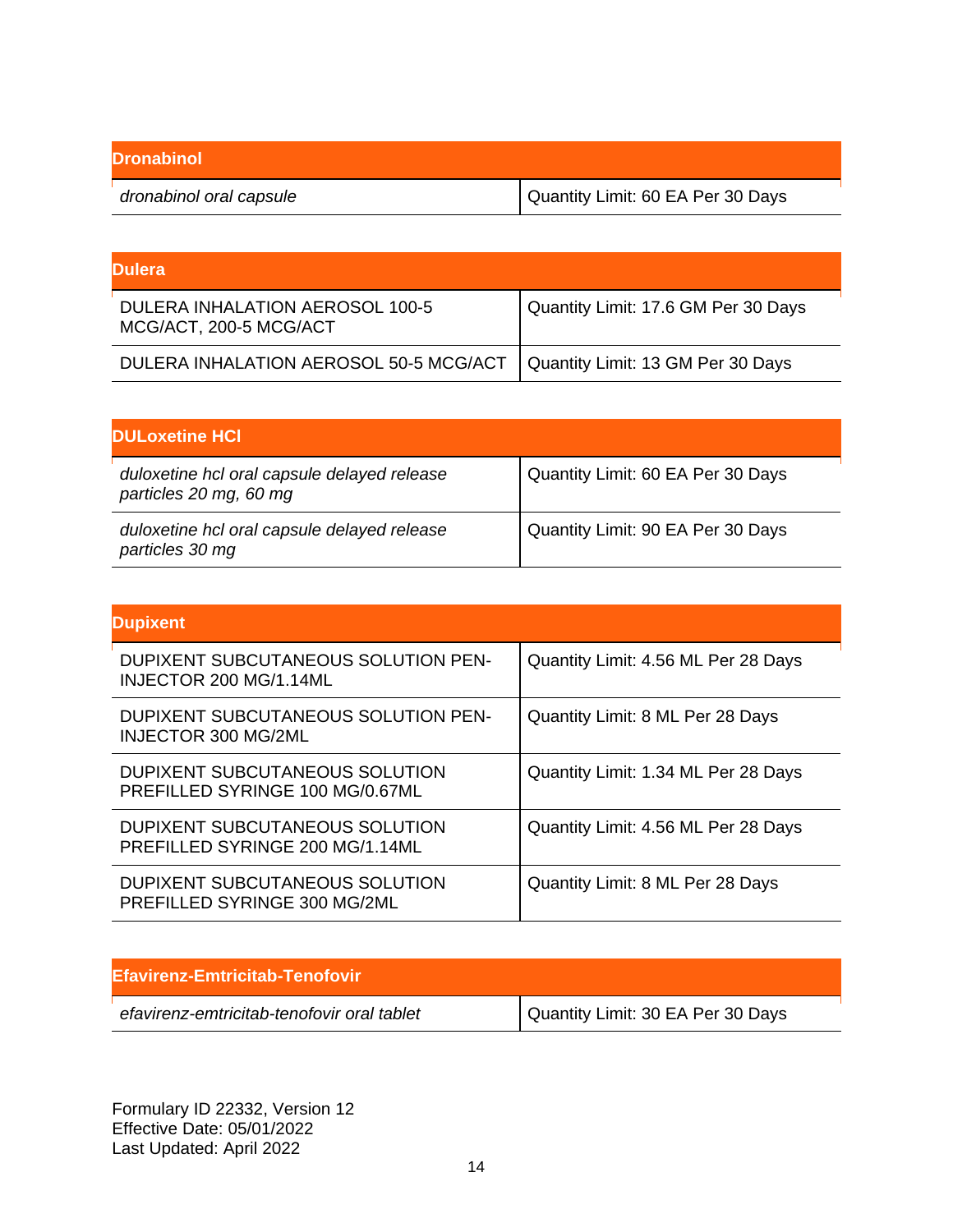| Dronabinol | |
|---|---|
| *dronabinol oral capsule* | Quantity Limit: 60 EA Per 30 Days |

| Dulera | |
|---|---|
| DULERA INHALATION AEROSOL 100-5 MCG/ACT, 200-5 MCG/ACT | Quantity Limit: 17.6 GM Per 30 Days |
| DULERA INHALATION AEROSOL 50-5 MCG/ACT | Quantity Limit: 13 GM Per 30 Days |

| DULoxetine HCl | |
|---|---|
| *duloxetine hcl oral capsule delayed release particles 20 mg, 60 mg* | Quantity Limit: 60 EA Per 30 Days |
| *duloxetine hcl oral capsule delayed release particles 30 mg* | Quantity Limit: 90 EA Per 30 Days |

| Dupixent | |
|---|---|
| DUPIXENT SUBCUTANEOUS SOLUTION PEN-INJECTOR 200 MG/1.14ML | Quantity Limit: 4.56 ML Per 28 Days |
| DUPIXENT SUBCUTANEOUS SOLUTION PEN-INJECTOR 300 MG/2ML | Quantity Limit: 8 ML Per 28 Days |
| DUPIXENT SUBCUTANEOUS SOLUTION PREFILLED SYRINGE 100 MG/0.67ML | Quantity Limit: 1.34 ML Per 28 Days |
| DUPIXENT SUBCUTANEOUS SOLUTION PREFILLED SYRINGE 200 MG/1.14ML | Quantity Limit: 4.56 ML Per 28 Days |
| DUPIXENT SUBCUTANEOUS SOLUTION PREFILLED SYRINGE 300 MG/2ML | Quantity Limit: 8 ML Per 28 Days |

| Efavirenz-Emtricitab-Tenofovir | |
|---|---|
| *efavirenz-emtricitab-tenofovir oral tablet* | Quantity Limit: 30 EA Per 30 Days |

Formulary ID 22332, Version 12
Effective Date: 05/01/2022
Last Updated: April 2022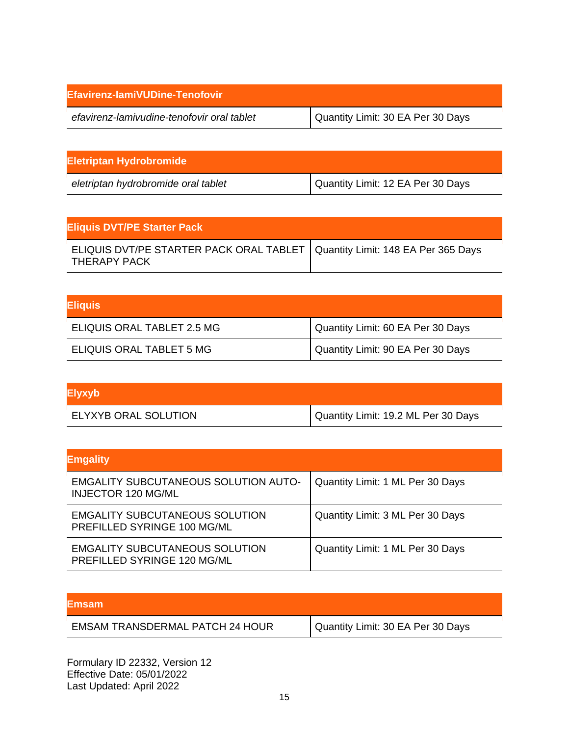| Efavirenz-lamiVUDine-Tenofovir | |
|---|---|
| *efavirenz-lamivudine-tenofovir oral tablet* | Quantity Limit: 30 EA Per 30 Days |

| Eletriptan Hydrobromide | |
|---|---|
| *eletriptan hydrobromide oral tablet* | Quantity Limit: 12 EA Per 30 Days |

| Eliquis DVT/PE Starter Pack | |
|---|---|
| ELIQUIS DVT/PE STARTER PACK ORAL TABLET THERAPY PACK | Quantity Limit: 148 EA Per 365 Days |

| Eliquis | |
|---|---|
| ELIQUIS ORAL TABLET 2.5 MG | Quantity Limit: 60 EA Per 30 Days |
| ELIQUIS ORAL TABLET 5 MG | Quantity Limit: 90 EA Per 30 Days |

| Elyxyb | |
|---|---|
| ELYXYB ORAL SOLUTION | Quantity Limit: 19.2 ML Per 30 Days |

| Emgality | |
|---|---|
| EMGALITY SUBCUTANEOUS SOLUTION AUTO-INJECTOR 120 MG/ML | Quantity Limit: 1 ML Per 30 Days |
| EMGALITY SUBCUTANEOUS SOLUTION PREFILLED SYRINGE 100 MG/ML | Quantity Limit: 3 ML Per 30 Days |
| EMGALITY SUBCUTANEOUS SOLUTION PREFILLED SYRINGE 120 MG/ML | Quantity Limit: 1 ML Per 30 Days |

| Emsam | |
|---|---|
| EMSAM TRANSDERMAL PATCH 24 HOUR | Quantity Limit: 30 EA Per 30 Days |

Formulary ID 22332, Version 12
Effective Date: 05/01/2022
Last Updated: April 2022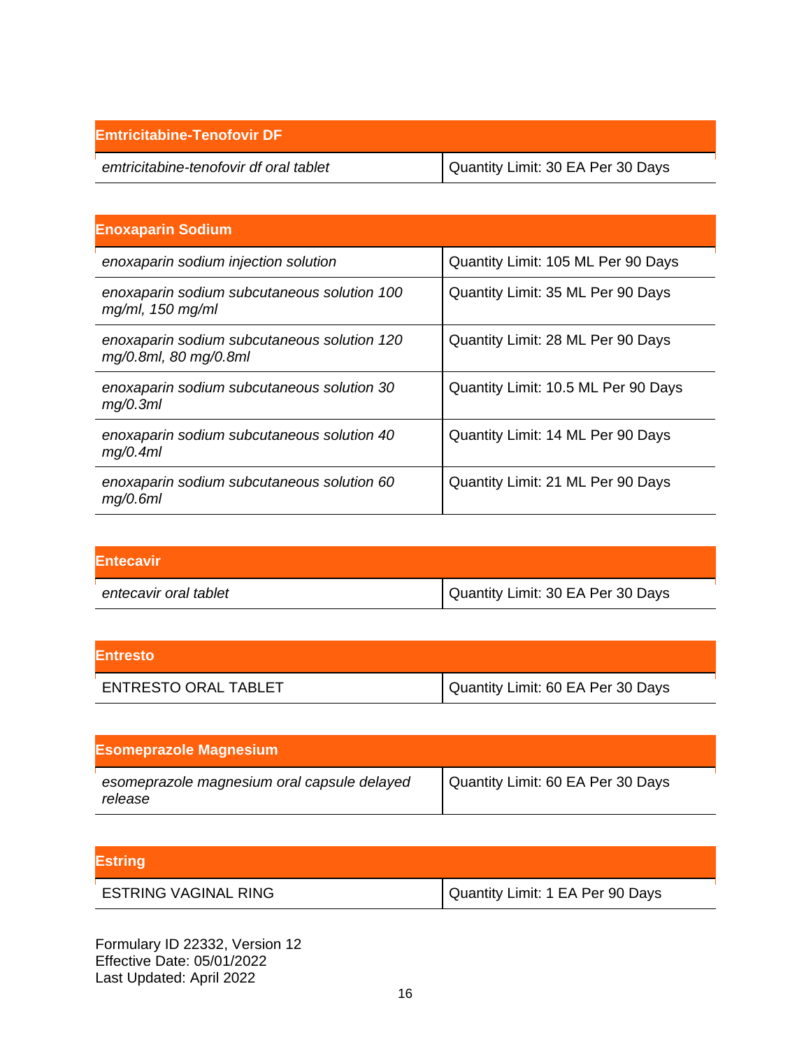| Emtricitabine-Tenofovir DF | |
|---|---|
| *emtricitabine-tenofovir df oral tablet* | Quantity Limit: 30 EA Per 30 Days |

| Enoxaparin Sodium | |
|---|---|
| *enoxaparin sodium injection solution* | Quantity Limit: 105 ML Per 90 Days |
| *enoxaparin sodium subcutaneous solution 100 mg/ml, 150 mg/ml* | Quantity Limit: 35 ML Per 90 Days |
| *enoxaparin sodium subcutaneous solution 120 mg/0.8ml, 80 mg/0.8ml* | Quantity Limit: 28 ML Per 90 Days |
| *enoxaparin sodium subcutaneous solution 30 mg/0.3ml* | Quantity Limit: 10.5 ML Per 90 Days |
| *enoxaparin sodium subcutaneous solution 40 mg/0.4ml* | Quantity Limit: 14 ML Per 90 Days |
| *enoxaparin sodium subcutaneous solution 60 mg/0.6ml* | Quantity Limit: 21 ML Per 90 Days |

| Entecavir | |
|---|---|
| *entecavir oral tablet* | Quantity Limit: 30 EA Per 30 Days |

| Entresto | |
|---|---|
| ENTRESTO ORAL TABLET | Quantity Limit: 60 EA Per 30 Days |

| Esomeprazole Magnesium | |
|---|---|
| *esomeprazole magnesium oral capsule delayed release* | Quantity Limit: 60 EA Per 30 Days |

| Estring | |
|---|---|
| ESTRING VAGINAL RING | Quantity Limit: 1 EA Per 90 Days |

Formulary ID 22332, Version 12
Effective Date: 05/01/2022
Last Updated: April 2022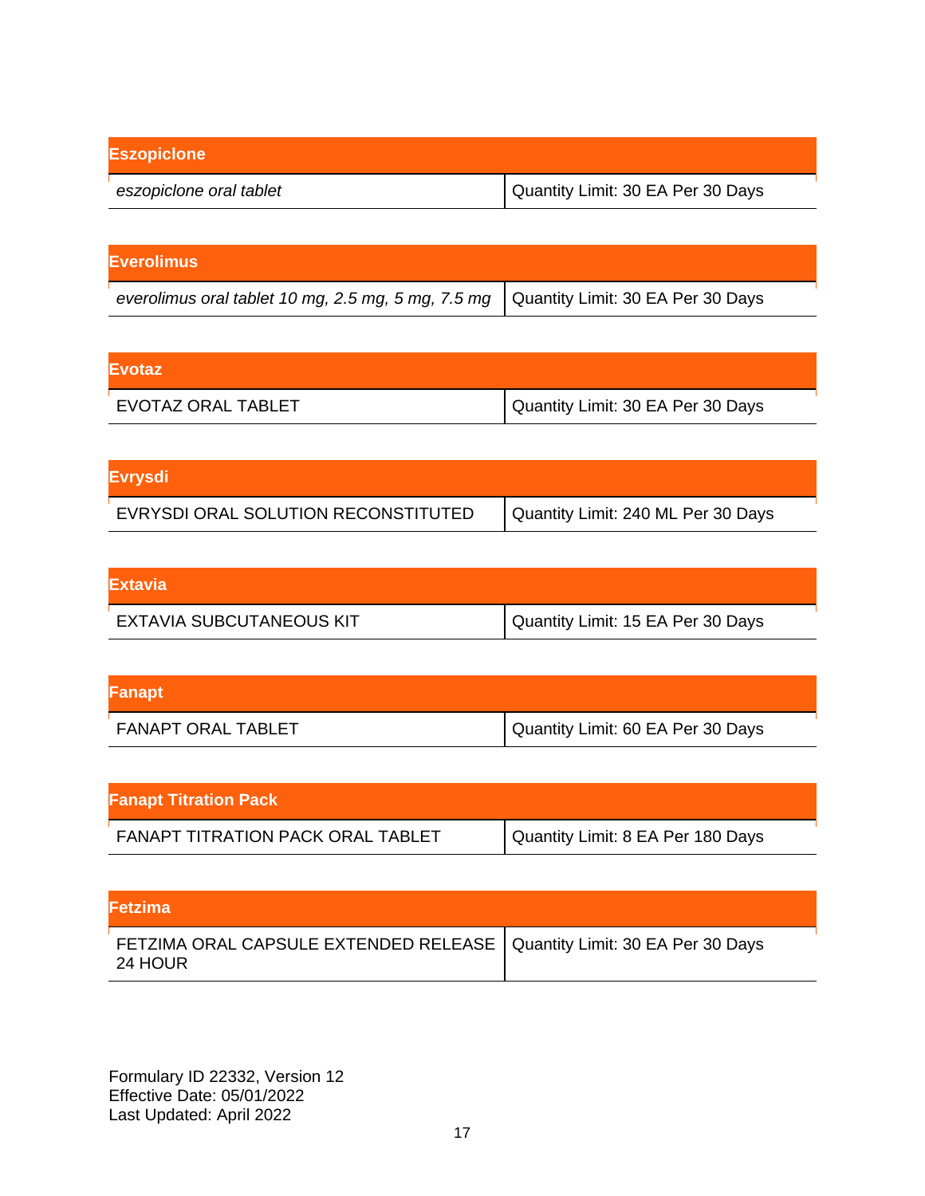| Eszopiclone | |
|---|---|
| *eszopiclone oral tablet* | Quantity Limit: 30 EA Per 30 Days |

| Everolimus | |
|---|---|
| *everolimus oral tablet 10 mg, 2.5 mg, 5 mg, 7.5 mg* | Quantity Limit: 30 EA Per 30 Days |

| Evotaz | |
|---|---|
| EVOTAZ ORAL TABLET | Quantity Limit: 30 EA Per 30 Days |

| Evrysdi | |
|---|---|
| EVRYSDI ORAL SOLUTION RECONSTITUTED | Quantity Limit: 240 ML Per 30 Days |

| Extavia | |
|---|---|
| EXTAVIA SUBCUTANEOUS KIT | Quantity Limit: 15 EA Per 30 Days |

| Fanapt | |
|---|---|
| FANAPT ORAL TABLET | Quantity Limit: 60 EA Per 30 Days |

| Fanapt Titration Pack | |
|---|---|
| FANAPT TITRATION PACK ORAL TABLET | Quantity Limit: 8 EA Per 180 Days |

| Fetzima | |
|---|---|
| FETZIMA ORAL CAPSULE EXTENDED RELEASE 24 HOUR | Quantity Limit: 30 EA Per 30 Days |

Formulary ID 22332, Version 12
Effective Date: 05/01/2022
Last Updated: April 2022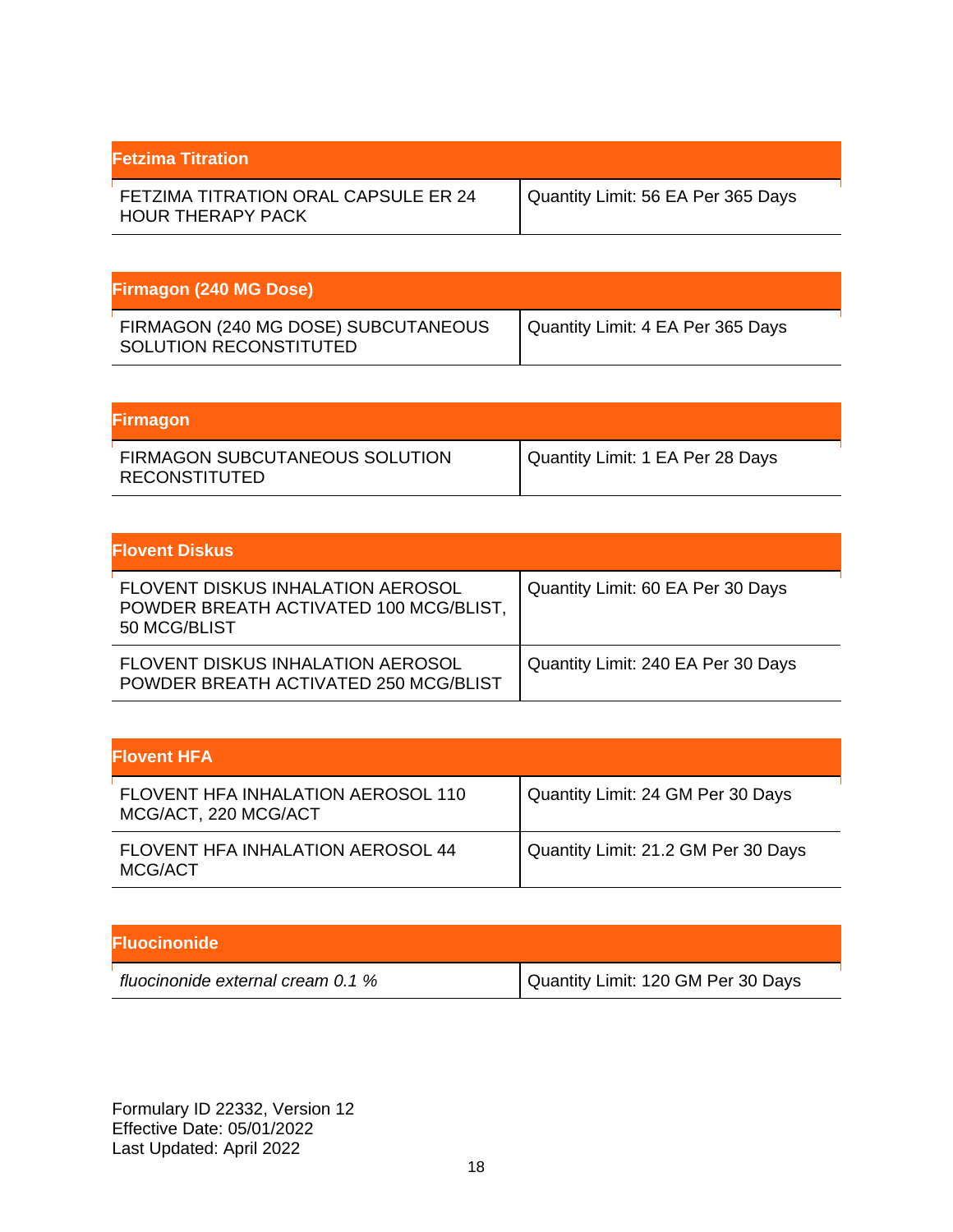| Fetzima Titration | |
|---|---|
| FETZIMA TITRATION ORAL CAPSULE ER 24 HOUR THERAPY PACK | Quantity Limit: 56 EA Per 365 Days |

| Firmagon (240 MG Dose) | |
|---|---|
| FIRMAGON (240 MG DOSE) SUBCUTANEOUS SOLUTION RECONSTITUTED | Quantity Limit: 4 EA Per 365 Days |

| Firmagon | |
|---|---|
| FIRMAGON SUBCUTANEOUS SOLUTION RECONSTITUTED | Quantity Limit: 1 EA Per 28 Days |

| Flovent Diskus | |
|---|---|
| FLOVENT DISKUS INHALATION AEROSOL POWDER BREATH ACTIVATED 100 MCG/BLIST, 50 MCG/BLIST | Quantity Limit: 60 EA Per 30 Days |
| FLOVENT DISKUS INHALATION AEROSOL POWDER BREATH ACTIVATED 250 MCG/BLIST | Quantity Limit: 240 EA Per 30 Days |

| Flovent HFA | |
|---|---|
| FLOVENT HFA INHALATION AEROSOL 110 MCG/ACT, 220 MCG/ACT | Quantity Limit: 24 GM Per 30 Days |
| FLOVENT HFA INHALATION AEROSOL 44 MCG/ACT | Quantity Limit: 21.2 GM Per 30 Days |

| Fluocinonide | |
|---|---|
| *fluocinonide external cream 0.1 %* | Quantity Limit: 120 GM Per 30 Days |

Formulary ID 22332, Version 12
Effective Date: 05/01/2022
Last Updated: April 2022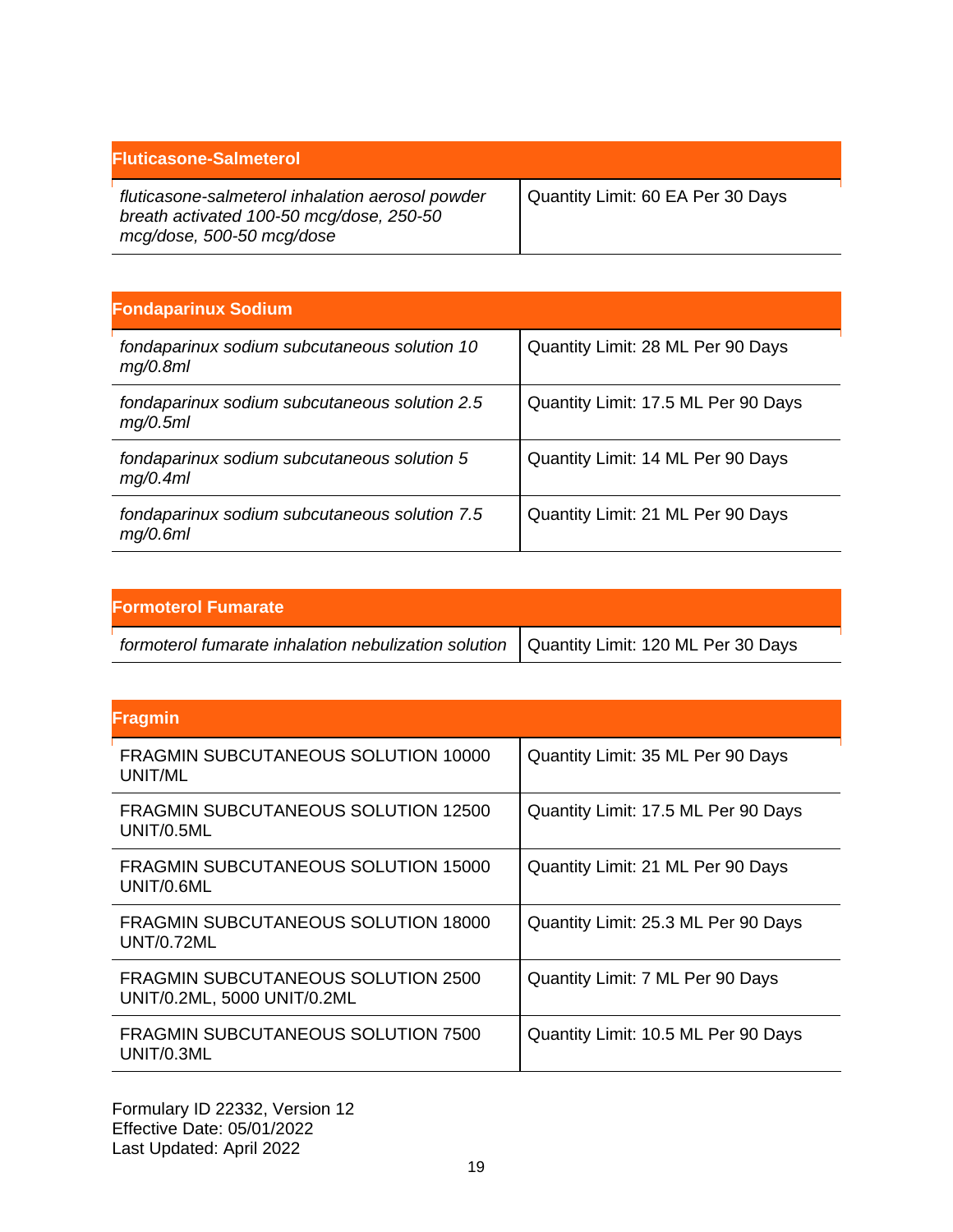| Fluticasone-Salmeterol | |
|---|---|
| *fluticasone-salmeterol inhalation aerosol powder breath activated 100-50 mcg/dose, 250-50 mcg/dose, 500-50 mcg/dose* | Quantity Limit: 60 EA Per 30 Days |

| Fondaparinux Sodium | |
|---|---|
| *fondaparinux sodium subcutaneous solution 10 mg/0.8ml* | Quantity Limit: 28 ML Per 90 Days |
| *fondaparinux sodium subcutaneous solution 2.5 mg/0.5ml* | Quantity Limit: 17.5 ML Per 90 Days |
| *fondaparinux sodium subcutaneous solution 5 mg/0.4ml* | Quantity Limit: 14 ML Per 90 Days |
| *fondaparinux sodium subcutaneous solution 7.5 mg/0.6ml* | Quantity Limit: 21 ML Per 90 Days |

| Formoterol Fumarate | |
|---|---|
| *formoterol fumarate inhalation nebulization solution* | Quantity Limit: 120 ML Per 30 Days |

| Fragmin | |
|---|---|
| FRAGMIN SUBCUTANEOUS SOLUTION 10000 UNIT/ML | Quantity Limit: 35 ML Per 90 Days |
| FRAGMIN SUBCUTANEOUS SOLUTION 12500 UNIT/0.5ML | Quantity Limit: 17.5 ML Per 90 Days |
| FRAGMIN SUBCUTANEOUS SOLUTION 15000 UNIT/0.6ML | Quantity Limit: 21 ML Per 90 Days |
| FRAGMIN SUBCUTANEOUS SOLUTION 18000 UNT/0.72ML | Quantity Limit: 25.3 ML Per 90 Days |
| FRAGMIN SUBCUTANEOUS SOLUTION 2500 UNIT/0.2ML, 5000 UNIT/0.2ML | Quantity Limit: 7 ML Per 90 Days |
| FRAGMIN SUBCUTANEOUS SOLUTION 7500 UNIT/0.3ML | Quantity Limit: 10.5 ML Per 90 Days |

Formulary ID 22332, Version 12
Effective Date: 05/01/2022
Last Updated: April 2022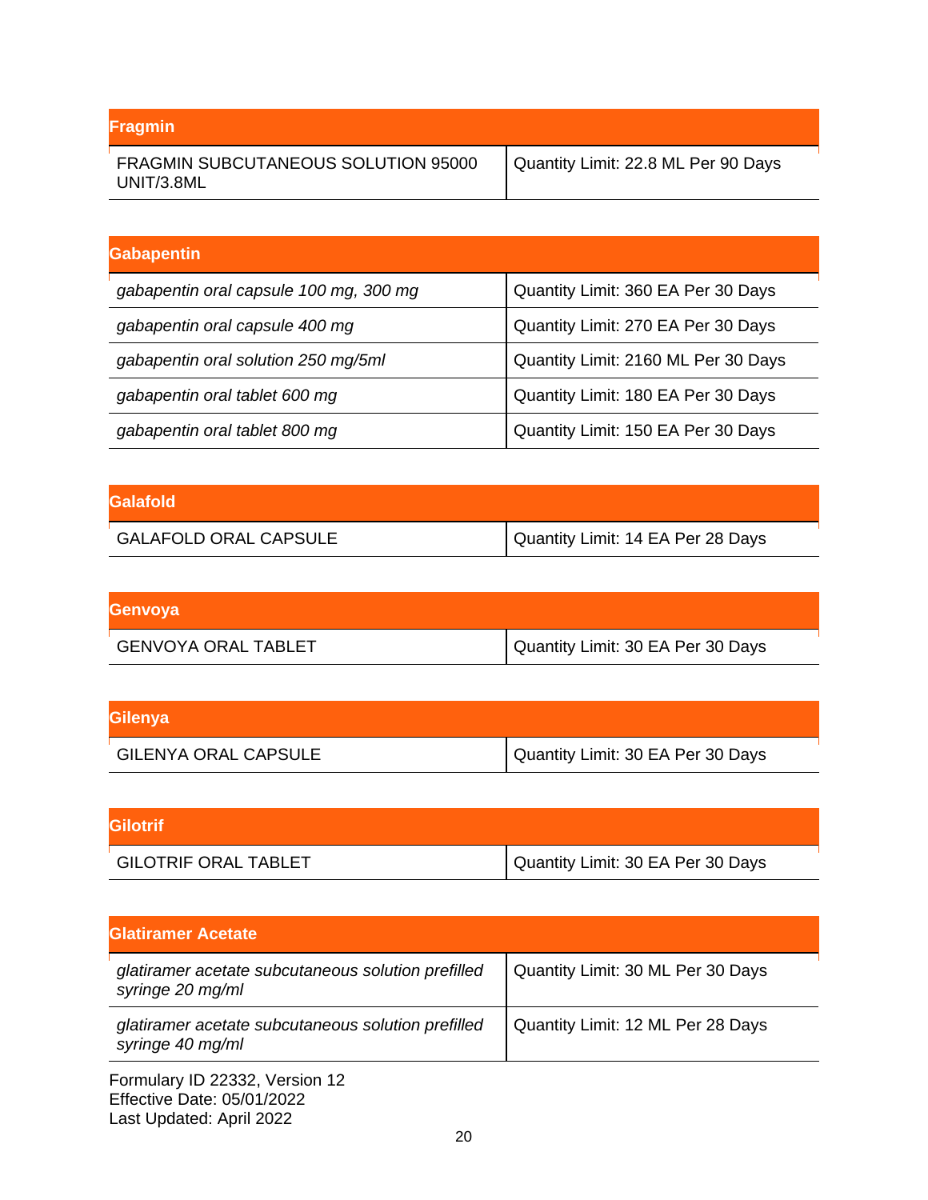| Fragmin | |
|---|---|
| FRAGMIN SUBCUTANEOUS SOLUTION 95000 UNIT/3.8ML | Quantity Limit: 22.8 ML Per 90 Days |

| Gabapentin | |
|---|---|
| *gabapentin oral capsule 100 mg, 300 mg* | Quantity Limit: 360 EA Per 30 Days |
| *gabapentin oral capsule 400 mg* | Quantity Limit: 270 EA Per 30 Days |
| *gabapentin oral solution 250 mg/5ml* | Quantity Limit: 2160 ML Per 30 Days |
| *gabapentin oral tablet 600 mg* | Quantity Limit: 180 EA Per 30 Days |
| *gabapentin oral tablet 800 mg* | Quantity Limit: 150 EA Per 30 Days |

| Galafold | |
|---|---|
| GALAFOLD ORAL CAPSULE | Quantity Limit: 14 EA Per 28 Days |

| Genvoya | |
|---|---|
| GENVOYA ORAL TABLET | Quantity Limit: 30 EA Per 30 Days |

| Gilenya | |
|---|---|
| GILENYA ORAL CAPSULE | Quantity Limit: 30 EA Per 30 Days |

| Gilotrif | |
|---|---|
| GILOTRIF ORAL TABLET | Quantity Limit: 30 EA Per 30 Days |

| Glatiramer Acetate | |
|---|---|
| *glatiramer acetate subcutaneous solution prefilled syringe 20 mg/ml* | Quantity Limit: 30 ML Per 30 Days |
| *glatiramer acetate subcutaneous solution prefilled syringe 40 mg/ml* | Quantity Limit: 12 ML Per 28 Days |

Formulary ID 22332, Version 12
Effective Date: 05/01/2022
Last Updated: April 2022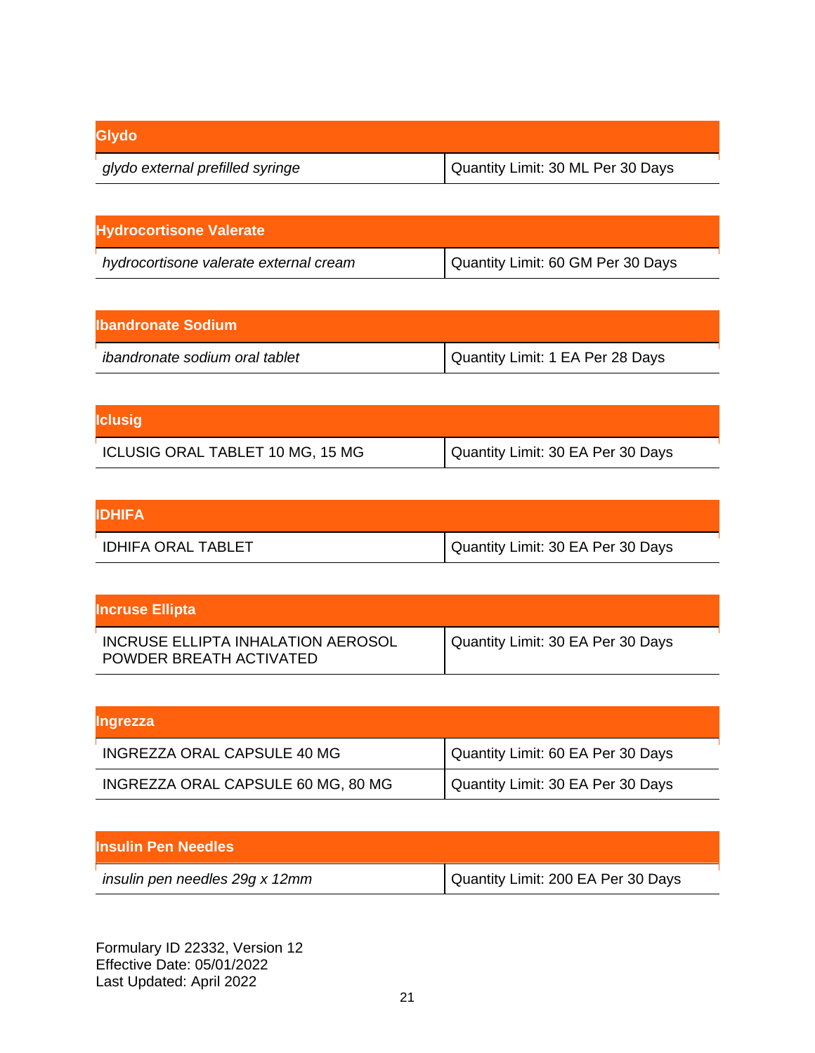| Glydo | |
|---|---|
| *glydo external prefilled syringe* | Quantity Limit: 30 ML Per 30 Days |

| Hydrocortisone Valerate | |
|---|---|
| *hydrocortisone valerate external cream* | Quantity Limit: 60 GM Per 30 Days |

| Ibandronate Sodium | |
|---|---|
| *ibandronate sodium oral tablet* | Quantity Limit: 1 EA Per 28 Days |

| Iclusig | |
|---|---|
| ICLUSIG ORAL TABLET 10 MG, 15 MG | Quantity Limit: 30 EA Per 30 Days |

| IDHIFA | |
|---|---|
| IDHIFA ORAL TABLET | Quantity Limit: 30 EA Per 30 Days |

| Incruse Ellipta | |
|---|---|
| INCRUSE ELLIPTA INHALATION AEROSOL POWDER BREATH ACTIVATED | Quantity Limit: 30 EA Per 30 Days |

| Ingrezza | |
|---|---|
| INGREZZA ORAL CAPSULE 40 MG | Quantity Limit: 60 EA Per 30 Days |
| INGREZZA ORAL CAPSULE 60 MG, 80 MG | Quantity Limit: 30 EA Per 30 Days |

| Insulin Pen Needles | |
|---|---|
| *insulin pen needles 29g x 12mm* | Quantity Limit: 200 EA Per 30 Days |

Formulary ID 22332, Version 12
Effective Date: 05/01/2022
Last Updated: April 2022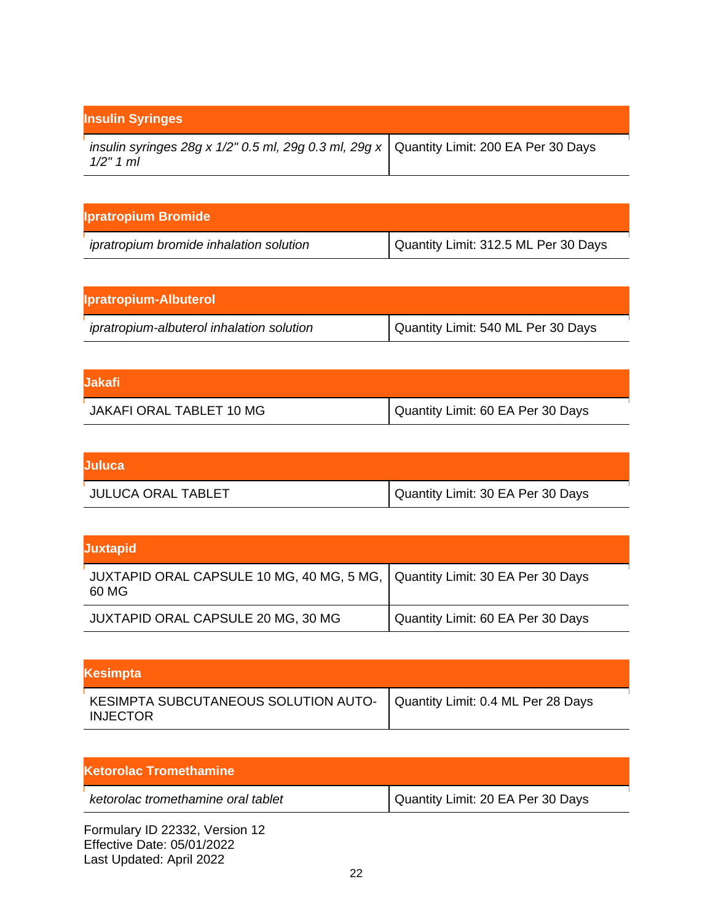| Insulin Syringes | |
|---|---|
| *insulin syringes 28g x 1/2" 0.5 ml, 29g 0.3 ml, 29g x 1/2" 1 ml* | Quantity Limit: 200 EA Per 30 Days |

| Ipratropium Bromide | |
|---|---|
| *ipratropium bromide inhalation solution* | Quantity Limit: 312.5 ML Per 30 Days |

| Ipratropium-Albuterol | |
|---|---|
| *ipratropium-albuterol inhalation solution* | Quantity Limit: 540 ML Per 30 Days |

| Jakafi | |
|---|---|
| JAKAFI ORAL TABLET 10 MG | Quantity Limit: 60 EA Per 30 Days |

| Juluca | |
|---|---|
| JULUCA ORAL TABLET | Quantity Limit: 30 EA Per 30 Days |

| Juxtapid | |
|---|---|
| JUXTAPID ORAL CAPSULE 10 MG, 40 MG, 5 MG, 60 MG | Quantity Limit: 30 EA Per 30 Days |
| JUXTAPID ORAL CAPSULE 20 MG, 30 MG | Quantity Limit: 60 EA Per 30 Days |

| Kesimpta | |
|---|---|
| KESIMPTA SUBCUTANEOUS SOLUTION AUTO-INJECTOR | Quantity Limit: 0.4 ML Per 28 Days |

| Ketorolac Tromethamine | |
|---|---|
| *ketorolac tromethamine oral tablet* | Quantity Limit: 20 EA Per 30 Days |

Formulary ID 22332, Version 12
Effective Date: 05/01/2022
Last Updated: April 2022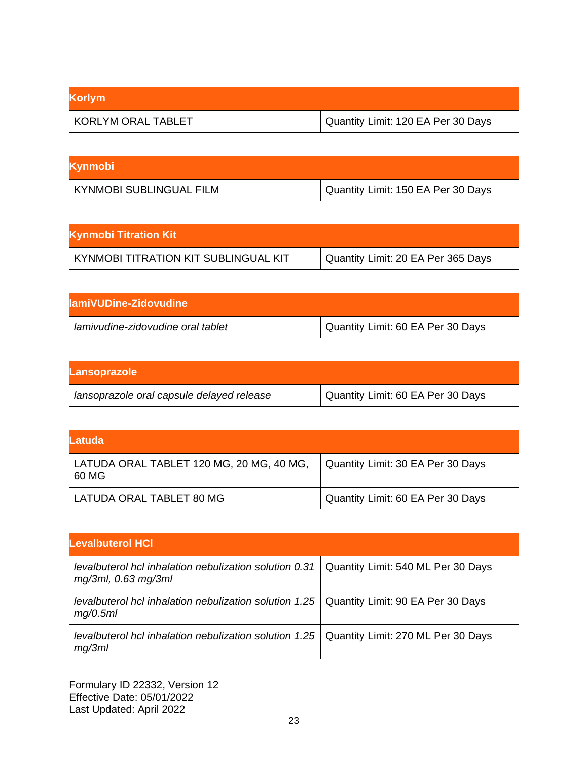| Korlym | |
|---|---|
| KORLYM ORAL TABLET | Quantity Limit: 120 EA Per 30 Days |

| Kynmobi | |
|---|---|
| KYNMOBI SUBLINGUAL FILM | Quantity Limit: 150 EA Per 30 Days |

| Kynmobi Titration Kit | |
|---|---|
| KYNMOBI TITRATION KIT SUBLINGUAL KIT | Quantity Limit: 20 EA Per 365 Days |

| lamiVUDine-Zidovudine | |
|---|---|
| *lamivudine-zidovudine oral tablet* | Quantity Limit: 60 EA Per 30 Days |

| Lansoprazole | |
|---|---|
| *lansoprazole oral capsule delayed release* | Quantity Limit: 60 EA Per 30 Days |

| Latuda | |
|---|---|
| LATUDA ORAL TABLET 120 MG, 20 MG, 40 MG, 60 MG | Quantity Limit: 30 EA Per 30 Days |
| LATUDA ORAL TABLET 80 MG | Quantity Limit: 60 EA Per 30 Days |

| Levalbuterol HCl | |
|---|---|
| *levalbuterol hcl inhalation nebulization solution 0.31 mg/3ml, 0.63 mg/3ml* | Quantity Limit: 540 ML Per 30 Days |
| *levalbuterol hcl inhalation nebulization solution 1.25 mg/0.5ml* | Quantity Limit: 90 EA Per 30 Days |
| *levalbuterol hcl inhalation nebulization solution 1.25 mg/3ml* | Quantity Limit: 270 ML Per 30 Days |

Formulary ID 22332, Version 12
Effective Date: 05/01/2022
Last Updated: April 2022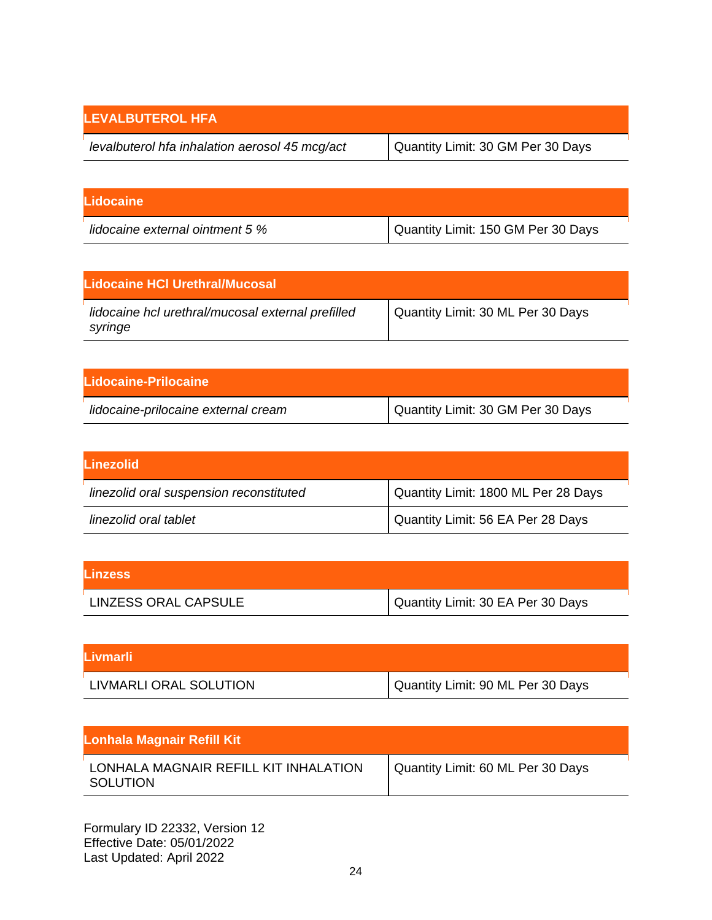| LEVALBUTEROL HFA | |
|---|---|
| *levalbuterol hfa inhalation aerosol 45 mcg/act* | Quantity Limit: 30 GM Per 30 Days |

| Lidocaine | |
|---|---|
| *lidocaine external ointment 5 %* | Quantity Limit: 150 GM Per 30 Days |

| Lidocaine HCl Urethral/Mucosal | |
|---|---|
| *lidocaine hcl urethral/mucosal external prefilled syringe* | Quantity Limit: 30 ML Per 30 Days |

| Lidocaine-Prilocaine | |
|---|---|
| *lidocaine-prilocaine external cream* | Quantity Limit: 30 GM Per 30 Days |

| Linezolid | |
|---|---|
| *linezolid oral suspension reconstituted* | Quantity Limit: 1800 ML Per 28 Days |
| *linezolid oral tablet* | Quantity Limit: 56 EA Per 28 Days |

| Linzess | |
|---|---|
| LINZESS ORAL CAPSULE | Quantity Limit: 30 EA Per 30 Days |

| Livmarli | |
|---|---|
| LIVMARLI ORAL SOLUTION | Quantity Limit: 90 ML Per 30 Days |

| Lonhala Magnair Refill Kit | |
|---|---|
| LONHALA MAGNAIR REFILL KIT INHALATION SOLUTION | Quantity Limit: 60 ML Per 30 Days |

Formulary ID 22332, Version 12
Effective Date: 05/01/2022
Last Updated: April 2022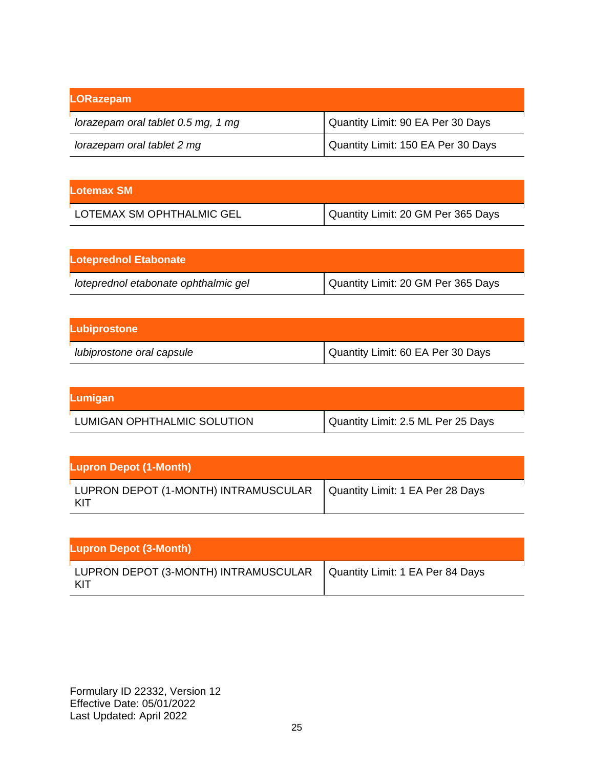| LORazepam | |
|---|---|
| *lorazepam oral tablet 0.5 mg, 1 mg* | Quantity Limit: 90 EA Per 30 Days |
| *lorazepam oral tablet 2 mg* | Quantity Limit: 150 EA Per 30 Days |

| Lotemax SM | |
|---|---|
| LOTEMAX SM OPHTHALMIC GEL | Quantity Limit: 20 GM Per 365 Days |

| Loteprednol Etabonate | |
|---|---|
| *loteprednol etabonate ophthalmic gel* | Quantity Limit: 20 GM Per 365 Days |

| Lubiprostone | |
|---|---|
| *lubiprostone oral capsule* | Quantity Limit: 60 EA Per 30 Days |

| Lumigan | |
|---|---|
| LUMIGAN OPHTHALMIC SOLUTION | Quantity Limit: 2.5 ML Per 25 Days |

| Lupron Depot (1-Month) | |
|---|---|
| LUPRON DEPOT (1-MONTH) INTRAMUSCULAR KIT | Quantity Limit: 1 EA Per 28 Days |

| Lupron Depot (3-Month) | |
|---|---|
| LUPRON DEPOT (3-MONTH) INTRAMUSCULAR KIT | Quantity Limit: 1 EA Per 84 Days |

Formulary ID 22332, Version 12
Effective Date: 05/01/2022
Last Updated: April 2022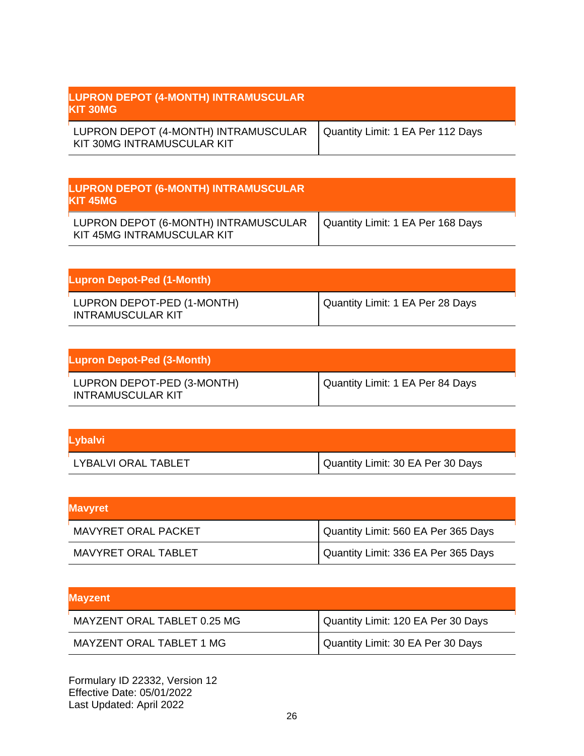| LUPRON DEPOT (4-MONTH) INTRAMUSCULAR KIT 30MG | |
|---|---|
| LUPRON DEPOT (4-MONTH) INTRAMUSCULAR KIT 30MG INTRAMUSCULAR KIT | Quantity Limit: 1 EA Per 112 Days |

| LUPRON DEPOT (6-MONTH) INTRAMUSCULAR KIT 45MG | |
|---|---|
| LUPRON DEPOT (6-MONTH) INTRAMUSCULAR KIT 45MG INTRAMUSCULAR KIT | Quantity Limit: 1 EA Per 168 Days |

| Lupron Depot-Ped (1-Month) | |
|---|---|
| LUPRON DEPOT-PED (1-MONTH) INTRAMUSCULAR KIT | Quantity Limit: 1 EA Per 28 Days |

| Lupron Depot-Ped (3-Month) | |
|---|---|
| LUPRON DEPOT-PED (3-MONTH) INTRAMUSCULAR KIT | Quantity Limit: 1 EA Per 84 Days |

| Lybalvi | |
|---|---|
| LYBALVI ORAL TABLET | Quantity Limit: 30 EA Per 30 Days |

| Mavyret | |
|---|---|
| MAVYRET ORAL PACKET | Quantity Limit: 560 EA Per 365 Days |
| MAVYRET ORAL TABLET | Quantity Limit: 336 EA Per 365 Days |

| Mayzent | |
|---|---|
| MAYZENT ORAL TABLET 0.25 MG | Quantity Limit: 120 EA Per 30 Days |
| MAYZENT ORAL TABLET 1 MG | Quantity Limit: 30 EA Per 30 Days |

Formulary ID 22332, Version 12
Effective Date: 05/01/2022
Last Updated: April 2022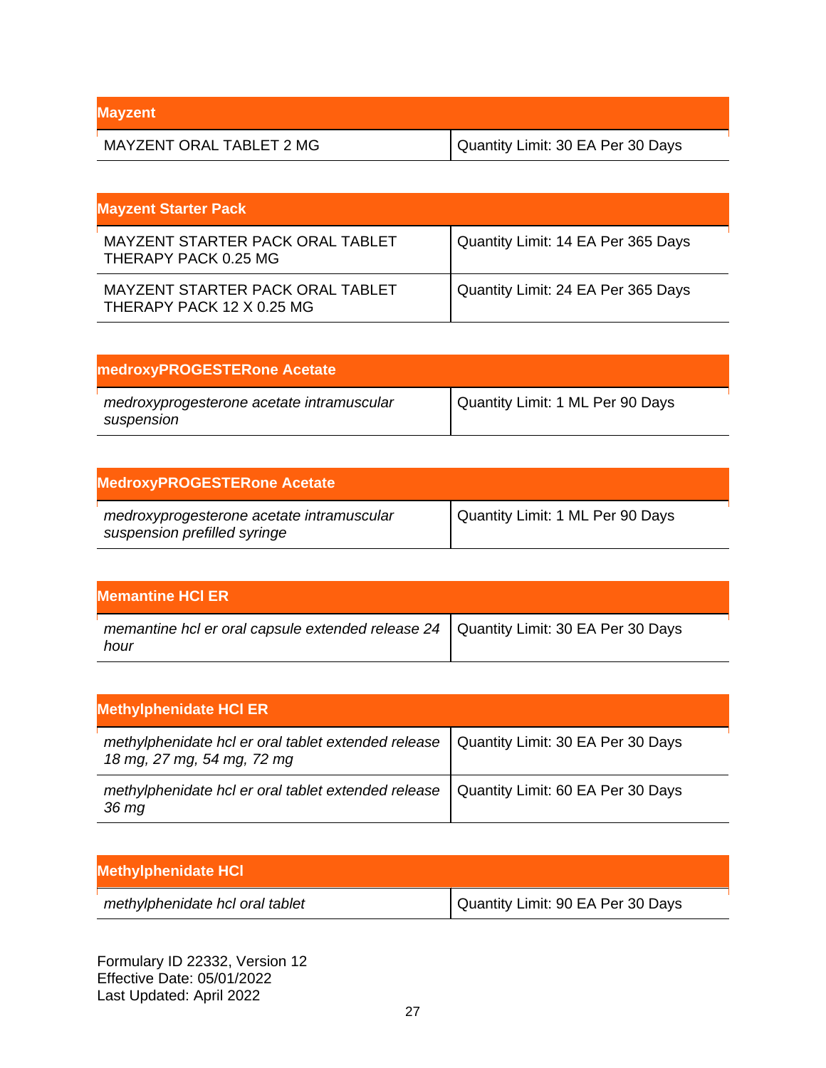| Mayzent | |
|---|---|
| MAYZENT ORAL TABLET 2 MG | Quantity Limit: 30 EA Per 30 Days |

| Mayzent Starter Pack | |
|---|---|
| MAYZENT STARTER PACK ORAL TABLET THERAPY PACK 0.25 MG | Quantity Limit: 14 EA Per 365 Days |
| MAYZENT STARTER PACK ORAL TABLET THERAPY PACK 12 X 0.25 MG | Quantity Limit: 24 EA Per 365 Days |

| medroxyPROGESTERone Acetate | |
|---|---|
| *medroxyprogesterone acetate intramuscular suspension* | Quantity Limit: 1 ML Per 90 Days |

| MedroxyPROGESTERone Acetate | |
|---|---|
| *medroxyprogesterone acetate intramuscular suspension prefilled syringe* | Quantity Limit: 1 ML Per 90 Days |

| Memantine HCl ER | |
|---|---|
| *memantine hcl er oral capsule extended release 24 hour* | Quantity Limit: 30 EA Per 30 Days |

| Methylphenidate HCl ER | |
|---|---|
| *methylphenidate hcl er oral tablet extended release 18 mg, 27 mg, 54 mg, 72 mg* | Quantity Limit: 30 EA Per 30 Days |
| *methylphenidate hcl er oral tablet extended release 36 mg* | Quantity Limit: 60 EA Per 30 Days |

| Methylphenidate HCl | |
|---|---|
| *methylphenidate hcl oral tablet* | Quantity Limit: 90 EA Per 30 Days |

Formulary ID 22332, Version 12
Effective Date: 05/01/2022
Last Updated: April 2022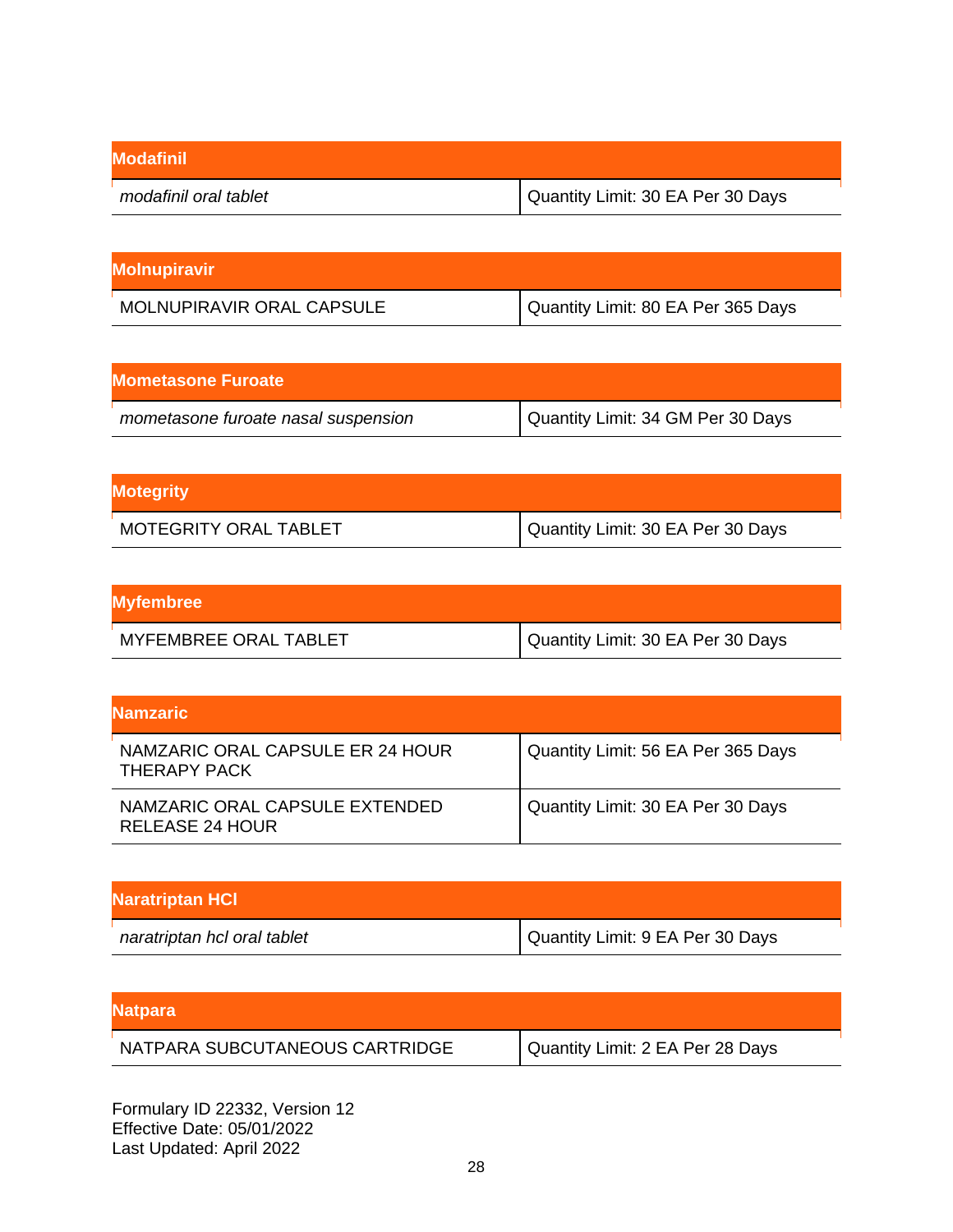| Modafinil | |
|---|---|
| *modafinil oral tablet* | Quantity Limit: 30 EA Per 30 Days |

| Molnupiravir | |
|---|---|
| MOLNUPIRAVIR ORAL CAPSULE | Quantity Limit: 80 EA Per 365 Days |

| Mometasone Furoate | |
|---|---|
| *mometasone furoate nasal suspension* | Quantity Limit: 34 GM Per 30 Days |

| Motegrity | |
|---|---|
| MOTEGRITY ORAL TABLET | Quantity Limit: 30 EA Per 30 Days |

| Myfembree | |
|---|---|
| MYFEMBREE ORAL TABLET | Quantity Limit: 30 EA Per 30 Days |

| Namzaric | |
|---|---|
| NAMZARIC ORAL CAPSULE ER 24 HOUR THERAPY PACK | Quantity Limit: 56 EA Per 365 Days |
| NAMZARIC ORAL CAPSULE EXTENDED RELEASE 24 HOUR | Quantity Limit: 30 EA Per 30 Days |

| Naratriptan HCl | |
|---|---|
| *naratriptan hcl oral tablet* | Quantity Limit: 9 EA Per 30 Days |

| Natpara | |
|---|---|
| NATPARA SUBCUTANEOUS CARTRIDGE | Quantity Limit: 2 EA Per 28 Days |

Formulary ID 22332, Version 12
Effective Date: 05/01/2022
Last Updated: April 2022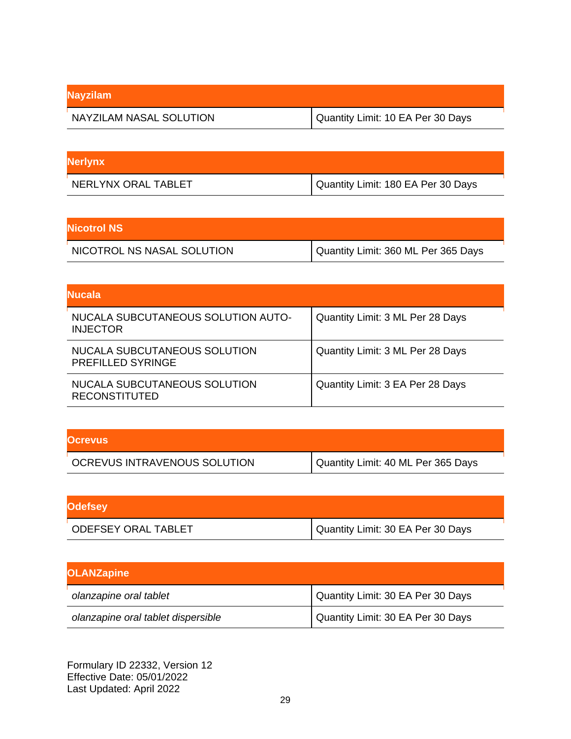| Nayzilam | |
|---|---|
| NAYZILAM NASAL SOLUTION | Quantity Limit: 10 EA Per 30 Days |

| Nerlynx | |
|---|---|
| NERLYNX ORAL TABLET | Quantity Limit: 180 EA Per 30 Days |

| Nicotrol NS | |
|---|---|
| NICOTROL NS NASAL SOLUTION | Quantity Limit: 360 ML Per 365 Days |

| Nucala | |
|---|---|
| NUCALA SUBCUTANEOUS SOLUTION AUTO-INJECTOR | Quantity Limit: 3 ML Per 28 Days |
| NUCALA SUBCUTANEOUS SOLUTION PREFILLED SYRINGE | Quantity Limit: 3 ML Per 28 Days |
| NUCALA SUBCUTANEOUS SOLUTION RECONSTITUTED | Quantity Limit: 3 EA Per 28 Days |

| Ocrevus | |
|---|---|
| OCREVUS INTRAVENOUS SOLUTION | Quantity Limit: 40 ML Per 365 Days |

| Odefsey | |
|---|---|
| ODEFSEY ORAL TABLET | Quantity Limit: 30 EA Per 30 Days |

| OLANZapine | |
|---|---|
| *olanzapine oral tablet* | Quantity Limit: 30 EA Per 30 Days |
| *olanzapine oral tablet dispersible* | Quantity Limit: 30 EA Per 30 Days |

Formulary ID 22332, Version 12
Effective Date: 05/01/2022
Last Updated: April 2022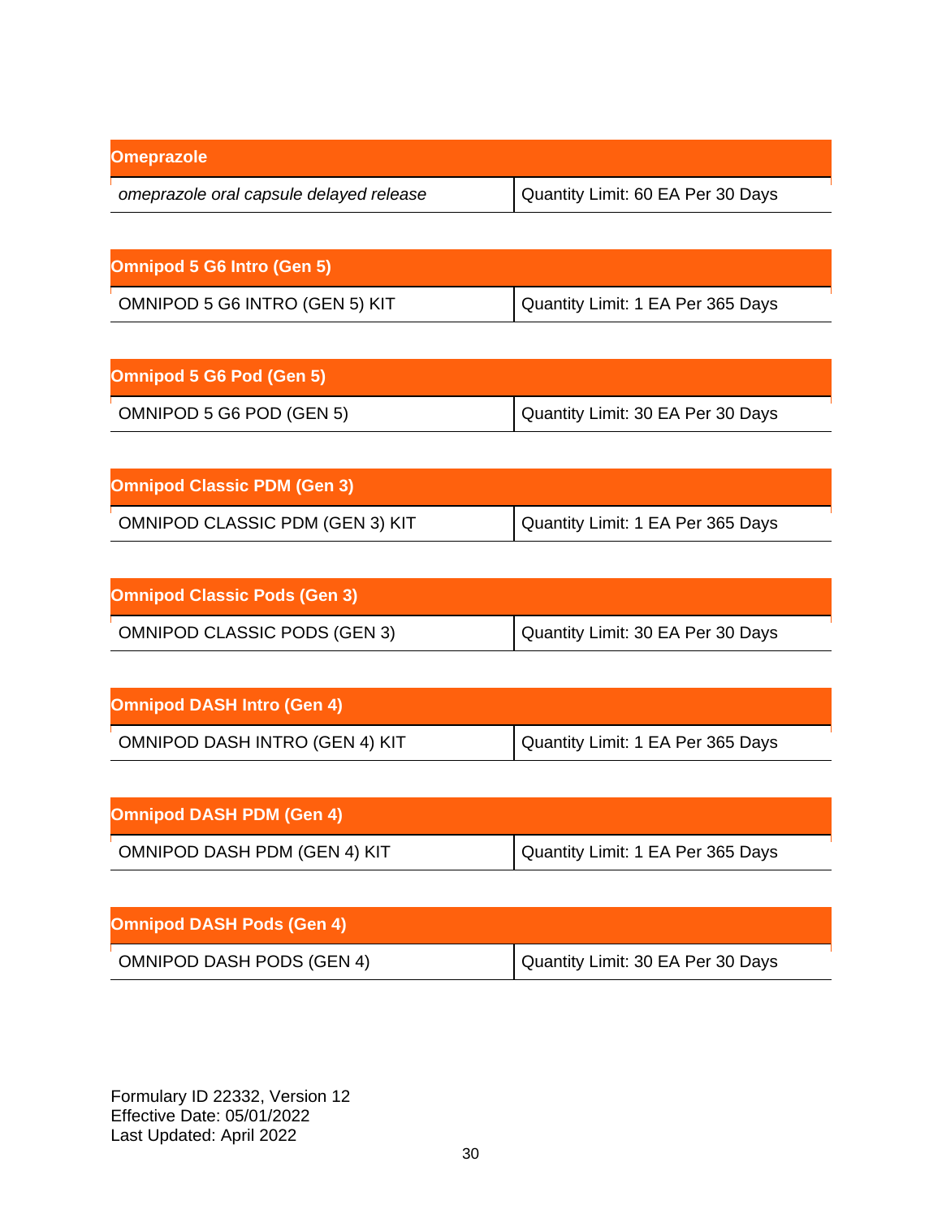| Omeprazole | |
|---|---|
| *omeprazole oral capsule delayed release* | Quantity Limit: 60 EA Per 30 Days |

| Omnipod 5 G6 Intro (Gen 5) | |
|---|---|
| OMNIPOD 5 G6 INTRO (GEN 5) KIT | Quantity Limit: 1 EA Per 365 Days |

| Omnipod 5 G6 Pod (Gen 5) | |
|---|---|
| OMNIPOD 5 G6 POD (GEN 5) | Quantity Limit: 30 EA Per 30 Days |

| Omnipod Classic PDM (Gen 3) | |
|---|---|
| OMNIPOD CLASSIC PDM (GEN 3) KIT | Quantity Limit: 1 EA Per 365 Days |

| Omnipod Classic Pods (Gen 3) | |
|---|---|
| OMNIPOD CLASSIC PODS (GEN 3) | Quantity Limit: 30 EA Per 30 Days |

| Omnipod DASH Intro (Gen 4) | |
|---|---|
| OMNIPOD DASH INTRO (GEN 4) KIT | Quantity Limit: 1 EA Per 365 Days |

| Omnipod DASH PDM (Gen 4) | |
|---|---|
| OMNIPOD DASH PDM (GEN 4) KIT | Quantity Limit: 1 EA Per 365 Days |

| Omnipod DASH Pods (Gen 4) | |
|---|---|
| OMNIPOD DASH PODS (GEN 4) | Quantity Limit: 30 EA Per 30 Days |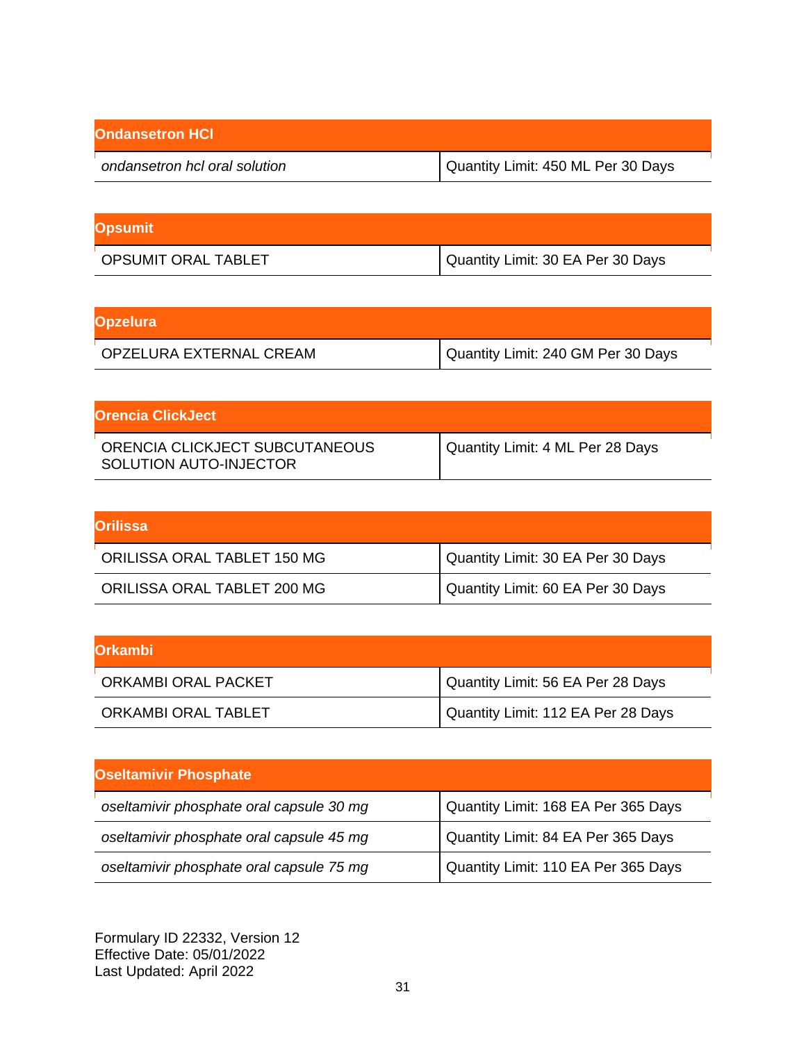| Ondansetron HCl | |
|---|---|
| *ondansetron hcl oral solution* | Quantity Limit: 450 ML Per 30 Days |

| Opsumit | |
|---|---|
| OPSUMIT ORAL TABLET | Quantity Limit: 30 EA Per 30 Days |

| Opzelura | |
|---|---|
| OPZELURA EXTERNAL CREAM | Quantity Limit: 240 GM Per 30 Days |

| Orencia ClickJect | |
|---|---|
| ORENCIA CLICKJECT SUBCUTANEOUS SOLUTION AUTO-INJECTOR | Quantity Limit: 4 ML Per 28 Days |

| Orilissa | |
|---|---|
| ORILISSA ORAL TABLET 150 MG | Quantity Limit: 30 EA Per 30 Days |
| ORILISSA ORAL TABLET 200 MG | Quantity Limit: 60 EA Per 30 Days |

| Orkambi | |
|---|---|
| ORKAMBI ORAL PACKET | Quantity Limit: 56 EA Per 28 Days |
| ORKAMBI ORAL TABLET | Quantity Limit: 112 EA Per 28 Days |

| Oseltamivir Phosphate | |
|---|---|
| *oseltamivir phosphate oral capsule 30 mg* | Quantity Limit: 168 EA Per 365 Days |
| *oseltamivir phosphate oral capsule 45 mg* | Quantity Limit: 84 EA Per 365 Days |
| *oseltamivir phosphate oral capsule 75 mg* | Quantity Limit: 110 EA Per 365 Days |

Formulary ID 22332, Version 12
Effective Date: 05/01/2022
Last Updated: April 2022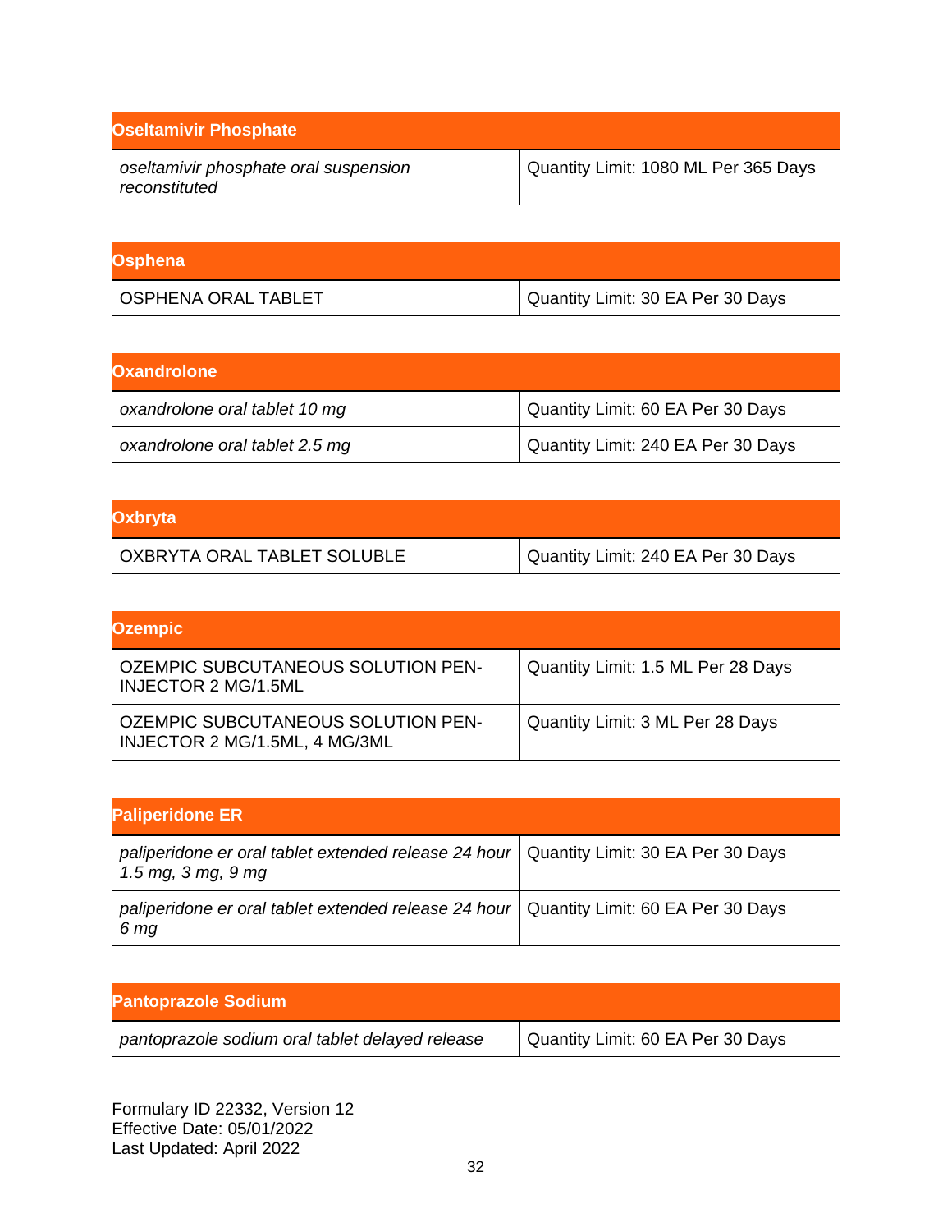| Oseltamivir Phosphate | |
| --- | --- |
| *oseltamivir phosphate oral suspension reconstituted* | Quantity Limit: 1080 ML Per 365 Days |

| Osphena | |
| --- | --- |
| OSPHENA ORAL TABLET | Quantity Limit: 30 EA Per 30 Days |

| Oxandrolone | |
| --- | --- |
| *oxandrolone oral tablet 10 mg* | Quantity Limit: 60 EA Per 30 Days |
| *oxandrolone oral tablet 2.5 mg* | Quantity Limit: 240 EA Per 30 Days |

| Oxbryta | |
| --- | --- |
| OXBRYTA ORAL TABLET SOLUBLE | Quantity Limit: 240 EA Per 30 Days |

| Ozempic | |
| --- | --- |
| OZEMPIC SUBCUTANEOUS SOLUTION PEN-INJECTOR 2 MG/1.5ML | Quantity Limit: 1.5 ML Per 28 Days |
| OZEMPIC SUBCUTANEOUS SOLUTION PEN-INJECTOR 2 MG/1.5ML, 4 MG/3ML | Quantity Limit: 3 ML Per 28 Days |

| Paliperidone ER | |
| --- | --- |
| *paliperidone er oral tablet extended release 24 hour 1.5 mg, 3 mg, 9 mg* | Quantity Limit: 30 EA Per 30 Days |
| *paliperidone er oral tablet extended release 24 hour 6 mg* | Quantity Limit: 60 EA Per 30 Days |

| Pantoprazole Sodium | |
| --- | --- |
| *pantoprazole sodium oral tablet delayed release* | Quantity Limit: 60 EA Per 30 Days |

Formulary ID 22332, Version 12
Effective Date: 05/01/2022
Last Updated: April 2022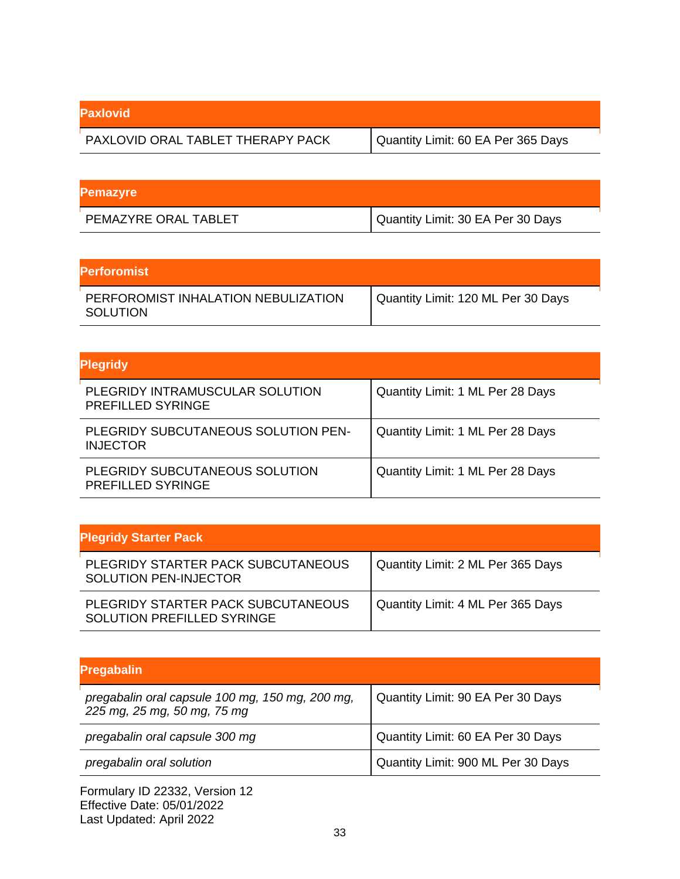| Paxlovid | |
|---|---|
| PAXLOVID ORAL TABLET THERAPY PACK | Quantity Limit: 60 EA Per 365 Days |

| Pemazyre | |
|---|---|
| PEMAZYRE ORAL TABLET | Quantity Limit: 30 EA Per 30 Days |

| Perforomist | |
|---|---|
| PERFOROMIST INHALATION NEBULIZATION SOLUTION | Quantity Limit: 120 ML Per 30 Days |

| Plegridy | |
|---|---|
| PLEGRIDY INTRAMUSCULAR SOLUTION PREFILLED SYRINGE | Quantity Limit: 1 ML Per 28 Days |
| PLEGRIDY SUBCUTANEOUS SOLUTION PEN-INJECTOR | Quantity Limit: 1 ML Per 28 Days |
| PLEGRIDY SUBCUTANEOUS SOLUTION PREFILLED SYRINGE | Quantity Limit: 1 ML Per 28 Days |

| Plegridy Starter Pack | |
|---|---|
| PLEGRIDY STARTER PACK SUBCUTANEOUS SOLUTION PEN-INJECTOR | Quantity Limit: 2 ML Per 365 Days |
| PLEGRIDY STARTER PACK SUBCUTANEOUS SOLUTION PREFILLED SYRINGE | Quantity Limit: 4 ML Per 365 Days |

| Pregabalin | |
|---|---|
| *pregabalin oral capsule 100 mg, 150 mg, 200 mg, 225 mg, 25 mg, 50 mg, 75 mg* | Quantity Limit: 90 EA Per 30 Days |
| *pregabalin oral capsule 300 mg* | Quantity Limit: 60 EA Per 30 Days |
| *pregabalin oral solution* | Quantity Limit: 900 ML Per 30 Days |

Formulary ID 22332, Version 12
Effective Date: 05/01/2022
Last Updated: April 2022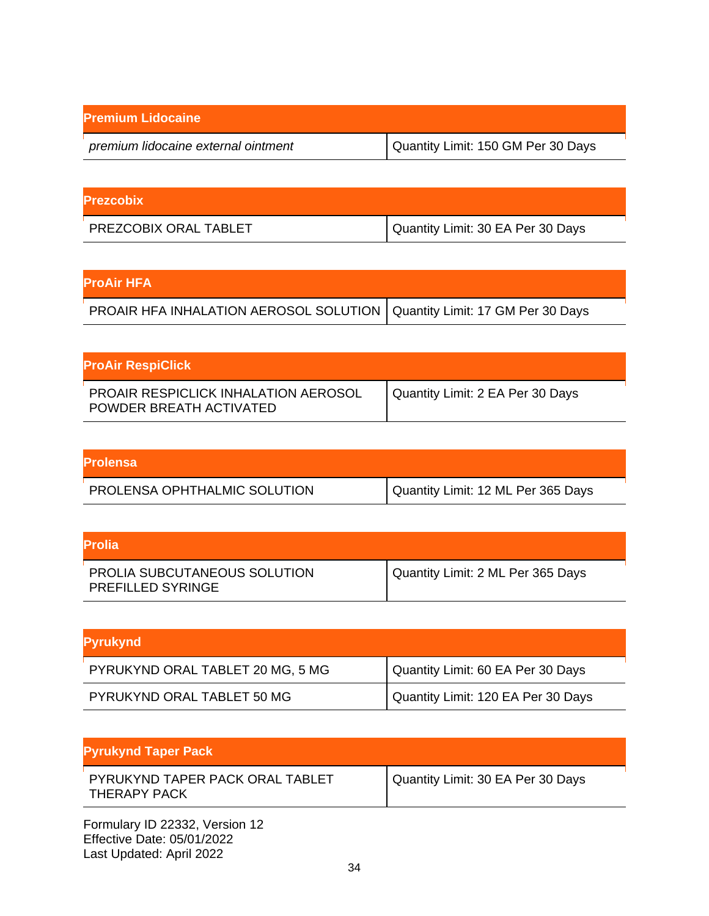| Premium Lidocaine | |
|---|---|
| *premium lidocaine external ointment* | Quantity Limit: 150 GM Per 30 Days |

| Prezcobix | |
|---|---|
| PREZCOBIX ORAL TABLET | Quantity Limit: 30 EA Per 30 Days |

| ProAir HFA | |
|---|---|
| PROAIR HFA INHALATION AEROSOL SOLUTION | Quantity Limit: 17 GM Per 30 Days |

| ProAir RespiClick | |
|---|---|
| PROAIR RESPICLICK INHALATION AEROSOL POWDER BREATH ACTIVATED | Quantity Limit: 2 EA Per 30 Days |

| Prolensa | |
|---|---|
| PROLENSA OPHTHALMIC SOLUTION | Quantity Limit: 12 ML Per 365 Days |

| Prolia | |
|---|---|
| PROLIA SUBCUTANEOUS SOLUTION PREFILLED SYRINGE | Quantity Limit: 2 ML Per 365 Days |

| Pyrukynd | |
|---|---|
| PYRUKYND ORAL TABLET 20 MG, 5 MG | Quantity Limit: 60 EA Per 30 Days |
| PYRUKYND ORAL TABLET 50 MG | Quantity Limit: 120 EA Per 30 Days |

| Pyrukynd Taper Pack | |
|---|---|
| PYRUKYND TAPER PACK ORAL TABLET THERAPY PACK | Quantity Limit: 30 EA Per 30 Days |

Formulary ID 22332, Version 12
Effective Date: 05/01/2022
Last Updated: April 2022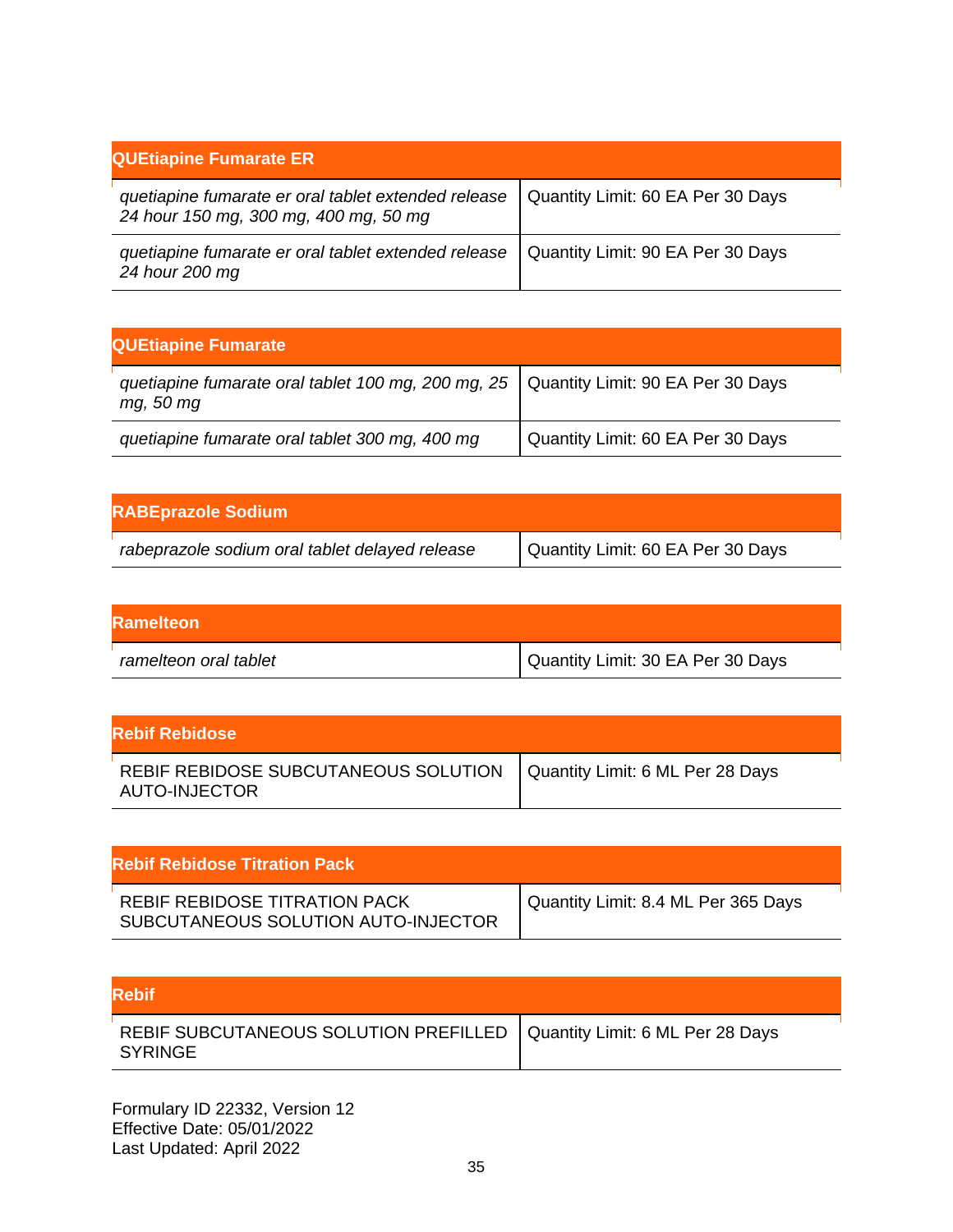| QUEtiapine Fumarate ER | |
|---|---|
| *quetiapine fumarate er oral tablet extended release 24 hour 150 mg, 300 mg, 400 mg, 50 mg* | Quantity Limit: 60 EA Per 30 Days |
| *quetiapine fumarate er oral tablet extended release 24 hour 200 mg* | Quantity Limit: 90 EA Per 30 Days |

| QUEtiapine Fumarate | |
|---|---|
| *quetiapine fumarate oral tablet 100 mg, 200 mg, 25 mg, 50 mg* | Quantity Limit: 90 EA Per 30 Days |
| *quetiapine fumarate oral tablet 300 mg, 400 mg* | Quantity Limit: 60 EA Per 30 Days |

| RABEprazole Sodium | |
|---|---|
| *rabeprazole sodium oral tablet delayed release* | Quantity Limit: 60 EA Per 30 Days |

| Ramelteon | |
|---|---|
| *ramelteon oral tablet* | Quantity Limit: 30 EA Per 30 Days |

| Rebif Rebidose | |
|---|---|
| REBIF REBIDOSE SUBCUTANEOUS SOLUTION AUTO-INJECTOR | Quantity Limit: 6 ML Per 28 Days |

| Rebif Rebidose Titration Pack | |
|---|---|
| REBIF REBIDOSE TITRATION PACK SUBCUTANEOUS SOLUTION AUTO-INJECTOR | Quantity Limit: 8.4 ML Per 365 Days |

| Rebif | |
|---|---|
| REBIF SUBCUTANEOUS SOLUTION PREFILLED SYRINGE | Quantity Limit: 6 ML Per 28 Days |

Formulary ID 22332, Version 12
Effective Date: 05/01/2022
Last Updated: April 2022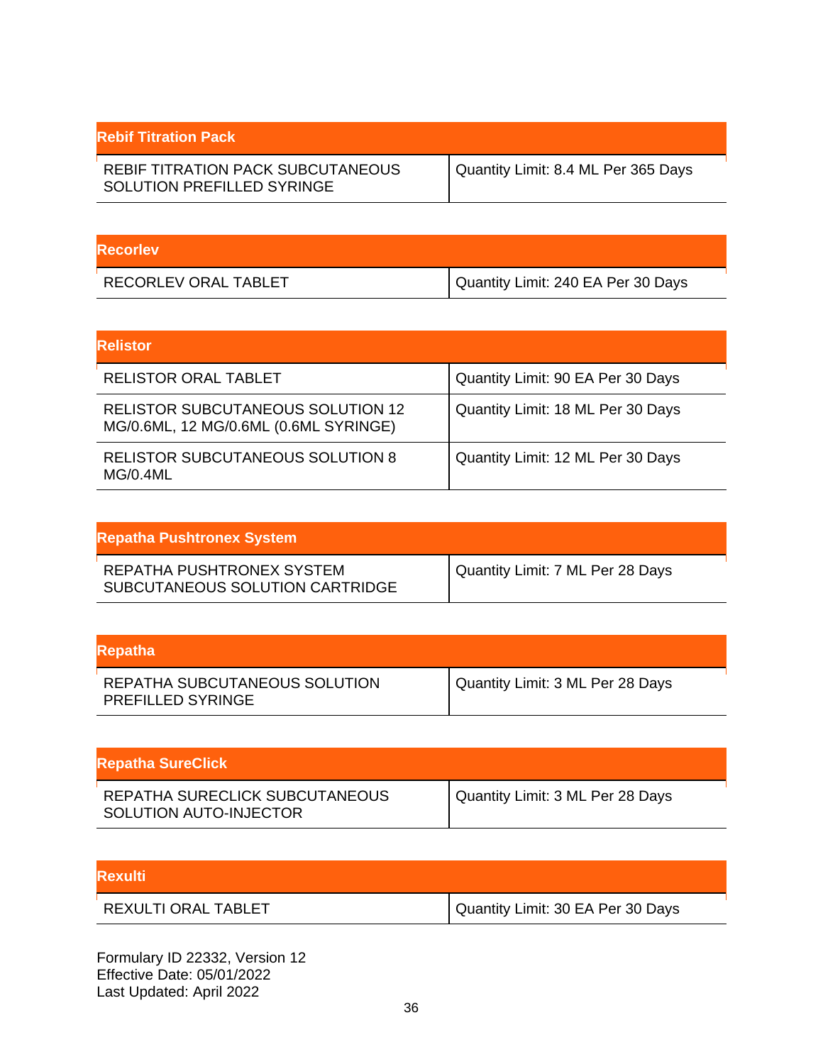| Rebif Titration Pack | |
|---|---|
| REBIF TITRATION PACK SUBCUTANEOUS SOLUTION PREFILLED SYRINGE | Quantity Limit: 8.4 ML Per 365 Days |

| Recorlev | |
|---|---|
| RECORLEV ORAL TABLET | Quantity Limit: 240 EA Per 30 Days |

| Relistor | |
|---|---|
| RELISTOR ORAL TABLET | Quantity Limit: 90 EA Per 30 Days |
| RELISTOR SUBCUTANEOUS SOLUTION 12 MG/0.6ML, 12 MG/0.6ML (0.6ML SYRINGE) | Quantity Limit: 18 ML Per 30 Days |
| RELISTOR SUBCUTANEOUS SOLUTION 8 MG/0.4ML | Quantity Limit: 12 ML Per 30 Days |

| Repatha Pushtronex System | |
|---|---|
| REPATHA PUSHTRONEX SYSTEM SUBCUTANEOUS SOLUTION CARTRIDGE | Quantity Limit: 7 ML Per 28 Days |

| Repatha | |
|---|---|
| REPATHA SUBCUTANEOUS SOLUTION PREFILLED SYRINGE | Quantity Limit: 3 ML Per 28 Days |

| Repatha SureClick | |
|---|---|
| REPATHA SURECLICK SUBCUTANEOUS SOLUTION AUTO-INJECTOR | Quantity Limit: 3 ML Per 28 Days |

| Rexulti | |
|---|---|
| REXULTI ORAL TABLET | Quantity Limit: 30 EA Per 30 Days |

Formulary ID 22332, Version 12
Effective Date: 05/01/2022
Last Updated: April 2022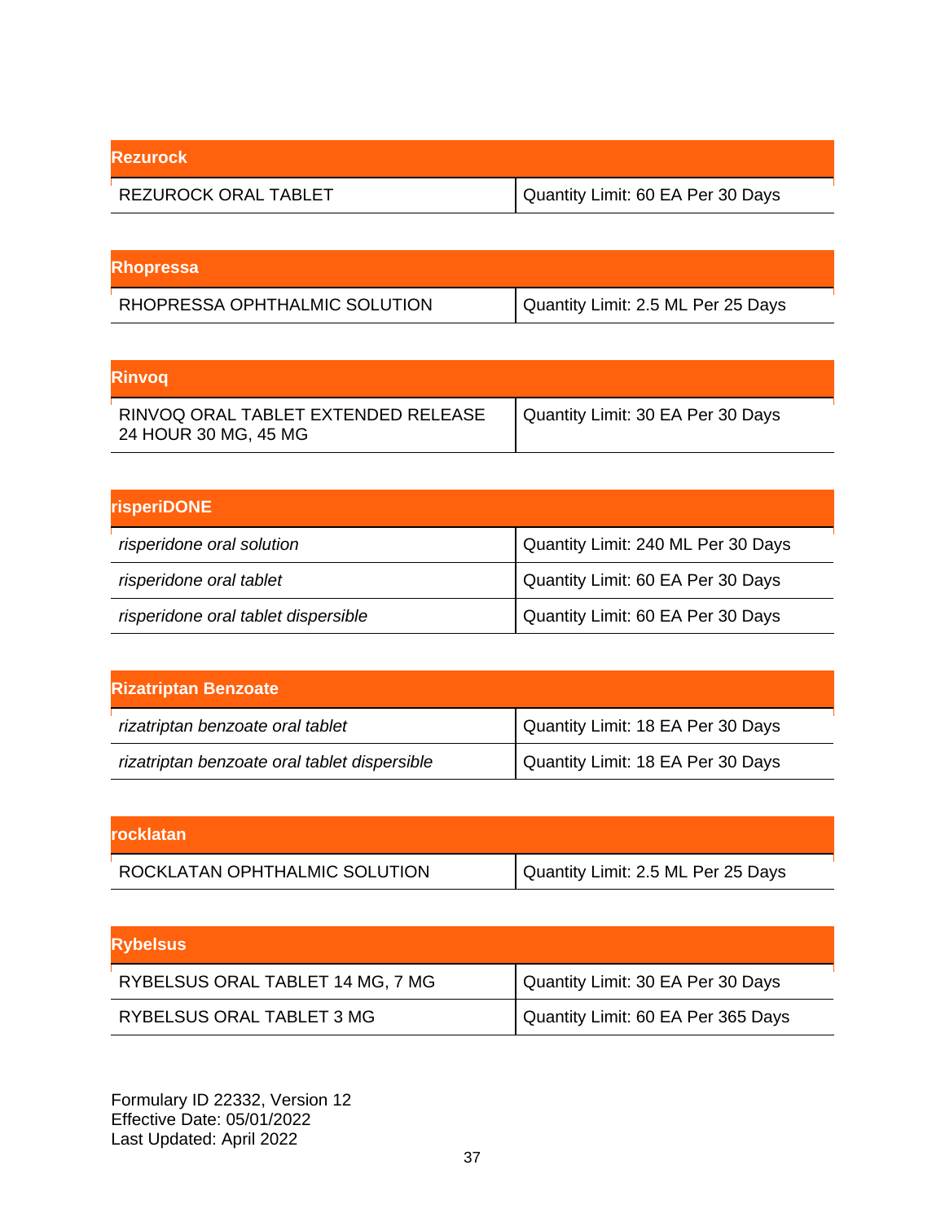| Rezurock | |
|---|---|
| REZUROCK ORAL TABLET | Quantity Limit: 60 EA Per 30 Days |

| Rhopressa | |
|---|---|
| RHOPRESSA OPHTHALMIC SOLUTION | Quantity Limit: 2.5 ML Per 25 Days |

| Rinvoq | |
|---|---|
| RINVOQ ORAL TABLET EXTENDED RELEASE 24 HOUR 30 MG, 45 MG | Quantity Limit: 30 EA Per 30 Days |

| risperiDONE | |
|---|---|
| *risperidone oral solution* | Quantity Limit: 240 ML Per 30 Days |
| *risperidone oral tablet* | Quantity Limit: 60 EA Per 30 Days |
| *risperidone oral tablet dispersible* | Quantity Limit: 60 EA Per 30 Days |

| Rizatriptan Benzoate | |
|---|---|
| *rizatriptan benzoate oral tablet* | Quantity Limit: 18 EA Per 30 Days |
| *rizatriptan benzoate oral tablet dispersible* | Quantity Limit: 18 EA Per 30 Days |

| rocklatan | |
|---|---|
| ROCKLATAN OPHTHALMIC SOLUTION | Quantity Limit: 2.5 ML Per 25 Days |

| Rybelsus | |
|---|---|
| RYBELSUS ORAL TABLET 14 MG, 7 MG | Quantity Limit: 30 EA Per 30 Days |
| RYBELSUS ORAL TABLET 3 MG | Quantity Limit: 60 EA Per 365 Days |

Formulary ID 22332, Version 12
Effective Date: 05/01/2022
Last Updated: April 2022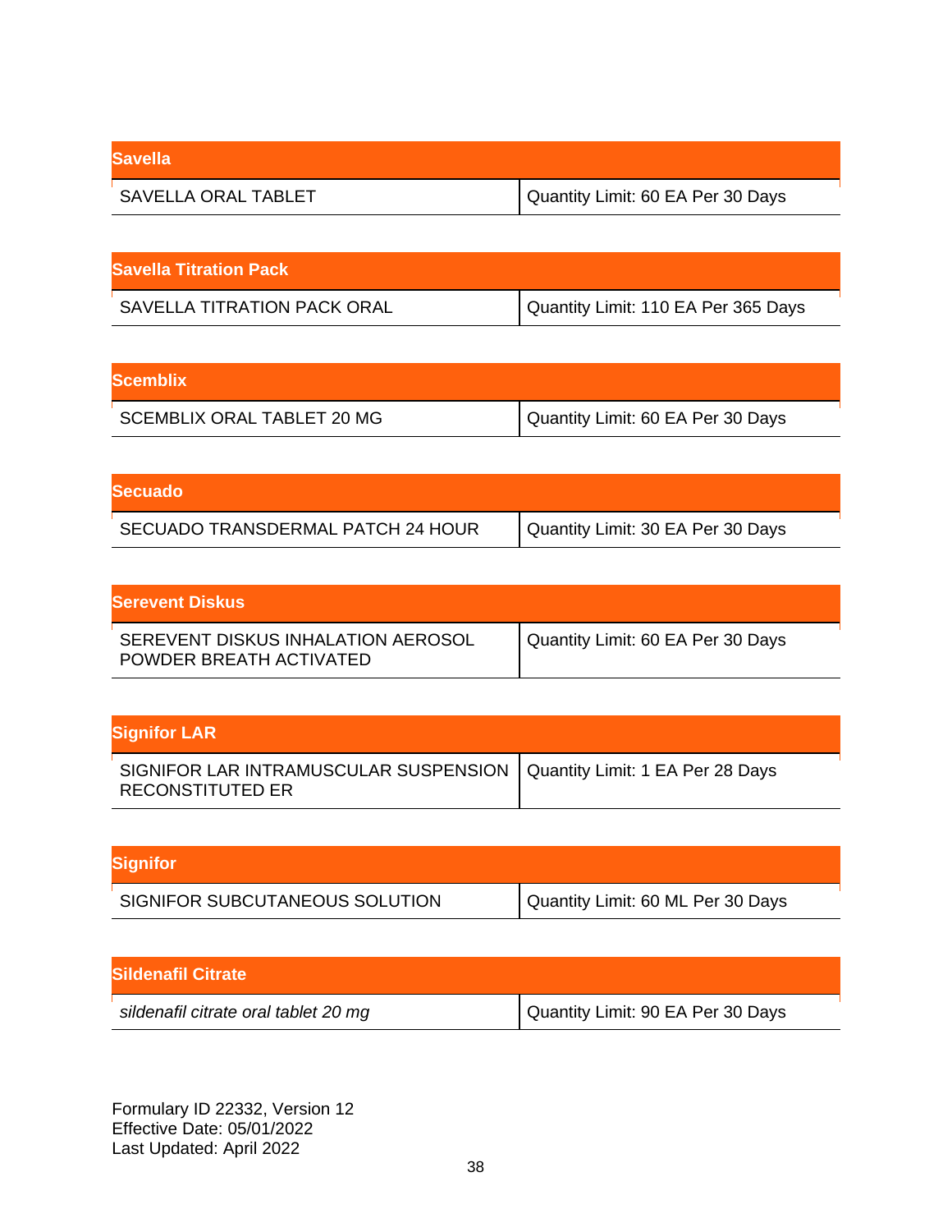| Savella | |
|---|---|
| SAVELLA ORAL TABLET | Quantity Limit: 60 EA Per 30 Days |

| Savella Titration Pack | |
|---|---|
| SAVELLA TITRATION PACK ORAL | Quantity Limit: 110 EA Per 365 Days |

| Scemblix | |
|---|---|
| SCEMBLIX ORAL TABLET 20 MG | Quantity Limit: 60 EA Per 30 Days |

| Secuado | |
|---|---|
| SECUADO TRANSDERMAL PATCH 24 HOUR | Quantity Limit: 30 EA Per 30 Days |

| Serevent Diskus | |
|---|---|
| SEREVENT DISKUS INHALATION AEROSOL POWDER BREATH ACTIVATED | Quantity Limit: 60 EA Per 30 Days |

| Signifor LAR | |
|---|---|
| SIGNIFOR LAR INTRAMUSCULAR SUSPENSION RECONSTITUTED ER | Quantity Limit: 1 EA Per 28 Days |

| Signifor | |
|---|---|
| SIGNIFOR SUBCUTANEOUS SOLUTION | Quantity Limit: 60 ML Per 30 Days |

| Sildenafil Citrate | |
|---|---|
| *sildenafil citrate oral tablet 20 mg* | Quantity Limit: 90 EA Per 30 Days |

Formulary ID 22332, Version 12
Effective Date: 05/01/2022
Last Updated: April 2022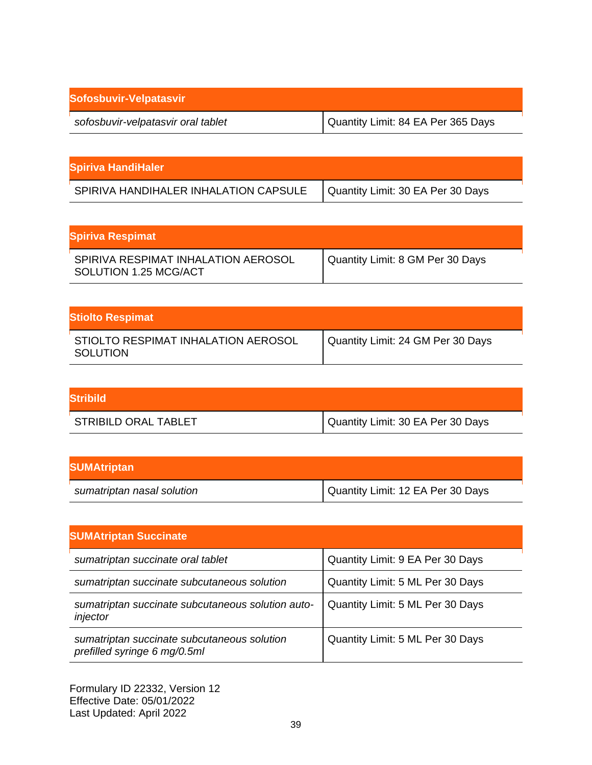| Sofosbuvir-Velpatasvir | |
|---|---|
| *sofosbuvir-velpatasvir oral tablet* | Quantity Limit: 84 EA Per 365 Days |

| Spiriva HandiHaler | |
|---|---|
| SPIRIVA HANDIHALER INHALATION CAPSULE | Quantity Limit: 30 EA Per 30 Days |

| Spiriva Respimat | |
|---|---|
| SPIRIVA RESPIMAT INHALATION AEROSOL SOLUTION 1.25 MCG/ACT | Quantity Limit: 8 GM Per 30 Days |

| Stiolto Respimat | |
|---|---|
| STIOLTO RESPIMAT INHALATION AEROSOL SOLUTION | Quantity Limit: 24 GM Per 30 Days |

| Stribild | |
|---|---|
| STRIBILD ORAL TABLET | Quantity Limit: 30 EA Per 30 Days |

| SUMAtriptan | |
|---|---|
| *sumatriptan nasal solution* | Quantity Limit: 12 EA Per 30 Days |

| SUMAtriptan Succinate | |
|---|---|
| *sumatriptan succinate oral tablet* | Quantity Limit: 9 EA Per 30 Days |
| *sumatriptan succinate subcutaneous solution* | Quantity Limit: 5 ML Per 30 Days |
| *sumatriptan succinate subcutaneous solution auto-injector* | Quantity Limit: 5 ML Per 30 Days |
| *sumatriptan succinate subcutaneous solution prefilled syringe 6 mg/0.5ml* | Quantity Limit: 5 ML Per 30 Days |

Formulary ID 22332, Version 12
Effective Date: 05/01/2022
Last Updated: April 2022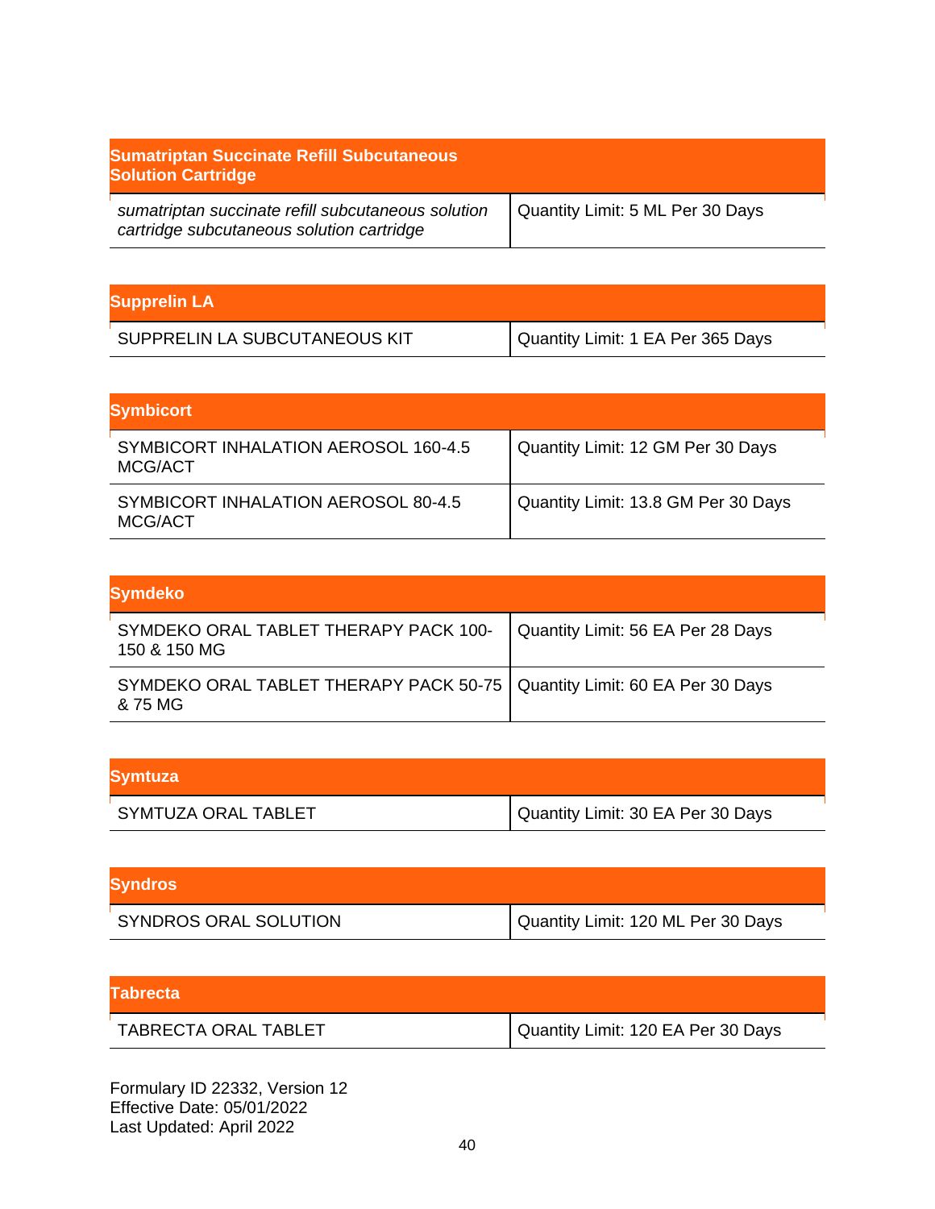| Sumatriptan Succinate Refill Subcutaneous Solution Cartridge | |
|---|---|
| *sumatriptan succinate refill subcutaneous solution cartridge subcutaneous solution cartridge* | Quantity Limit: 5 ML Per 30 Days |

| Supprelin LA | |
|---|---|
| SUPPRELIN LA SUBCUTANEOUS KIT | Quantity Limit: 1 EA Per 365 Days |

| Symbicort | |
|---|---|
| SYMBICORT INHALATION AEROSOL 160-4.5 MCG/ACT | Quantity Limit: 12 GM Per 30 Days |
| SYMBICORT INHALATION AEROSOL 80-4.5 MCG/ACT | Quantity Limit: 13.8 GM Per 30 Days |

| Symdeko | |
|---|---|
| SYMDEKO ORAL TABLET THERAPY PACK 100-150 & 150 MG | Quantity Limit: 56 EA Per 28 Days |
| SYMDEKO ORAL TABLET THERAPY PACK 50-75 & 75 MG | Quantity Limit: 60 EA Per 30 Days |

| Symtuza | |
|---|---|
| SYMTUZA ORAL TABLET | Quantity Limit: 30 EA Per 30 Days |

| Syndros | |
|---|---|
| SYNDROS ORAL SOLUTION | Quantity Limit: 120 ML Per 30 Days |

| Tabrecta | |
|---|---|
| TABRECTA ORAL TABLET | Quantity Limit: 120 EA Per 30 Days |

Formulary ID 22332, Version 12
Effective Date: 05/01/2022
Last Updated: April 2022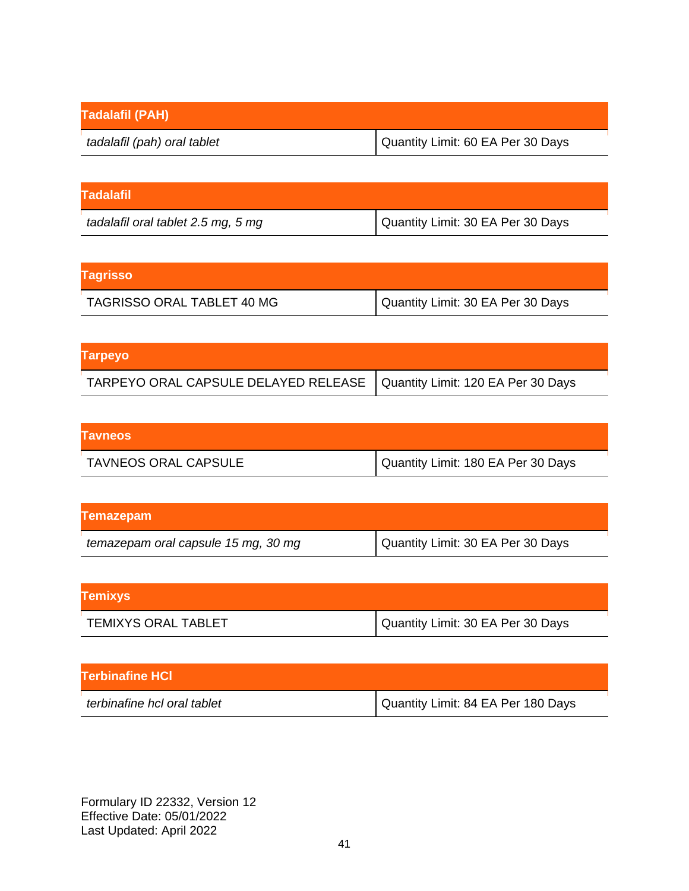| Tadalafil (PAH) | |
|---|---|
| *tadalafil (pah) oral tablet* | Quantity Limit: 60 EA Per 30 Days |

| Tadalafil | |
|---|---|
| *tadalafil oral tablet 2.5 mg, 5 mg* | Quantity Limit: 30 EA Per 30 Days |

| Tagrisso | |
|---|---|
| TAGRISSO ORAL TABLET 40 MG | Quantity Limit: 30 EA Per 30 Days |

| Tarpeyo | |
|---|---|
| TARPEYO ORAL CAPSULE DELAYED RELEASE | Quantity Limit: 120 EA Per 30 Days |

| Tavneos | |
|---|---|
| TAVNEOS ORAL CAPSULE | Quantity Limit: 180 EA Per 30 Days |

| Temazepam | |
|---|---|
| *temazepam oral capsule 15 mg, 30 mg* | Quantity Limit: 30 EA Per 30 Days |

| Temixys | |
|---|---|
| TEMIXYS ORAL TABLET | Quantity Limit: 30 EA Per 30 Days |

| Terbinafine HCl | |
|---|---|
| *terbinafine hcl oral tablet* | Quantity Limit: 84 EA Per 180 Days |

Formulary ID 22332, Version 12
Effective Date: 05/01/2022
Last Updated: April 2022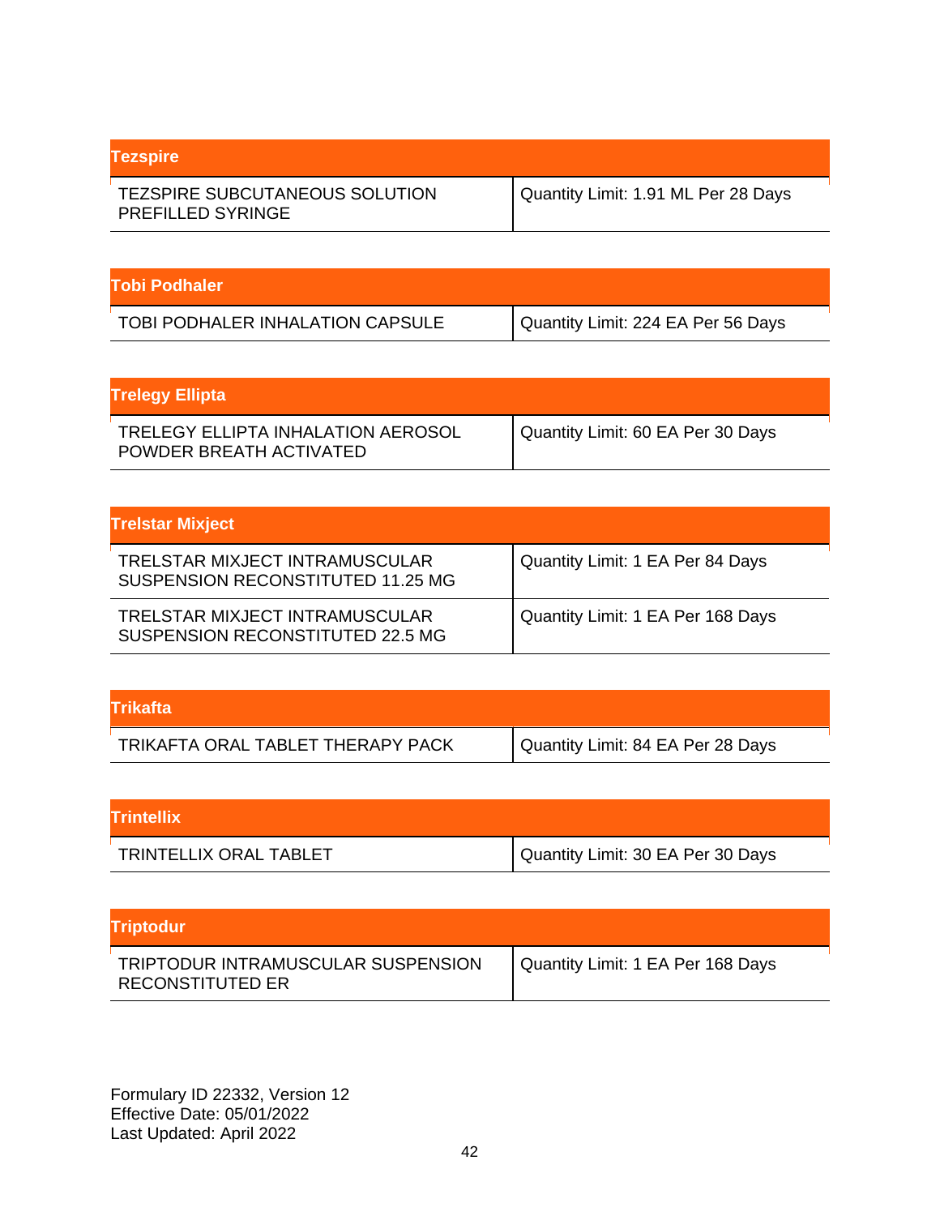| Tezspire | |
|---|---|
| TEZSPIRE SUBCUTANEOUS SOLUTION PREFILLED SYRINGE | Quantity Limit: 1.91 ML Per 28 Days |

| Tobi Podhaler | |
|---|---|
| TOBI PODHALER INHALATION CAPSULE | Quantity Limit: 224 EA Per 56 Days |

| Trelegy Ellipta | |
|---|---|
| TRELEGY ELLIPTA INHALATION AEROSOL POWDER BREATH ACTIVATED | Quantity Limit: 60 EA Per 30 Days |

| Trelstar Mixject | |
|---|---|
| TRELSTAR MIXJECT INTRAMUSCULAR SUSPENSION RECONSTITUTED 11.25 MG | Quantity Limit: 1 EA Per 84 Days |
| TRELSTAR MIXJECT INTRAMUSCULAR SUSPENSION RECONSTITUTED 22.5 MG | Quantity Limit: 1 EA Per 168 Days |

| Trikafta | |
|---|---|
| TRIKAFTA ORAL TABLET THERAPY PACK | Quantity Limit: 84 EA Per 28 Days |

| Trintellix | |
|---|---|
| TRINTELLIX ORAL TABLET | Quantity Limit: 30 EA Per 30 Days |

| Triptodur | |
|---|---|
| TRIPTODUR INTRAMUSCULAR SUSPENSION RECONSTITUTED ER | Quantity Limit: 1 EA Per 168 Days |

Formulary ID 22332, Version 12
Effective Date: 05/01/2022
Last Updated: April 2022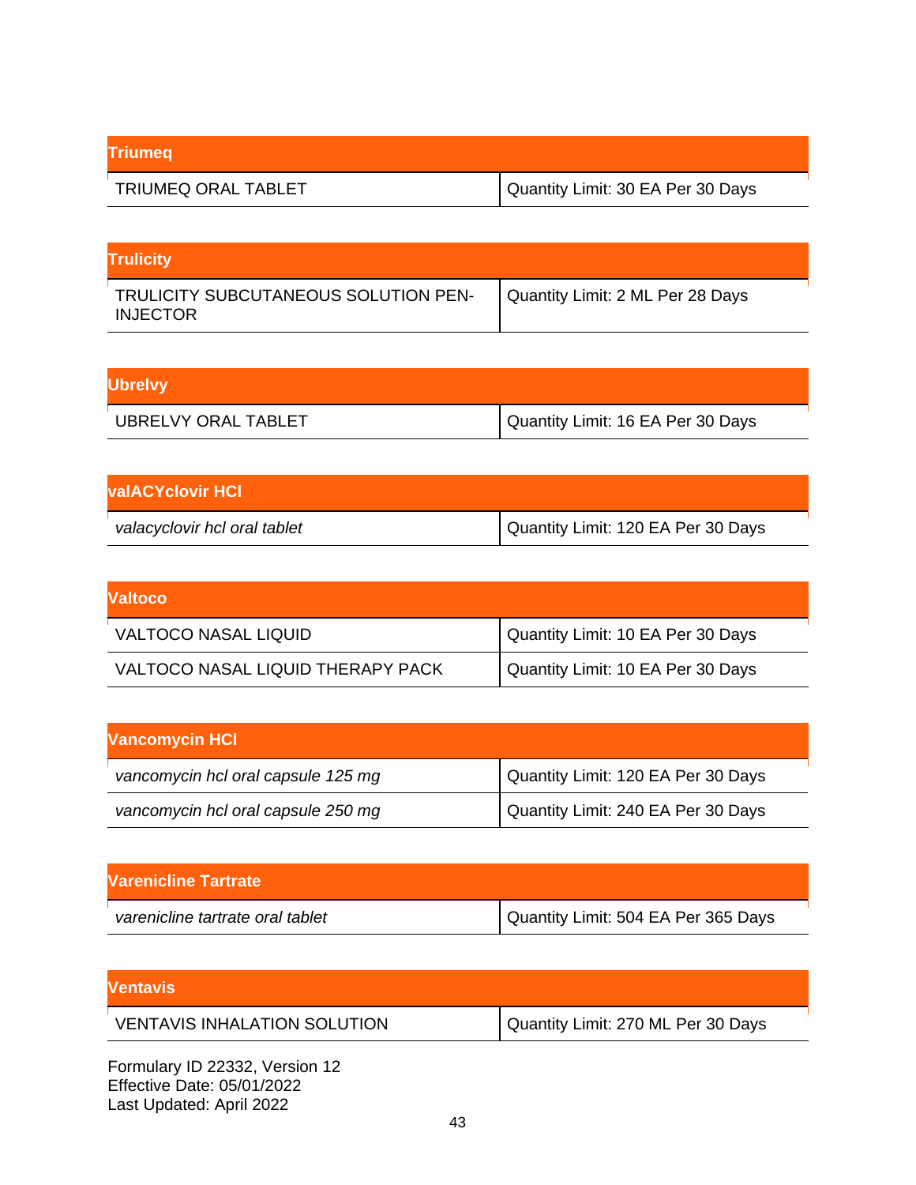| Triumeq | |
|---|---|
| TRIUMEQ ORAL TABLET | Quantity Limit: 30 EA Per 30 Days |

| Trulicity | |
|---|---|
| TRULICITY SUBCUTANEOUS SOLUTION PEN-INJECTOR | Quantity Limit: 2 ML Per 28 Days |

| Ubrelvy | |
|---|---|
| UBRELVY ORAL TABLET | Quantity Limit: 16 EA Per 30 Days |

| valACYclovir HCl | |
|---|---|
| *valacyclovir hcl oral tablet* | Quantity Limit: 120 EA Per 30 Days |

| Valtoco | |
|---|---|
| VALTOCO NASAL LIQUID | Quantity Limit: 10 EA Per 30 Days |
| VALTOCO NASAL LIQUID THERAPY PACK | Quantity Limit: 10 EA Per 30 Days |

| Vancomycin HCl | |
|---|---|
| *vancomycin hcl oral capsule 125 mg* | Quantity Limit: 120 EA Per 30 Days |
| *vancomycin hcl oral capsule 250 mg* | Quantity Limit: 240 EA Per 30 Days |

| Varenicline Tartrate | |
|---|---|
| *varenicline tartrate oral tablet* | Quantity Limit: 504 EA Per 365 Days |

| Ventavis | |
|---|---|
| VENTAVIS INHALATION SOLUTION | Quantity Limit: 270 ML Per 30 Days |

Formulary ID 22332, Version 12
Effective Date: 05/01/2022
Last Updated: April 2022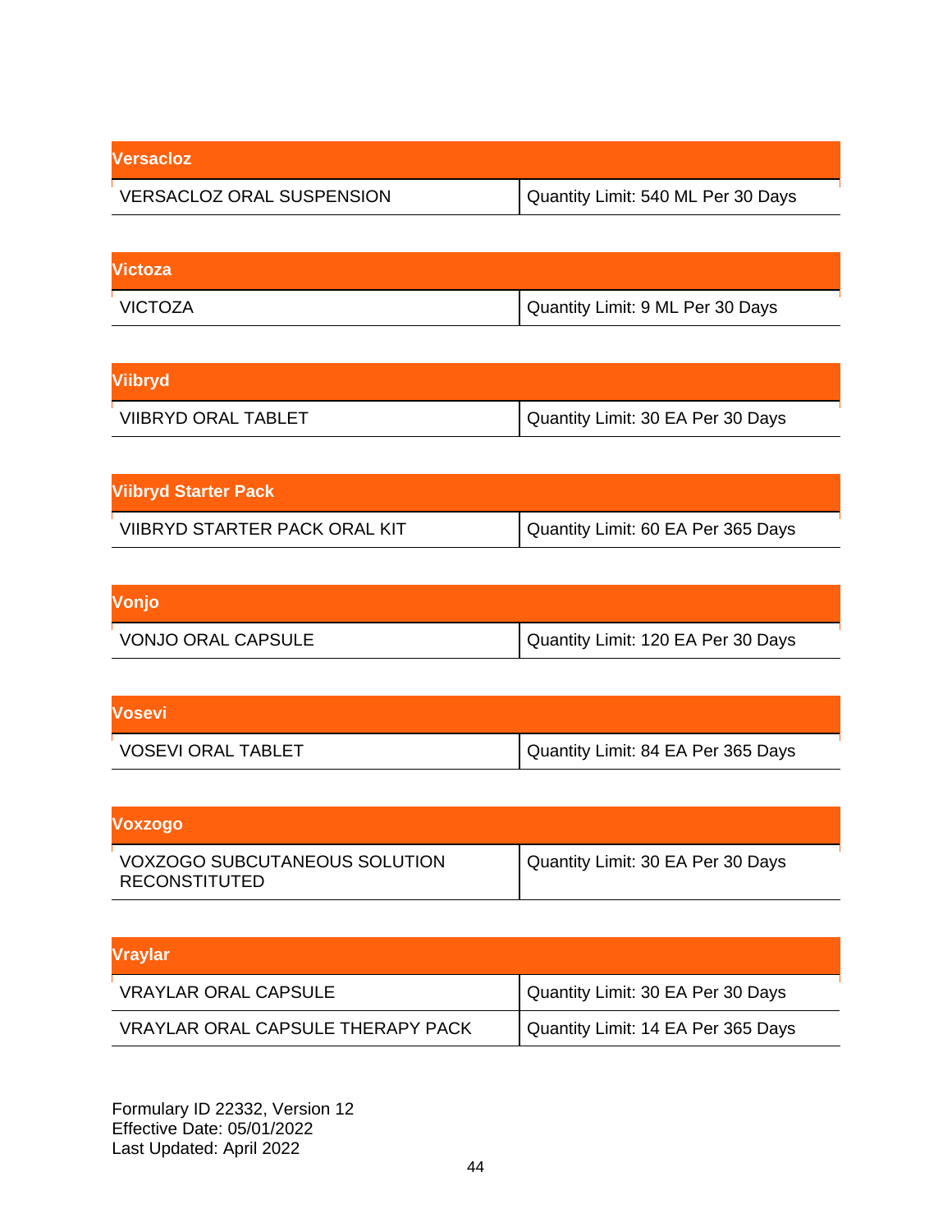| Versacloz | |
|---|---|
| VERSACLOZ ORAL SUSPENSION | Quantity Limit: 540 ML Per 30 Days |

| Victoza | |
|---|---|
| VICTOZA | Quantity Limit: 9 ML Per 30 Days |

| Viibryd | |
|---|---|
| VIIBRYD ORAL TABLET | Quantity Limit: 30 EA Per 30 Days |

| Viibryd Starter Pack | |
|---|---|
| VIIBRYD STARTER PACK ORAL KIT | Quantity Limit: 60 EA Per 365 Days |

| Vonjo | |
|---|---|
| VONJO ORAL CAPSULE | Quantity Limit: 120 EA Per 30 Days |

| Vosevi | |
|---|---|
| VOSEVI ORAL TABLET | Quantity Limit: 84 EA Per 365 Days |

| Voxzogo | |
|---|---|
| VOXZOGO SUBCUTANEOUS SOLUTION RECONSTITUTED | Quantity Limit: 30 EA Per 30 Days |

| Vraylar | |
|---|---|
| VRAYLAR ORAL CAPSULE | Quantity Limit: 30 EA Per 30 Days |
| VRAYLAR ORAL CAPSULE THERAPY PACK | Quantity Limit: 14 EA Per 365 Days |

Formulary ID 22332, Version 12
Effective Date: 05/01/2022
Last Updated: April 2022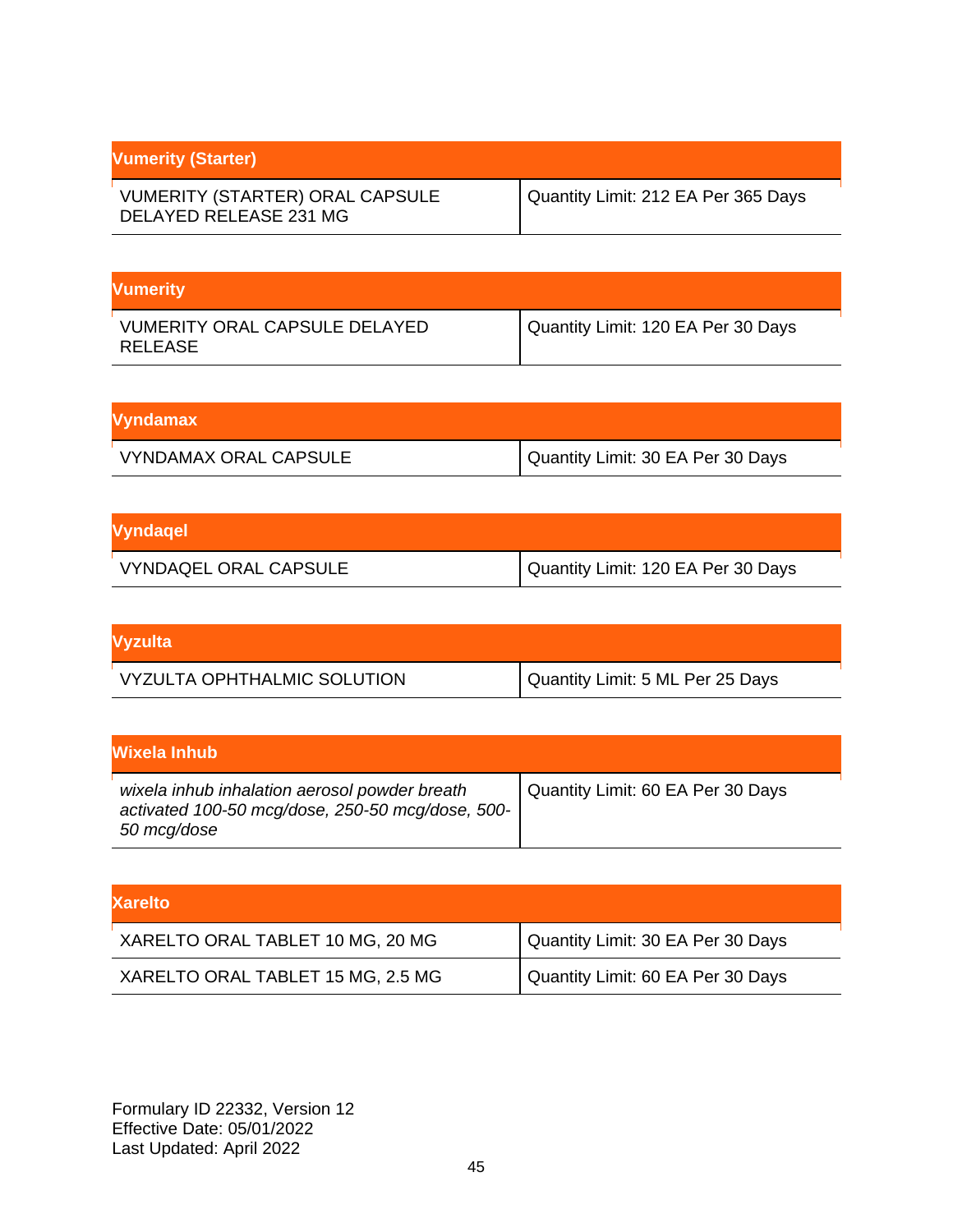| Vumerity (Starter) | |
|---|---|
| VUMERITY (STARTER) ORAL CAPSULE DELAYED RELEASE 231 MG | Quantity Limit: 212 EA Per 365 Days |

| Vumerity | |
|---|---|
| VUMERITY ORAL CAPSULE DELAYED RELEASE | Quantity Limit: 120 EA Per 30 Days |

| Vyndamax | |
|---|---|
| VYNDAMAX ORAL CAPSULE | Quantity Limit: 30 EA Per 30 Days |

| Vyndaqel | |
|---|---|
| VYNDAQEL ORAL CAPSULE | Quantity Limit: 120 EA Per 30 Days |

| Vyzulta | |
|---|---|
| VYZULTA OPHTHALMIC SOLUTION | Quantity Limit: 5 ML Per 25 Days |

| Wixela Inhub | |
|---|---|
| *wixela inhub inhalation aerosol powder breath activated 100-50 mcg/dose, 250-50 mcg/dose, 500-50 mcg/dose* | Quantity Limit: 60 EA Per 30 Days |

| Xarelto | |
|---|---|
| XARELTO ORAL TABLET 10 MG, 20 MG | Quantity Limit: 30 EA Per 30 Days |
| XARELTO ORAL TABLET 15 MG, 2.5 MG | Quantity Limit: 60 EA Per 30 Days |

Formulary ID 22332, Version 12
Effective Date: 05/01/2022
Last Updated: April 2022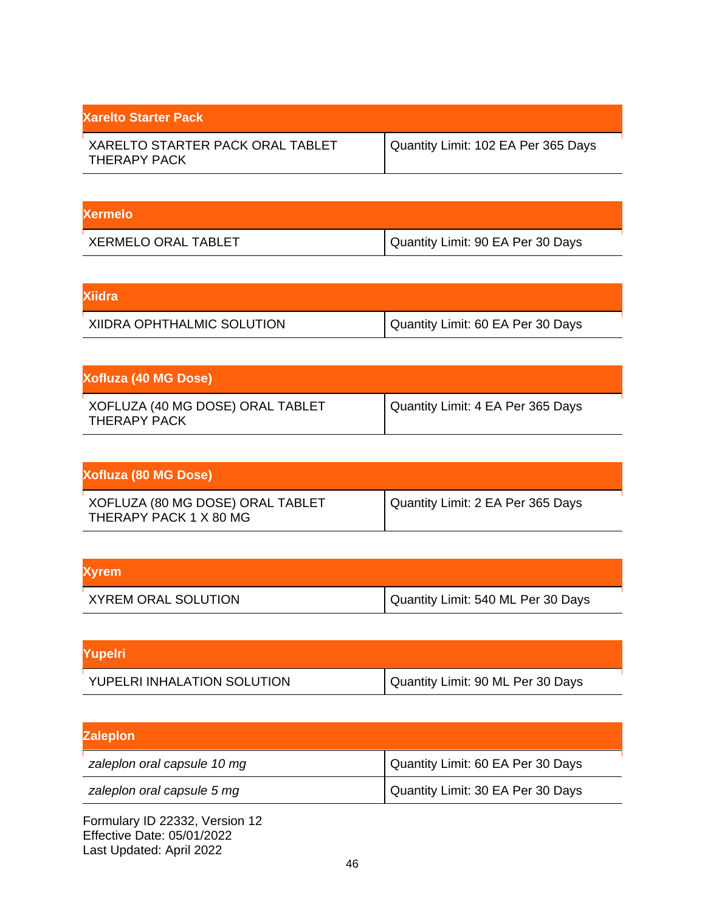| Xarelto Starter Pack | |
|---|---|
| XARELTO STARTER PACK ORAL TABLET THERAPY PACK | Quantity Limit: 102 EA Per 365 Days |

| Xermelo | |
|---|---|
| XERMELO ORAL TABLET | Quantity Limit: 90 EA Per 30 Days |

| Xiidra | |
|---|---|
| XIIDRA OPHTHALMIC SOLUTION | Quantity Limit: 60 EA Per 30 Days |

| Xofluza (40 MG Dose) | |
|---|---|
| XOFLUZA (40 MG DOSE) ORAL TABLET THERAPY PACK | Quantity Limit: 4 EA Per 365 Days |

| Xofluza (80 MG Dose) | |
|---|---|
| XOFLUZA (80 MG DOSE) ORAL TABLET THERAPY PACK 1 X 80 MG | Quantity Limit: 2 EA Per 365 Days |

| Xyrem | |
|---|---|
| XYREM ORAL SOLUTION | Quantity Limit: 540 ML Per 30 Days |

| Yupelri | |
|---|---|
| YUPELRI INHALATION SOLUTION | Quantity Limit: 90 ML Per 30 Days |

| Zaleplon | |
|---|---|
| *zaleplon oral capsule 10 mg* | Quantity Limit: 60 EA Per 30 Days |
| *zaleplon oral capsule 5 mg* | Quantity Limit: 30 EA Per 30 Days |

Formulary ID 22332, Version 12
Effective Date: 05/01/2022
Last Updated: April 2022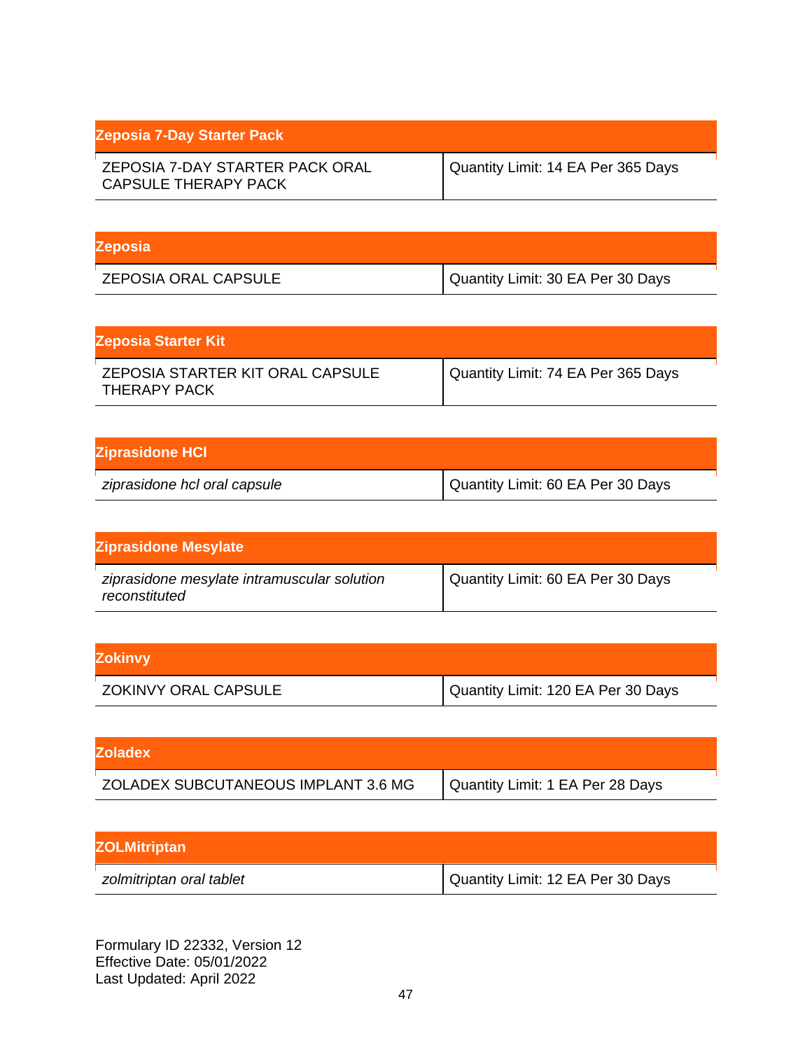| Zeposia 7-Day Starter Pack | |
|---|---|
| ZEPOSIA 7-DAY STARTER PACK ORAL CAPSULE THERAPY PACK | Quantity Limit: 14 EA Per 365 Days |

| Zeposia | |
|---|---|
| ZEPOSIA ORAL CAPSULE | Quantity Limit: 30 EA Per 30 Days |

| Zeposia Starter Kit | |
|---|---|
| ZEPOSIA STARTER KIT ORAL CAPSULE THERAPY PACK | Quantity Limit: 74 EA Per 365 Days |

| Ziprasidone HCl | |
|---|---|
| *ziprasidone hcl oral capsule* | Quantity Limit: 60 EA Per 30 Days |

| Ziprasidone Mesylate | |
|---|---|
| *ziprasidone mesylate intramuscular solution reconstituted* | Quantity Limit: 60 EA Per 30 Days |

| Zokinvy | |
|---|---|
| ZOKINVY ORAL CAPSULE | Quantity Limit: 120 EA Per 30 Days |

| Zoladex | |
|---|---|
| ZOLADEX SUBCUTANEOUS IMPLANT 3.6 MG | Quantity Limit: 1 EA Per 28 Days |

| ZOLMitriptan | |
|---|---|
| *zolmitriptan oral tablet* | Quantity Limit: 12 EA Per 30 Days |

Formulary ID 22332, Version 12
Effective Date: 05/01/2022
Last Updated: April 2022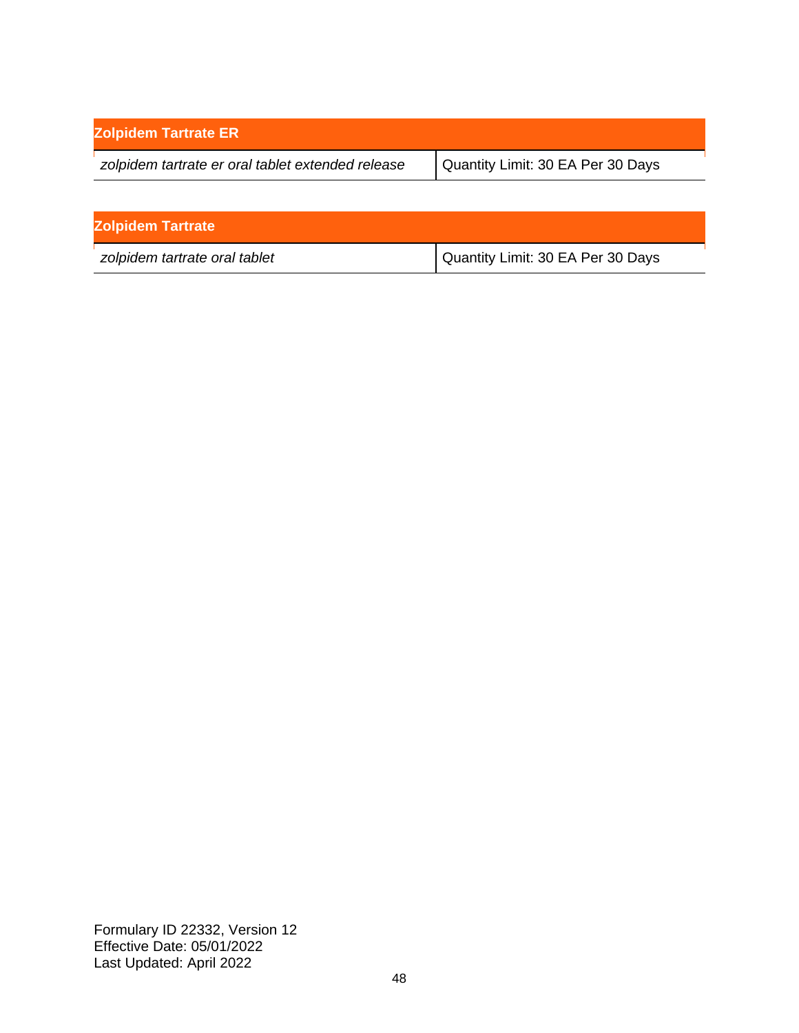| Zolpidem Tartrate ER | |
|---|---|
| *zolpidem tartrate er oral tablet extended release* | Quantity Limit: 30 EA Per 30 Days |

| Zolpidem Tartrate | |
|---|---|
| *zolpidem tartrate oral tablet* | Quantity Limit: 30 EA Per 30 Days |

Formulary ID 22332, Version 12
Effective Date: 05/01/2022
Last Updated: April 2022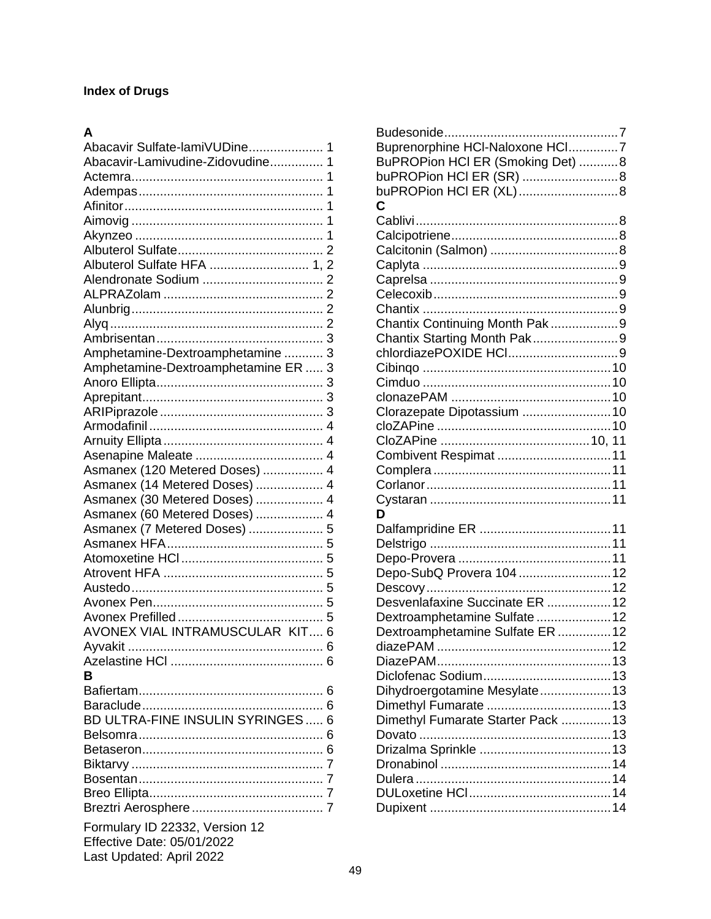**Index of Drugs**

**A**

Abacavir Sulfate-lamiVUDine.................... 1
Abacavir-Lamivudine-Zidovudine............... 1
Actemra..................................................... 1
Adempas.................................................... 1
Afinitor........................................................ 1
Aimovig ..................................................... 1
Akynzeo ..................................................... 1
Albuterol Sulfate......................................... 2
Albuterol Sulfate HFA ............................ 1, 2
Alendronate Sodium .................................. 2
ALPRAZolam ............................................. 2
Alunbrig...................................................... 2
Alyq............................................................ 2
Ambrisentan............................................... 3
Amphetamine-Dextroamphetamine ........... 3
Amphetamine-Dextroamphetamine ER ..... 3
Anoro Ellipta............................................... 3
Aprepitant................................................... 3
ARIPiprazole.............................................. 3
Armodafinil................................................. 4
Arnuity Ellipta............................................. 4
Asenapine Maleate .................................... 4
Asmanex (120 Metered Doses) ................. 4
Asmanex (14 Metered Doses) ................... 4
Asmanex (30 Metered Doses) ................... 4
Asmanex (60 Metered Doses) ................... 4
Asmanex (7 Metered Doses) ..................... 5
Asmanex HFA............................................ 5
Atomoxetine HCl ........................................ 5
Atrovent HFA ............................................. 5
Austedo...................................................... 5
Avonex Pen................................................ 5
Avonex Prefilled ......................................... 5
AVONEX VIAL INTRAMUSCULAR KIT.... 6
Ayvakit ....................................................... 6
Azelastine HCl ........................................... 6

**B**

Bafiertam.................................................... 6
Baraclude................................................... 6
BD ULTRA-FINE INSULIN SYRINGES..... 6
Belsomra.................................................... 6
Betaseron................................................... 6
Biktarvy ...................................................... 7
Bosentan.................................................... 7
Breo Ellipta................................................. 7
Breztri Aerosphere ..................................... 7
Budesonide................................................. 7
Buprenorphine HCl-Naloxone HCl.............. 7
BuPROPion HCl ER (Smoking Det) ........... 8
buPROPion HCl ER (SR) ........................... 8
buPROPion HCl ER (XL)............................ 8

**C**

Cablivi......................................................... 8
Calcipotriene............................................... 8
Calcitonin (Salmon) .................................... 8
Caplyta ....................................................... 9
Caprelsa ..................................................... 9
Celecoxib.................................................... 9
Chantix ....................................................... 9
Chantix Continuing Month Pak ................... 9
Chantix Starting Month Pak ........................ 9
chlordiazePOXIDE HCl............................... 9
Cibinqo ..................................................... 10
Cimduo ..................................................... 10
clonazePAM ............................................. 10
Clorazepate Dipotassium ......................... 10
cloZAPine ................................................. 10
CloZAPine .......................................... 10, 11
Combivent Respimat ................................ 11
Complera .................................................. 11
Corlanor.................................................... 11
Cystaran ................................................... 11

**D**

Dalfampridine ER ..................................... 11
Delstrigo ................................................... 11
Depo-Provera ........................................... 11
Depo-SubQ Provera 104 .......................... 12
Descovy.................................................... 12
Desvenlafaxine Succinate ER .................. 12
Dextroamphetamine Sulfate ..................... 12
Dextroamphetamine Sulfate ER ............... 12
diazePAM ................................................. 12
DiazePAM................................................. 13
Diclofenac Sodium.................................... 13
Dihydroergotamine Mesylate.................... 13
Dimethyl Fumarate ................................... 13
Dimethyl Fumarate Starter Pack .............. 13
Dovato ...................................................... 13
Drizalma Sprinkle ..................................... 13
Dronabinol ................................................ 14
Dulera ....................................................... 14
DULoxetine HCl........................................ 14
Dupixent ................................................... 14

Formulary ID 22332, Version 12
Effective Date: 05/01/2022
Last Updated: April 2022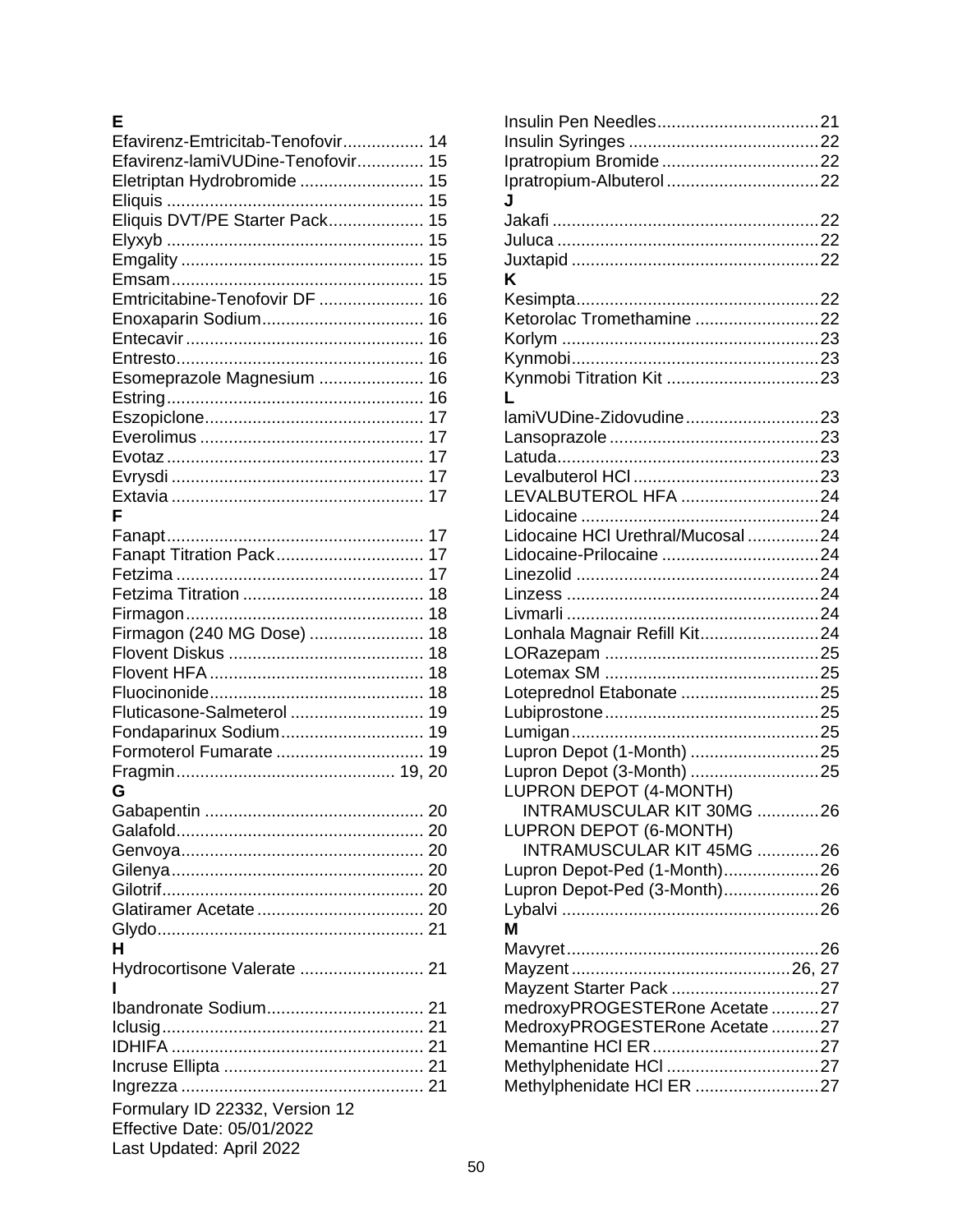**E**

Efavirenz-Emtricitab-Tenofovir ................. 14
Efavirenz-lamiVUDine-Tenofovir .............. 15
Eletriptan Hydrobromide .......................... 15
Eliquis ...................................................... 15
Eliquis DVT/PE Starter Pack .................... 15
Elyxyb ...................................................... 15
Emgality ................................................... 15
Emsam ..................................................... 15
Emtricitabine-Tenofovir DF ...................... 16
Enoxaparin Sodium .................................. 16
Entecavir .................................................. 16
Entresto .................................................... 16
Esomeprazole Magnesium ...................... 16
Estring ...................................................... 16
Eszopiclone .............................................. 17
Everolimus ............................................... 17
Evotaz ...................................................... 17
Evrysdi ..................................................... 17
Extavia ..................................................... 17

**F**

Fanapt ...................................................... 17
Fanapt Titration Pack ............................... 17
Fetzima .................................................... 17
Fetzima Titration ...................................... 18
Firmagon .................................................. 18
Firmagon (240 MG Dose) ........................ 18
Flovent Diskus ......................................... 18
Flovent HFA ............................................. 18
Fluocinonide ............................................. 18
Fluticasone-Salmeterol ............................ 19
Fondaparinux Sodium .............................. 19
Formoterol Fumarate ............................... 19
Fragmin ............................................. 19, 20

**G**

Gabapentin .............................................. 20
Galafold .................................................... 20
Genvoya ................................................... 20
Gilenya ..................................................... 20
Gilotrif ....................................................... 20
Glatiramer Acetate ................................... 20
Glydo ........................................................ 21

**H**

Hydrocortisone Valerate .......................... 21

**I**

Ibandronate Sodium ................................. 21
Iclusig ....................................................... 21
IDHIFA ..................................................... 21
Incruse Ellipta .......................................... 21
Ingrezza ................................................... 21
Insulin Pen Needles .................................. 21
Insulin Syringes ........................................ 22
Ipratropium Bromide ................................. 22
Ipratropium-Albuterol ................................ 22

**J**

Jakafi ........................................................ 22
Juluca ....................................................... 22
Juxtapid .................................................... 22

**K**

Kesimpta ................................................... 22
Ketorolac Tromethamine .......................... 22
Korlym ...................................................... 23
Kynmobi ................................................... 23
Kynmobi Titration Kit ................................ 23

**L**

lamiVUDine-Zidovudine ............................ 23
Lansoprazole ............................................ 23
Latuda ....................................................... 23
Levalbuterol HCl ....................................... 23
LEVALBUTEROL HFA ............................. 24
Lidocaine .................................................. 24
Lidocaine HCl Urethral/Mucosal ............... 24
Lidocaine-Prilocaine ................................. 24
Linezolid ................................................... 24
Linzess ..................................................... 24
Livmarli ..................................................... 24
Lonhala Magnair Refill Kit ......................... 24
LORazepam ............................................. 25
Lotemax SM ............................................. 25
Loteprednol Etabonate ............................. 25
Lubiprostone ............................................. 25
Lumigan .................................................... 25
Lupron Depot (1-Month) ........................... 25
Lupron Depot (3-Month) ........................... 25
LUPRON DEPOT (4-MONTH) INTRAMUSCULAR KIT 30MG ............. 26
LUPRON DEPOT (6-MONTH) INTRAMUSCULAR KIT 45MG ............. 26
Lupron Depot-Ped (1-Month) .................... 26
Lupron Depot-Ped (3-Month) .................... 26
Lybalvi ...................................................... 26

**M**

Mavyret ..................................................... 26
Mayzent ............................................. 26, 27
Mayzent Starter Pack ............................... 27
medroxyPROGESTERone Acetate .......... 27
MedroxyPROGESTERone Acetate .......... 27
Memantine HCl ER ................................... 27
Methylphenidate HCl ................................ 27
Methylphenidate HCl ER .......................... 27

Formulary ID 22332, Version 12
Effective Date: 05/01/2022
Last Updated: April 2022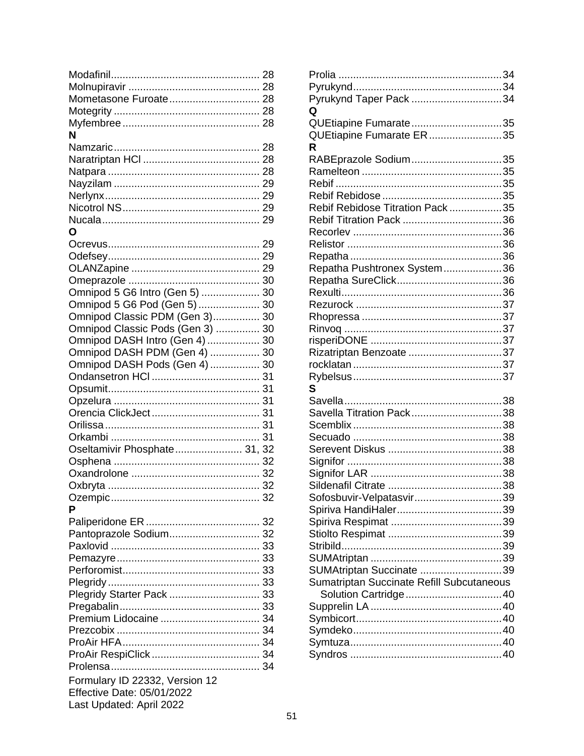Modafinil .................................................. 28
Molnupiravir ............................................. 28
Mometasone Furoate ............................... 28
Motegrity .................................................. 28
Myfembree ............................................... 28

**N**

Namzaric .................................................. 28
Naratriptan HCl ........................................ 28
Natpara .................................................... 28
Nayzilam .................................................. 29
Nerlynx ..................................................... 29
Nicotrol NS ............................................... 29
Nucala ...................................................... 29

**O**

Ocrevus .................................................... 29
Odefsey .................................................... 29
OLANZapine ............................................ 29
Omeprazole ............................................. 30
Omnipod 5 G6 Intro (Gen 5) .................... 30
Omnipod 5 G6 Pod (Gen 5) ..................... 30
Omnipod Classic PDM (Gen 3) ................ 30
Omnipod Classic Pods (Gen 3) ............... 30
Omnipod DASH Intro (Gen 4) .................. 30
Omnipod DASH PDM (Gen 4) ................. 30
Omnipod DASH Pods (Gen 4) ................. 30
Ondansetron HCl ..................................... 31
Opsumit .................................................... 31
Opzelura .................................................. 31
Orencia ClickJect ..................................... 31
Orilissa ..................................................... 31
Orkambi ................................................... 31
Oseltamivir Phosphate ....................... 31, 32
Osphena .................................................. 32
Oxandrolone ............................................ 32
Oxbryta .................................................... 32
Ozempic ................................................... 32

**P**

Paliperidone ER ....................................... 32
Pantoprazole Sodium ............................... 32
Paxlovid ................................................... 33
Pemazyre ................................................. 33
Perforomist ............................................... 33
Plegridy .................................................... 33
Plegridy Starter Pack ............................... 33
Pregabalin ................................................ 33
Premium Lidocaine .................................. 34
Prezcobix ................................................. 34
ProAir HFA ............................................... 34
ProAir RespiClick ..................................... 34
Prolensa ................................................... 34
Prolia ........................................................ 34
Pyrukynd ................................................... 34
Pyrukynd Taper Pack ............................... 34

**Q**

QUEtiapine Fumarate ............................... 35
QUEtiapine Fumarate ER ......................... 35

**R**

RABEprazole Sodium ............................... 35
Ramelteon ................................................ 35
Rebif ......................................................... 35
Rebif Rebidose ......................................... 35
Rebif Rebidose Titration Pack .................. 35
Rebif Titration Pack .................................. 36
Recorlev ................................................... 36
Relistor ..................................................... 36
Repatha .................................................... 36
Repatha Pushtronex System .................... 36
Repatha SureClick .................................... 36
Rexulti ....................................................... 36
Rezurock .................................................. 37
Rhopressa ................................................ 37
Rinvoq ...................................................... 37
risperiDONE ............................................. 37
Rizatriptan Benzoate ................................ 37
rocklatan ................................................... 37
Rybelsus ................................................... 37

**S**

Savella ...................................................... 38
Savella Titration Pack ............................... 38
Scemblix ................................................... 38
Secuado ................................................... 38
Serevent Diskus ....................................... 38
Signifor ..................................................... 38
Signifor LAR ............................................. 38
Sildenafil Citrate ....................................... 38
Sofosbuvir-Velpatasvir .............................. 39
Spiriva HandiHaler .................................... 39
Spiriva Respimat ...................................... 39
Stiolto Respimat ....................................... 39
Stribild ....................................................... 39
SUMAtriptan ............................................. 39
SUMAtriptan Succinate ............................ 39
Sumatriptan Succinate Refill Subcutaneous Solution Cartridge ................................. 40
Supprelin LA ............................................. 40
Symbicort .................................................. 40
Symdeko ................................................... 40
Symtuza .................................................... 40
Syndros .................................................... 40

Formulary ID 22332, Version 12
Effective Date: 05/01/2022
Last Updated: April 2022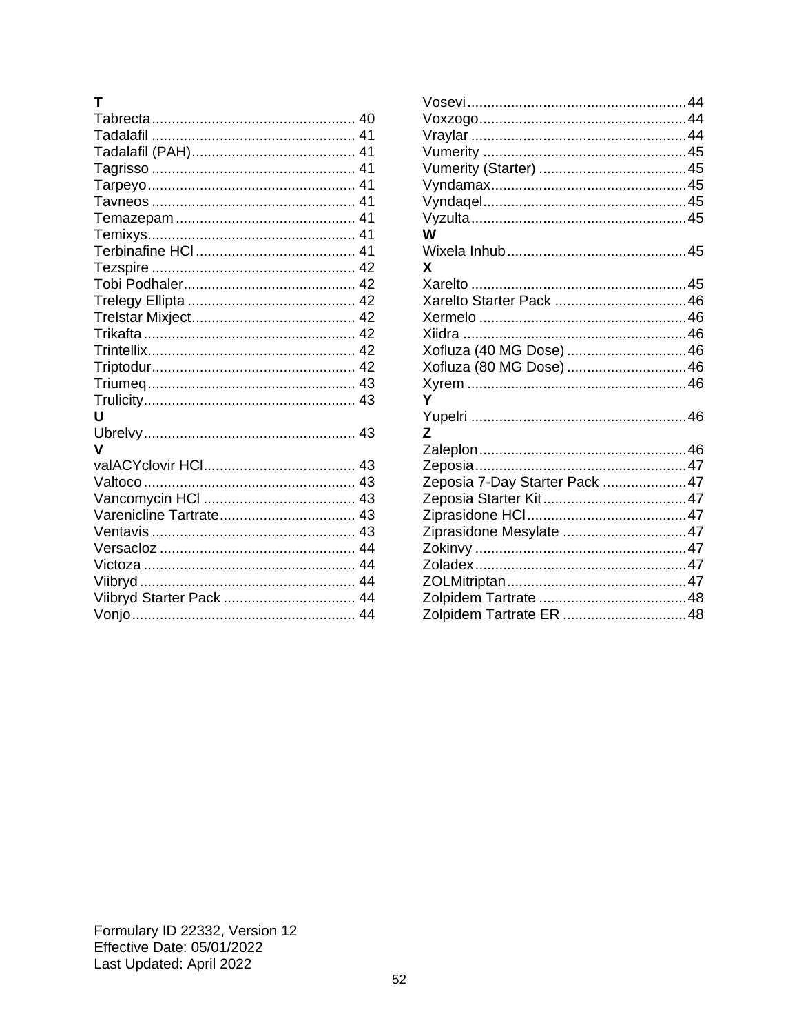**T**

Tabrecta ........ 40
Tadalafil ........ 41
Tadalafil (PAH) ........ 41
Tagrisso ........ 41
Tarpeyo ........ 41
Tavneos ........ 41
Temazepam ........ 41
Temixys ........ 41
Terbinafine HCl ........ 41
Tezspire ........ 42
Tobi Podhaler ........ 42
Trelegy Ellipta ........ 42
Trelstar Mixject ........ 42
Trikafta ........ 42
Trintellix ........ 42
Triptodur ........ 42
Triumeq ........ 43
Trulicity ........ 43

**U**

Ubrelvy ........ 43

**V**

valACYclovir HCl ........ 43
Valtoco ........ 43
Vancomycin HCl ........ 43
Varenicline Tartrate ........ 43
Ventavis ........ 43
Versacloz ........ 44
Victoza ........ 44
Viibryd ........ 44
Viibryd Starter Pack ........ 44
Vonjo ........ 44
Vosevi ........ 44
Voxzogo ........ 44
Vraylar ........ 44
Vumerity ........ 45
Vumerity (Starter) ........ 45
Vyndamax ........ 45
Vyndaqel ........ 45
Vyzulta ........ 45

**W**

Wixela Inhub ........ 45

**X**

Xarelto ........ 45
Xarelto Starter Pack ........ 46
Xermelo ........ 46
Xiidra ........ 46
Xofluza (40 MG Dose) ........ 46
Xofluza (80 MG Dose) ........ 46
Xyrem ........ 46

**Y**

Yupelri ........ 46

**Z**

Zaleplon ........ 46
Zeposia ........ 47
Zeposia 7-Day Starter Pack ........ 47
Zeposia Starter Kit ........ 47
Ziprasidone HCl ........ 47
Ziprasidone Mesylate ........ 47
Zokinvy ........ 47
Zoladex ........ 47
ZOLMitriptan ........ 47
Zolpidem Tartrate ........ 48
Zolpidem Tartrate ER ........ 48

Formulary ID 22332, Version 12
Effective Date: 05/01/2022
Last Updated: April 2022